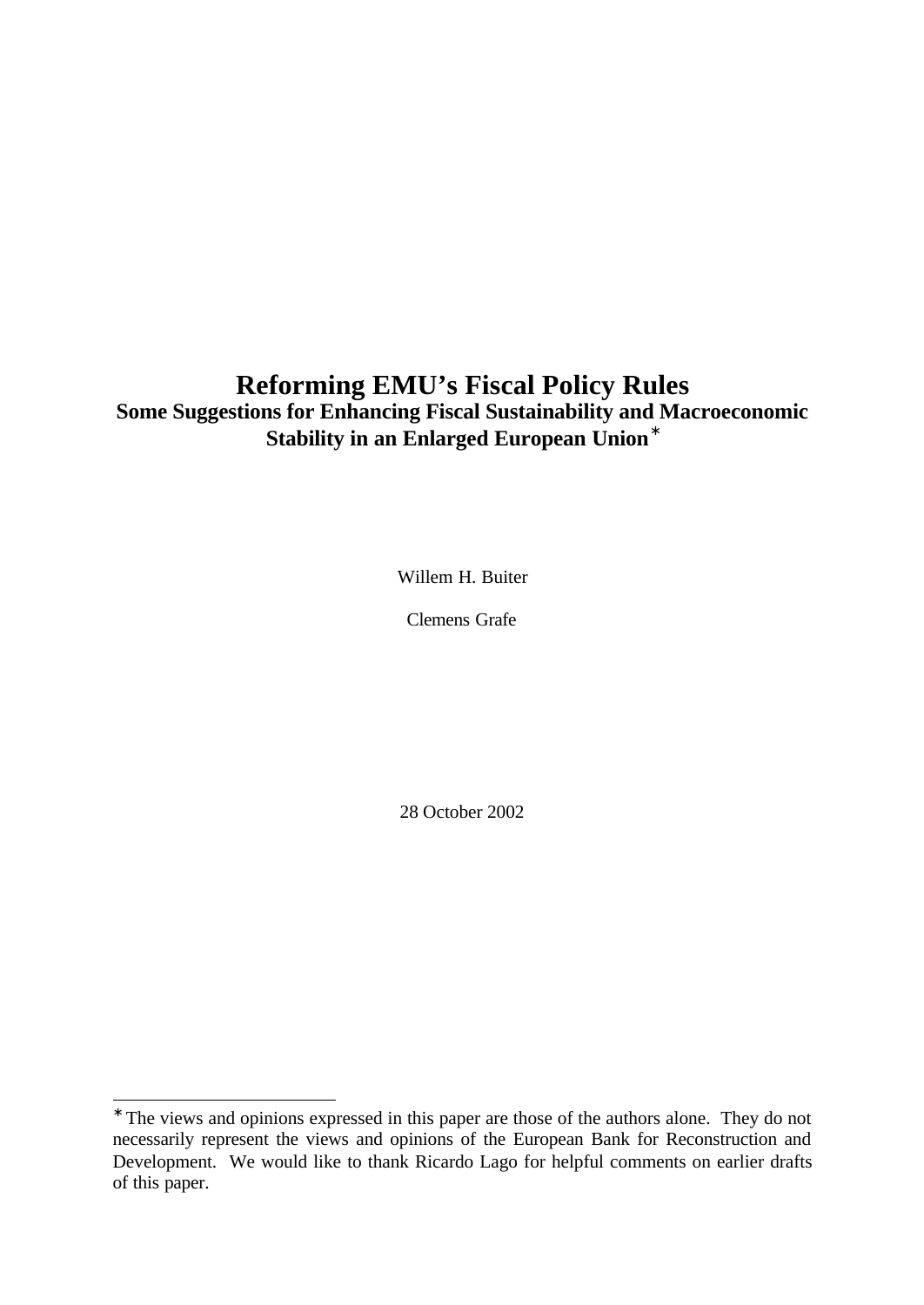# Reforming EMU's Fiscal Policy Rules

**Some Suggestions for Enhancing Fiscal Sustainability and Macroeconomic Stability in an Enlarged European Union**[*]

Willem H. Buiter

Clemens Grafe

28 October 2002

[*] The views and opinions expressed in this paper are those of the authors alone. They do not necessarily represent the views and opinions of the European Bank for Reconstruction and Development. We would like to thank Ricardo Lago for helpful comments on earlier drafts of this paper.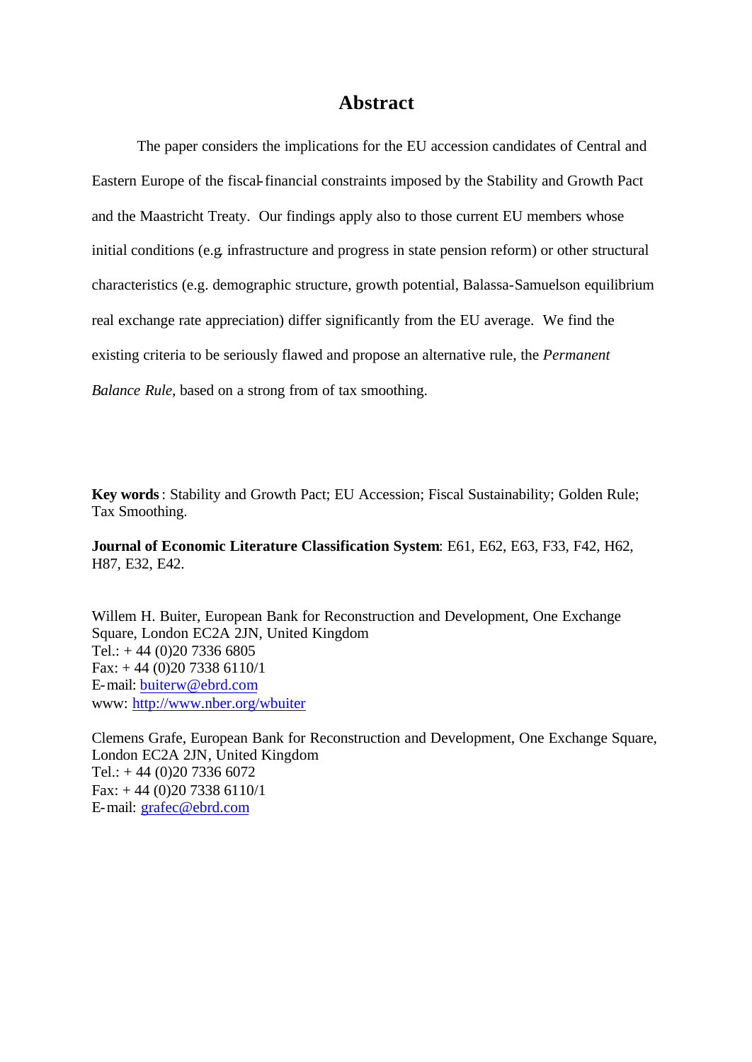# Abstract

The paper considers the implications for the EU accession candidates of Central and Eastern Europe of the fiscal-financial constraints imposed by the Stability and Growth Pact and the Maastricht Treaty. Our findings apply also to those current EU members whose initial conditions (e.g. infrastructure and progress in state pension reform) or other structural characteristics (e.g. demographic structure, growth potential, Balassa-Samuelson equilibrium real exchange rate appreciation) differ significantly from the EU average. We find the existing criteria to be seriously flawed and propose an alternative rule, the *Permanent Balance Rule*, based on a strong from of tax smoothing.

**Key words**: Stability and Growth Pact; EU Accession; Fiscal Sustainability; Golden Rule; Tax Smoothing.

**Journal of Economic Literature Classification System**: E61, E62, E63, F33, F42, H62, H87, E32, E42.

Willem H. Buiter, European Bank for Reconstruction and Development, One Exchange Square, London EC2A 2JN, United Kingdom
Tel.: + 44 (0)20 7336 6805
Fax: + 44 (0)20 7338 6110/1
E-mail: buiterw@ebrd.com
www: http://www.nber.org/wbuiter

Clemens Grafe, European Bank for Reconstruction and Development, One Exchange Square, London EC2A 2JN, United Kingdom
Tel.: + 44 (0)20 7336 6072
Fax: + 44 (0)20 7338 6110/1
E-mail: grafec@ebrd.com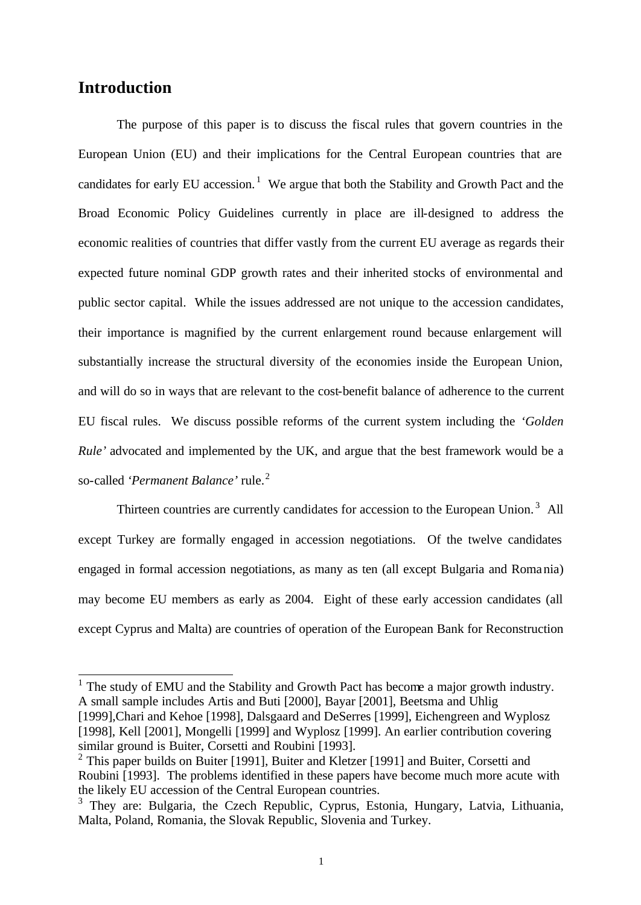## Introduction

The purpose of this paper is to discuss the fiscal rules that govern countries in the European Union (EU) and their implications for the Central European countries that are candidates for early EU accession.[1] We argue that both the Stability and Growth Pact and the Broad Economic Policy Guidelines currently in place are ill-designed to address the economic realities of countries that differ vastly from the current EU average as regards their expected future nominal GDP growth rates and their inherited stocks of environmental and public sector capital. While the issues addressed are not unique to the accession candidates, their importance is magnified by the current enlargement round because enlargement will substantially increase the structural diversity of the economies inside the European Union, and will do so in ways that are relevant to the cost-benefit balance of adherence to the current EU fiscal rules. We discuss possible reforms of the current system including the *'Golden Rule'* advocated and implemented by the UK, and argue that the best framework would be a so-called *'Permanent Balance'* rule.[2]

Thirteen countries are currently candidates for accession to the European Union.[3] All except Turkey are formally engaged in accession negotiations. Of the twelve candidates engaged in formal accession negotiations, as many as ten (all except Bulgaria and Romania) may become EU members as early as 2004. Eight of these early accession candidates (all except Cyprus and Malta) are countries of operation of the European Bank for Reconstruction

---

[1] The study of EMU and the Stability and Growth Pact has become a major growth industry. A small sample includes Artis and Buti [2000], Bayar [2001], Beetsma and Uhlig [1999],Chari and Kehoe [1998], Dalsgaard and DeSerres [1999], Eichengreen and Wyplosz [1998], Kell [2001], Mongelli [1999] and Wyplosz [1999]. An earlier contribution covering similar ground is Buiter, Corsetti and Roubini [1993].

[2] This paper builds on Buiter [1991], Buiter and Kletzer [1991] and Buiter, Corsetti and Roubini [1993]. The problems identified in these papers have become much more acute with the likely EU accession of the Central European countries.

[3] They are: Bulgaria, the Czech Republic, Cyprus, Estonia, Hungary, Latvia, Lithuania, Malta, Poland, Romania, the Slovak Republic, Slovenia and Turkey.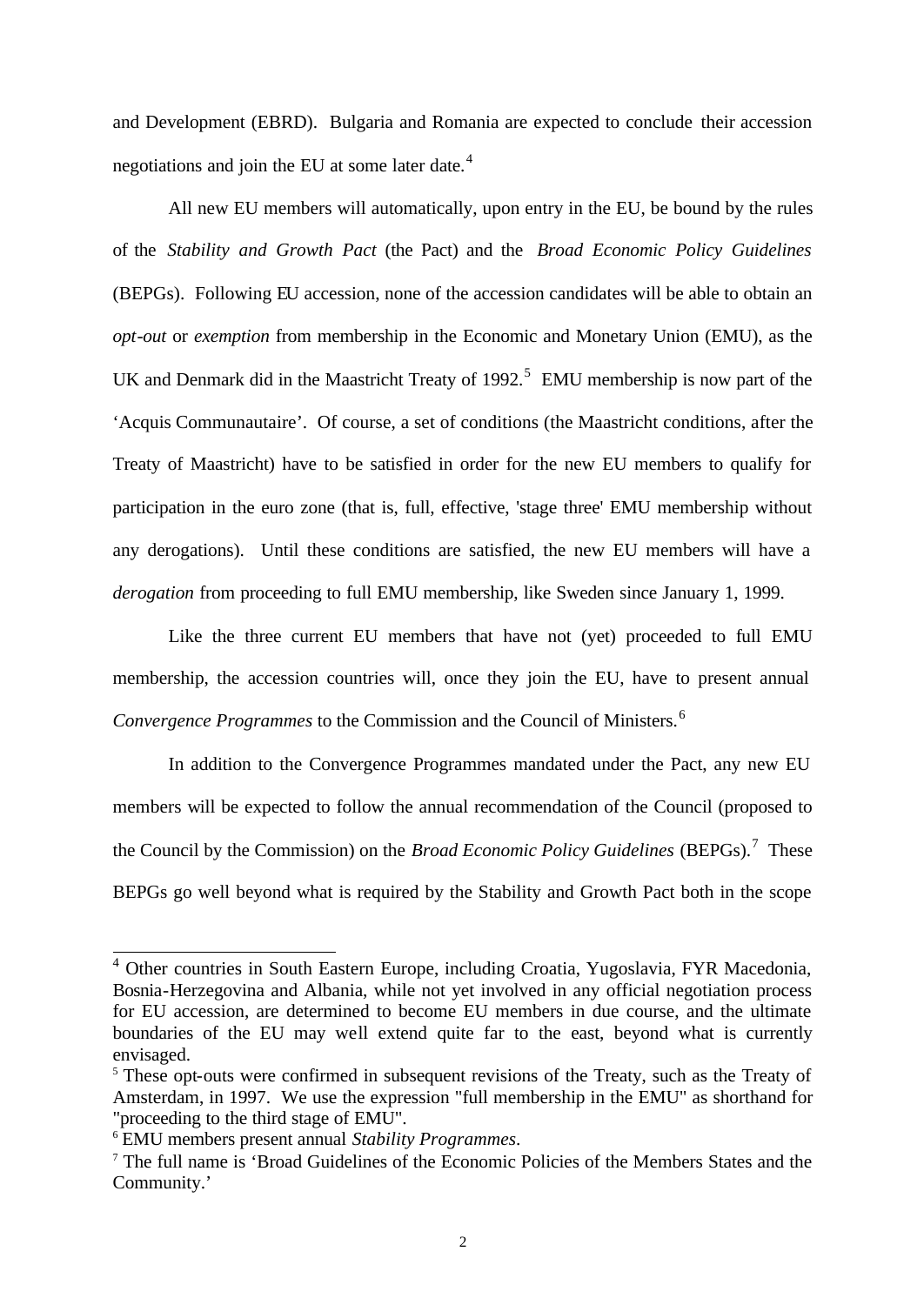and Development (EBRD). Bulgaria and Romania are expected to conclude their accession negotiations and join the EU at some later date.[4]

All new EU members will automatically, upon entry in the EU, be bound by the rules of the *Stability and Growth Pact* (the Pact) and the *Broad Economic Policy Guidelines* (BEPGs). Following EU accession, none of the accession candidates will be able to obtain an *opt-out* or *exemption* from membership in the Economic and Monetary Union (EMU), as the UK and Denmark did in the Maastricht Treaty of 1992.[5] EMU membership is now part of the 'Acquis Communautaire'. Of course, a set of conditions (the Maastricht conditions, after the Treaty of Maastricht) have to be satisfied in order for the new EU members to qualify for participation in the euro zone (that is, full, effective, 'stage three' EMU membership without any derogations). Until these conditions are satisfied, the new EU members will have a *derogation* from proceeding to full EMU membership, like Sweden since January 1, 1999.

Like the three current EU members that have not (yet) proceeded to full EMU membership, the accession countries will, once they join the EU, have to present annual *Convergence Programmes* to the Commission and the Council of Ministers.[6]

In addition to the Convergence Programmes mandated under the Pact, any new EU members will be expected to follow the annual recommendation of the Council (proposed to the Council by the Commission) on the *Broad Economic Policy Guidelines* (BEPGs).[7] These BEPGs go well beyond what is required by the Stability and Growth Pact both in the scope

---

[4] Other countries in South Eastern Europe, including Croatia, Yugoslavia, FYR Macedonia, Bosnia-Herzegovina and Albania, while not yet involved in any official negotiation process for EU accession, are determined to become EU members in due course, and the ultimate boundaries of the EU may well extend quite far to the east, beyond what is currently envisaged.

[5] These opt-outs were confirmed in subsequent revisions of the Treaty, such as the Treaty of Amsterdam, in 1997. We use the expression "full membership in the EMU" as shorthand for "proceeding to the third stage of EMU".

[6] EMU members present annual *Stability Programmes*.

[7] The full name is 'Broad Guidelines of the Economic Policies of the Members States and the Community.'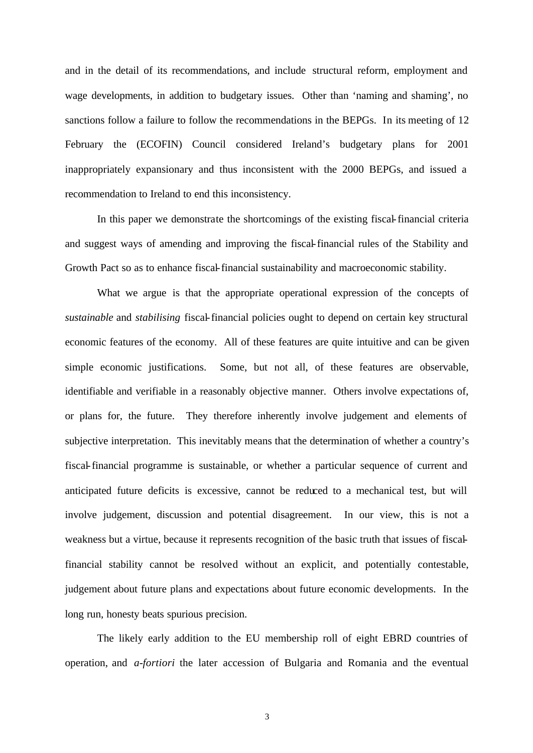and in the detail of its recommendations, and include structural reform, employment and wage developments, in addition to budgetary issues. Other than 'naming and shaming', no sanctions follow a failure to follow the recommendations in the BEPGs. In its meeting of 12 February the (ECOFIN) Council considered Ireland's budgetary plans for 2001 inappropriately expansionary and thus inconsistent with the 2000 BEPGs, and issued a recommendation to Ireland to end this inconsistency.

In this paper we demonstrate the shortcomings of the existing fiscal-financial criteria and suggest ways of amending and improving the fiscal-financial rules of the Stability and Growth Pact so as to enhance fiscal-financial sustainability and macroeconomic stability.

What we argue is that the appropriate operational expression of the concepts of *sustainable* and *stabilising* fiscal-financial policies ought to depend on certain key structural economic features of the economy. All of these features are quite intuitive and can be given simple economic justifications. Some, but not all, of these features are observable, identifiable and verifiable in a reasonably objective manner. Others involve expectations of, or plans for, the future. They therefore inherently involve judgement and elements of subjective interpretation. This inevitably means that the determination of whether a country's fiscal-financial programme is sustainable, or whether a particular sequence of current and anticipated future deficits is excessive, cannot be reduced to a mechanical test, but will involve judgement, discussion and potential disagreement. In our view, this is not a weakness but a virtue, because it represents recognition of the basic truth that issues of fiscal-financial stability cannot be resolved without an explicit, and potentially contestable, judgement about future plans and expectations about future economic developments. In the long run, honesty beats spurious precision.

The likely early addition to the EU membership roll of eight EBRD countries of operation, and *a-fortiori* the later accession of Bulgaria and Romania and the eventual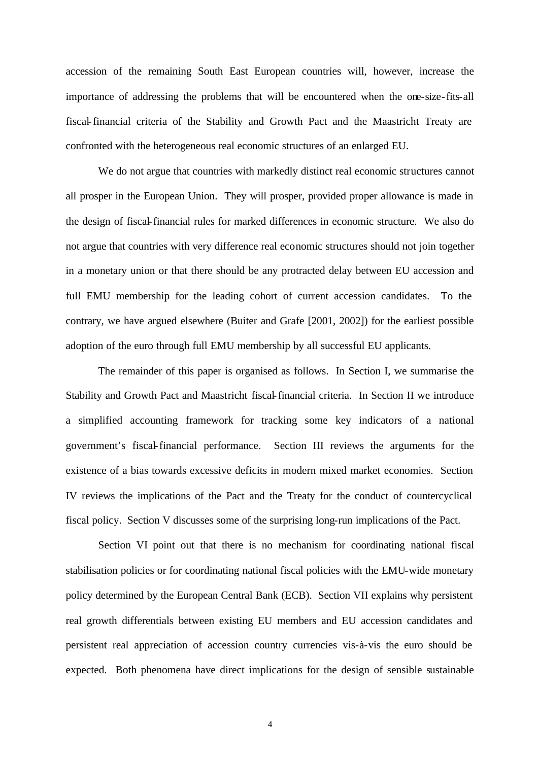accession of the remaining South East European countries will, however, increase the importance of addressing the problems that will be encountered when the one-size-fits-all fiscal-financial criteria of the Stability and Growth Pact and the Maastricht Treaty are confronted with the heterogeneous real economic structures of an enlarged EU.

We do not argue that countries with markedly distinct real economic structures cannot all prosper in the European Union. They will prosper, provided proper allowance is made in the design of fiscal-financial rules for marked differences in economic structure. We also do not argue that countries with very difference real economic structures should not join together in a monetary union or that there should be any protracted delay between EU accession and full EMU membership for the leading cohort of current accession candidates. To the contrary, we have argued elsewhere (Buiter and Grafe [2001, 2002]) for the earliest possible adoption of the euro through full EMU membership by all successful EU applicants.

The remainder of this paper is organised as follows. In Section I, we summarise the Stability and Growth Pact and Maastricht fiscal-financial criteria. In Section II we introduce a simplified accounting framework for tracking some key indicators of a national government's fiscal-financial performance. Section III reviews the arguments for the existence of a bias towards excessive deficits in modern mixed market economies. Section IV reviews the implications of the Pact and the Treaty for the conduct of countercyclical fiscal policy. Section V discusses some of the surprising long-run implications of the Pact.

Section VI point out that there is no mechanism for coordinating national fiscal stabilisation policies or for coordinating national fiscal policies with the EMU-wide monetary policy determined by the European Central Bank (ECB). Section VII explains why persistent real growth differentials between existing EU members and EU accession candidates and persistent real appreciation of accession country currencies vis-à-vis the euro should be expected. Both phenomena have direct implications for the design of sensible sustainable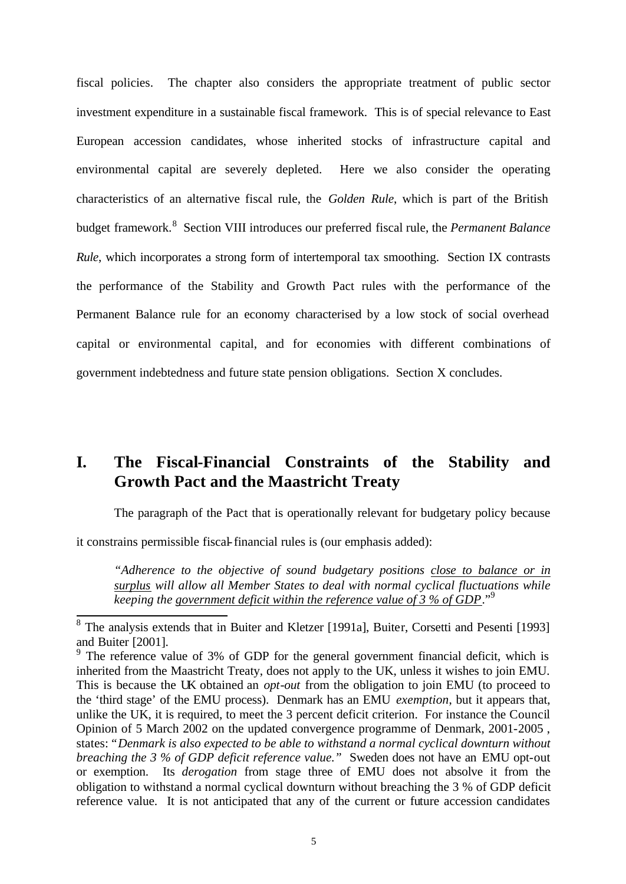fiscal policies. The chapter also considers the appropriate treatment of public sector investment expenditure in a sustainable fiscal framework. This is of special relevance to East European accession candidates, whose inherited stocks of infrastructure capital and environmental capital are severely depleted. Here we also consider the operating characteristics of an alternative fiscal rule, the *Golden Rule*, which is part of the British budget framework.[8] Section VIII introduces our preferred fiscal rule, the *Permanent Balance Rule*, which incorporates a strong form of intertemporal tax smoothing. Section IX contrasts the performance of the Stability and Growth Pact rules with the performance of the Permanent Balance rule for an economy characterised by a low stock of social overhead capital or environmental capital, and for economies with different combinations of government indebtedness and future state pension obligations. Section X concludes.

## I. The Fiscal-Financial Constraints of the Stability and Growth Pact and the Maastricht Treaty

The paragraph of the Pact that is operationally relevant for budgetary policy because it constrains permissible fiscal-financial rules is (our emphasis added):

> *"Adherence to the objective of sound budgetary positions <u>close to balance or in surplus</u> will allow all Member States to deal with normal cyclical fluctuations while keeping the <u>government deficit within the reference value of 3 % of GDP</u>."*[9]

---

[8] The analysis extends that in Buiter and Kletzer [1991a], Buiter, Corsetti and Pesenti [1993] and Buiter [2001].

[9] The reference value of 3% of GDP for the general government financial deficit, which is inherited from the Maastricht Treaty, does not apply to the UK, unless it wishes to join EMU. This is because the UK obtained an *opt-out* from the obligation to join EMU (to proceed to the 'third stage' of the EMU process). Denmark has an EMU *exemption*, but it appears that, unlike the UK, it is required, to meet the 3 percent deficit criterion. For instance the Council Opinion of 5 March 2002 on the updated convergence programme of Denmark, 2001-2005 , states: "*Denmark is also expected to be able to withstand a normal cyclical downturn without breaching the 3 % of GDP deficit reference value.*" Sweden does not have an EMU opt-out or exemption. Its *derogation* from stage three of EMU does not absolve it from the obligation to withstand a normal cyclical downturn without breaching the 3 % of GDP deficit reference value. It is not anticipated that any of the current or future accession candidates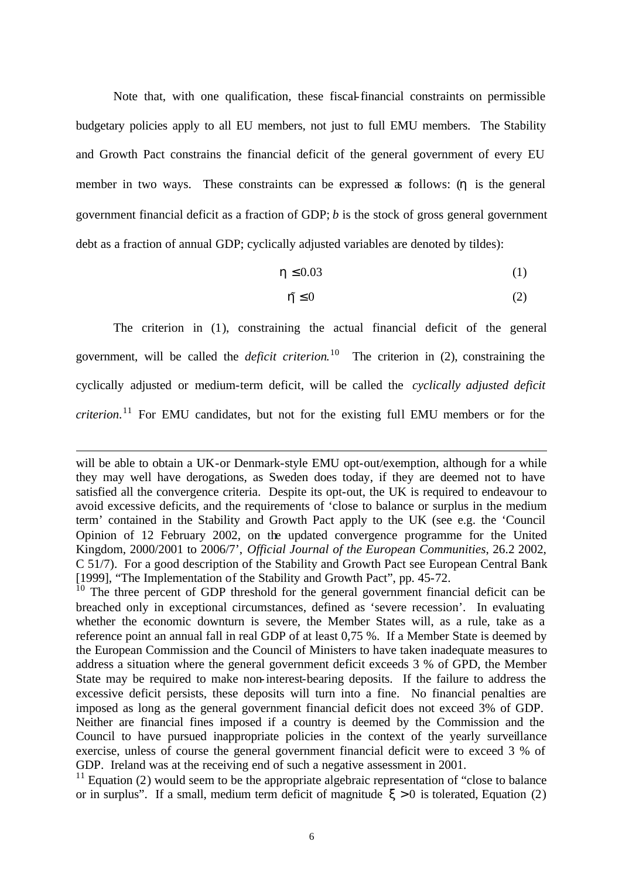Note that, with one qualification, these fiscal-financial constraints on permissible budgetary policies apply to all EU members, not just to full EMU members. The Stability and Growth Pact constrains the financial deficit of the general government of every EU member in two ways. These constraints can be expressed as follows: ($\eta$ is the general government financial deficit as a fraction of GDP; $b$ is the stock of gross general government debt as a fraction of annual GDP; cyclically adjusted variables are denoted by tildes):

$$\eta \leq 0.03 \qquad (1)$$

$$\tilde{\eta} \leq 0 \qquad (2)$$

The criterion in (1), constraining the actual financial deficit of the general government, will be called the *deficit criterion*.[10] The criterion in (2), constraining the cyclically adjusted or medium-term deficit, will be called the *cyclically adjusted deficit criterion*.[11] For EMU candidates, but not for the existing full EMU members or for the

---

will be able to obtain a UK-or Denmark-style EMU opt-out/exemption, although for a while they may well have derogations, as Sweden does today, if they are deemed not to have satisfied all the convergence criteria. Despite its opt-out, the UK is required to endeavour to avoid excessive deficits, and the requirements of 'close to balance or surplus in the medium term' contained in the Stability and Growth Pact apply to the UK (see e.g. the 'Council Opinion of 12 February 2002, on the updated convergence programme for the United Kingdom, 2000/2001 to 2006/7', *Official Journal of the European Communities*, 26.2 2002, C 51/7). For a good description of the Stability and Growth Pact see European Central Bank [1999], "The Implementation of the Stability and Growth Pact", pp. 45-72.

[10] The three percent of GDP threshold for the general government financial deficit can be breached only in exceptional circumstances, defined as 'severe recession'. In evaluating whether the economic downturn is severe, the Member States will, as a rule, take as a reference point an annual fall in real GDP of at least 0,75 %. If a Member State is deemed by the European Commission and the Council of Ministers to have taken inadequate measures to address a situation where the general government deficit exceeds 3 % of GPD, the Member State may be required to make non-interest-bearing deposits. If the failure to address the excessive deficit persists, these deposits will turn into a fine. No financial penalties are imposed as long as the general government financial deficit does not exceed 3% of GDP. Neither are financial fines imposed if a country is deemed by the Commission and the Council to have pursued inappropriate policies in the context of the yearly surveillance exercise, unless of course the general government financial deficit were to exceed 3 % of GDP. Ireland was at the receiving end of such a negative assessment in 2001.

[11] Equation (2) would seem to be the appropriate algebraic representation of "close to balance or in surplus". If a small, medium term deficit of magnitude $\xi > 0$ is tolerated, Equation (2)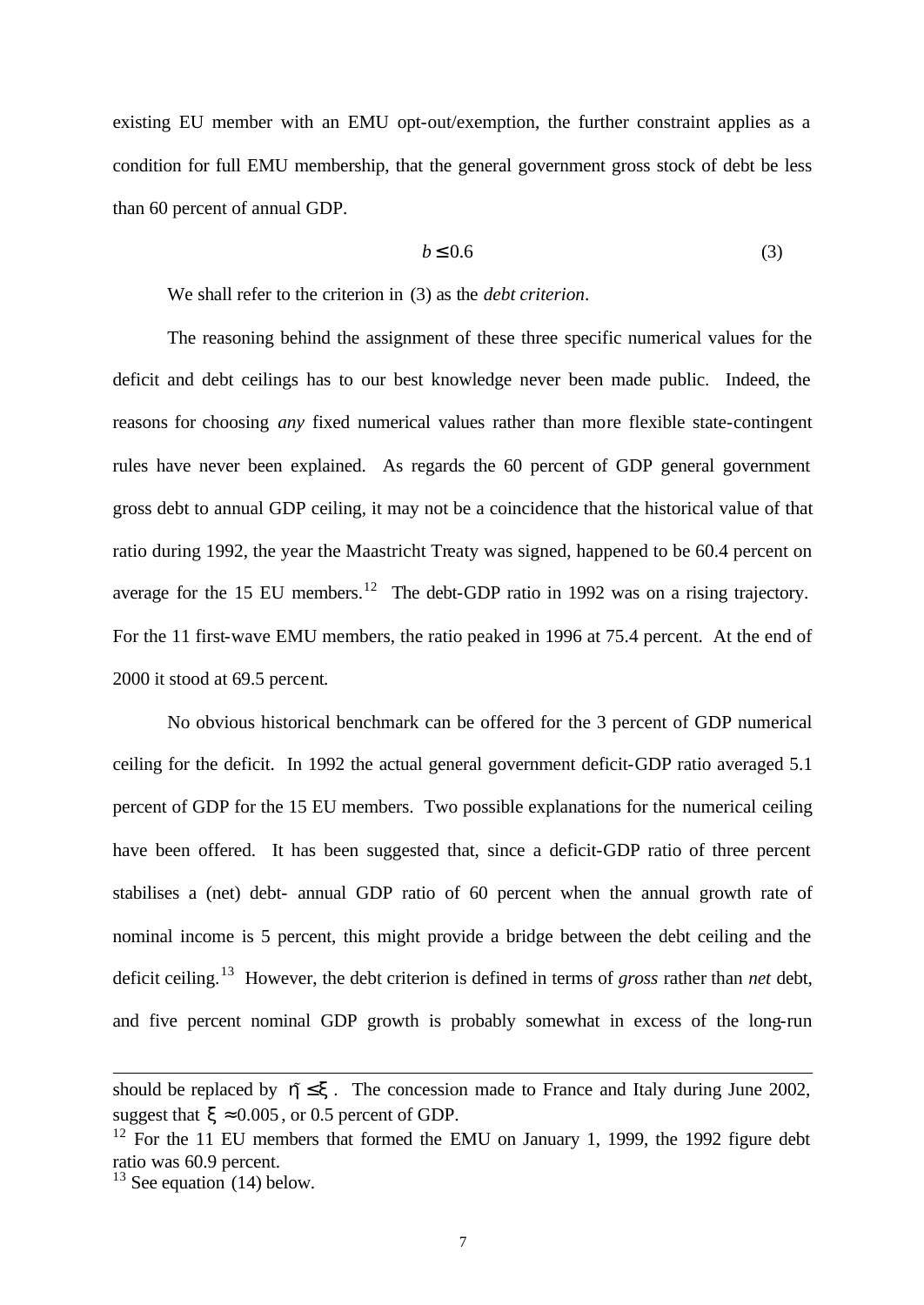existing EU member with an EMU opt-out/exemption, the further constraint applies as a condition for full EMU membership, that the general government gross stock of debt be less than 60 percent of annual GDP.

$$b \leq 0.6 \tag{3}$$

We shall refer to the criterion in (3) as the *debt criterion*.

The reasoning behind the assignment of these three specific numerical values for the deficit and debt ceilings has to our best knowledge never been made public. Indeed, the reasons for choosing *any* fixed numerical values rather than more flexible state-contingent rules have never been explained. As regards the 60 percent of GDP general government gross debt to annual GDP ceiling, it may not be a coincidence that the historical value of that ratio during 1992, the year the Maastricht Treaty was signed, happened to be 60.4 percent on average for the 15 EU members.[12] The debt-GDP ratio in 1992 was on a rising trajectory. For the 11 first-wave EMU members, the ratio peaked in 1996 at 75.4 percent. At the end of 2000 it stood at 69.5 percent.

No obvious historical benchmark can be offered for the 3 percent of GDP numerical ceiling for the deficit. In 1992 the actual general government deficit-GDP ratio averaged 5.1 percent of GDP for the 15 EU members. Two possible explanations for the numerical ceiling have been offered. It has been suggested that, since a deficit-GDP ratio of three percent stabilises a (net) debt- annual GDP ratio of 60 percent when the annual growth rate of nominal income is 5 percent, this might provide a bridge between the debt ceiling and the deficit ceiling.[13] However, the debt criterion is defined in terms of *gross* rather than *net* debt, and five percent nominal GDP growth is probably somewhat in excess of the long-run

---

should be replaced by $\tilde{\eta} \leq \xi$. The concession made to France and Italy during June 2002, suggest that $\xi \approx 0.005$, or 0.5 percent of GDP.

[12] For the 11 EU members that formed the EMU on January 1, 1999, the 1992 figure debt ratio was 60.9 percent.

[13] See equation (14) below.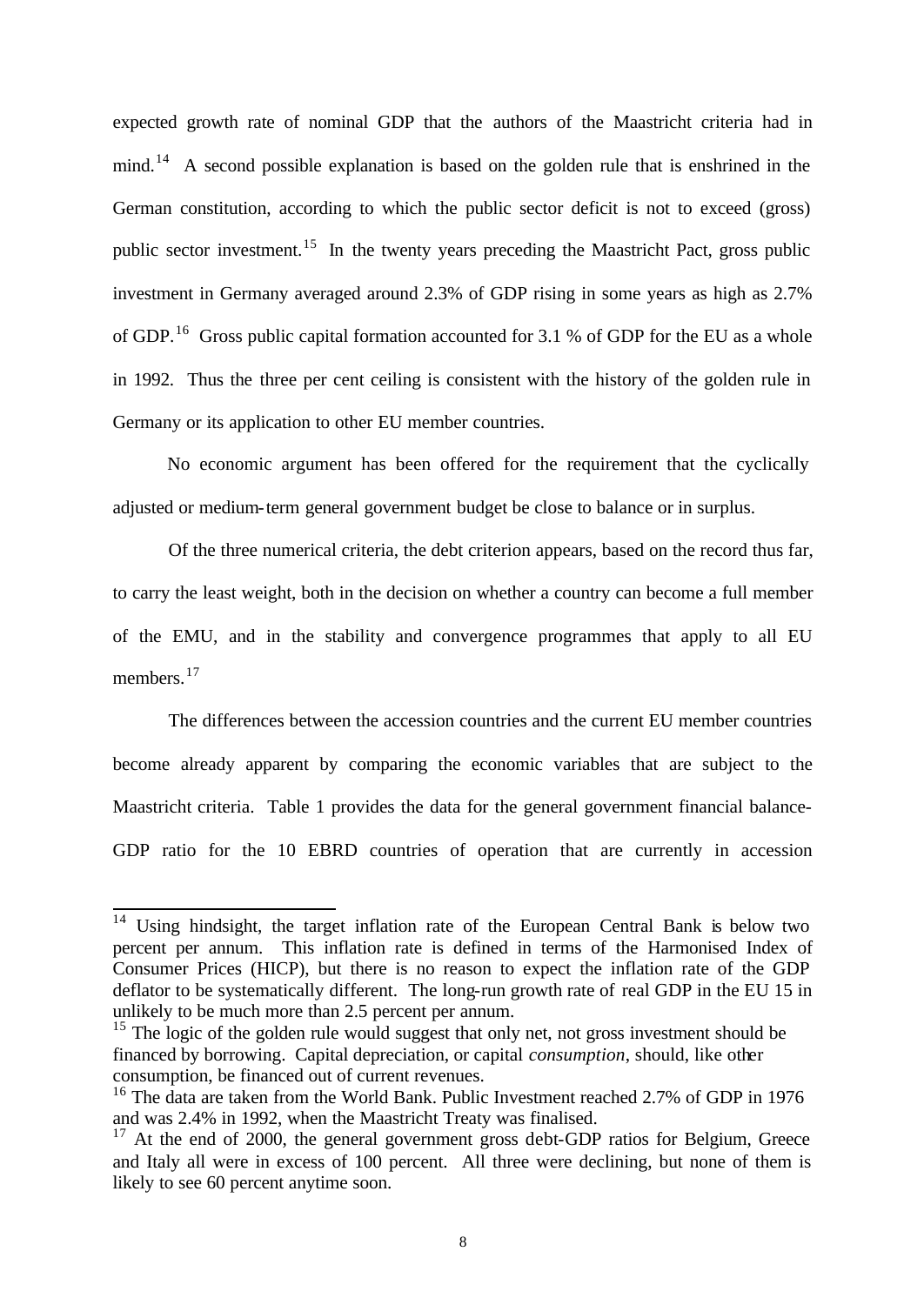expected growth rate of nominal GDP that the authors of the Maastricht criteria had in mind.[14] A second possible explanation is based on the golden rule that is enshrined in the German constitution, according to which the public sector deficit is not to exceed (gross) public sector investment.[15] In the twenty years preceding the Maastricht Pact, gross public investment in Germany averaged around 2.3% of GDP rising in some years as high as 2.7% of GDP.[16] Gross public capital formation accounted for 3.1 % of GDP for the EU as a whole in 1992. Thus the three per cent ceiling is consistent with the history of the golden rule in Germany or its application to other EU member countries.

No economic argument has been offered for the requirement that the cyclically adjusted or medium-term general government budget be close to balance or in surplus.

Of the three numerical criteria, the debt criterion appears, based on the record thus far, to carry the least weight, both in the decision on whether a country can become a full member of the EMU, and in the stability and convergence programmes that apply to all EU members.[17]

The differences between the accession countries and the current EU member countries become already apparent by comparing the economic variables that are subject to the Maastricht criteria. Table 1 provides the data for the general government financial balance-GDP ratio for the 10 EBRD countries of operation that are currently in accession

---

[14] Using hindsight, the target inflation rate of the European Central Bank is below two percent per annum. This inflation rate is defined in terms of the Harmonised Index of Consumer Prices (HICP), but there is no reason to expect the inflation rate of the GDP deflator to be systematically different. The long-run growth rate of real GDP in the EU 15 in unlikely to be much more than 2.5 percent per annum.

[15] The logic of the golden rule would suggest that only net, not gross investment should be financed by borrowing. Capital depreciation, or capital *consumption*, should, like other consumption, be financed out of current revenues.

[16] The data are taken from the World Bank. Public Investment reached 2.7% of GDP in 1976 and was 2.4% in 1992, when the Maastricht Treaty was finalised.

[17] At the end of 2000, the general government gross debt-GDP ratios for Belgium, Greece and Italy all were in excess of 100 percent. All three were declining, but none of them is likely to see 60 percent anytime soon.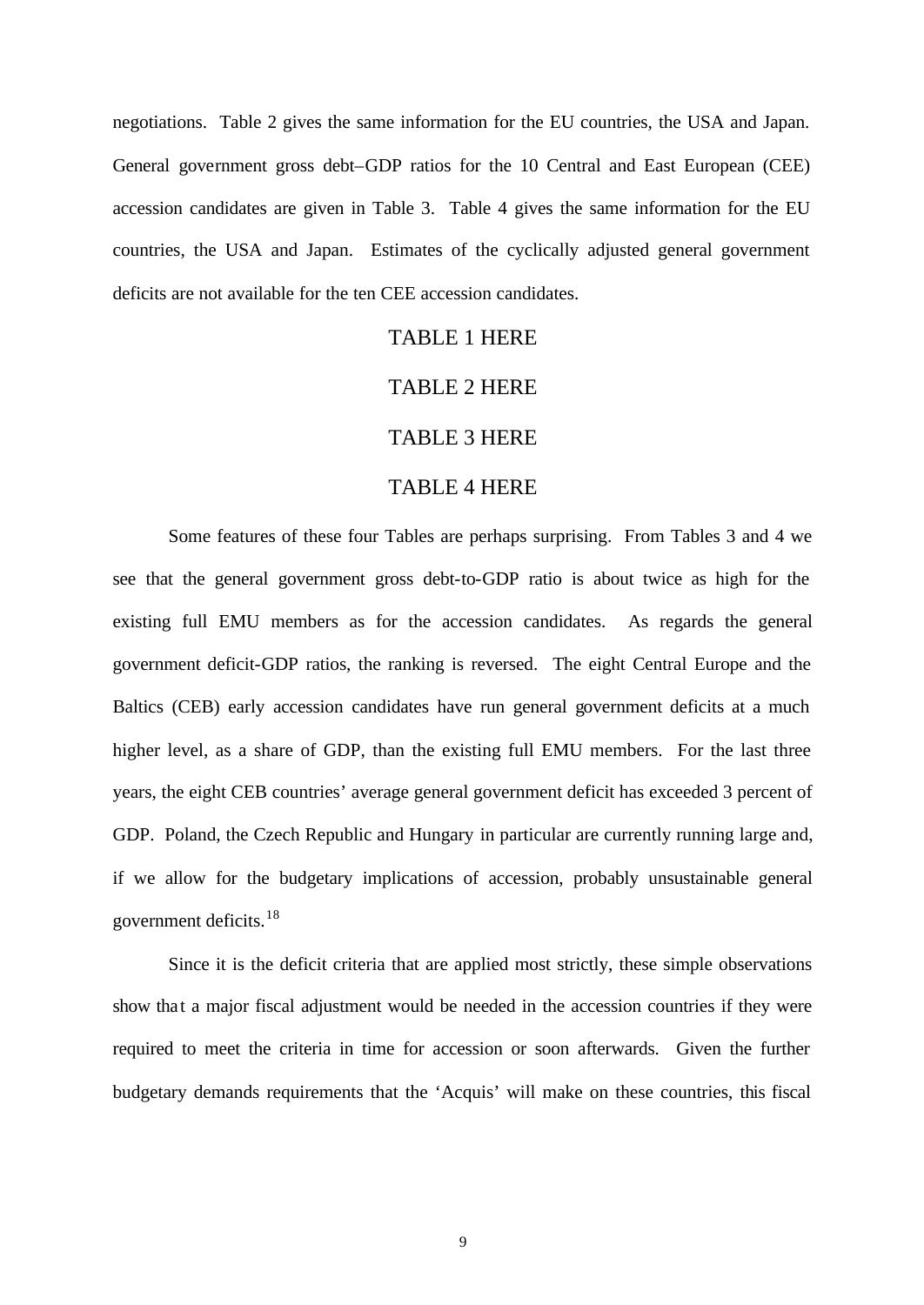negotiations. Table 2 gives the same information for the EU countries, the USA and Japan. General government gross debt–GDP ratios for the 10 Central and East European (CEE) accession candidates are given in Table 3. Table 4 gives the same information for the EU countries, the USA and Japan. Estimates of the cyclically adjusted general government deficits are not available for the ten CEE accession candidates.

TABLE 1 HERE

TABLE 2 HERE

TABLE 3 HERE

TABLE 4 HERE

Some features of these four Tables are perhaps surprising. From Tables 3 and 4 we see that the general government gross debt-to-GDP ratio is about twice as high for the existing full EMU members as for the accession candidates. As regards the general government deficit-GDP ratios, the ranking is reversed. The eight Central Europe and the Baltics (CEB) early accession candidates have run general government deficits at a much higher level, as a share of GDP, than the existing full EMU members. For the last three years, the eight CEB countries' average general government deficit has exceeded 3 percent of GDP. Poland, the Czech Republic and Hungary in particular are currently running large and, if we allow for the budgetary implications of accession, probably unsustainable general government deficits.[18]

Since it is the deficit criteria that are applied most strictly, these simple observations show that a major fiscal adjustment would be needed in the accession countries if they were required to meet the criteria in time for accession or soon afterwards. Given the further budgetary demands requirements that the 'Acquis' will make on these countries, this fiscal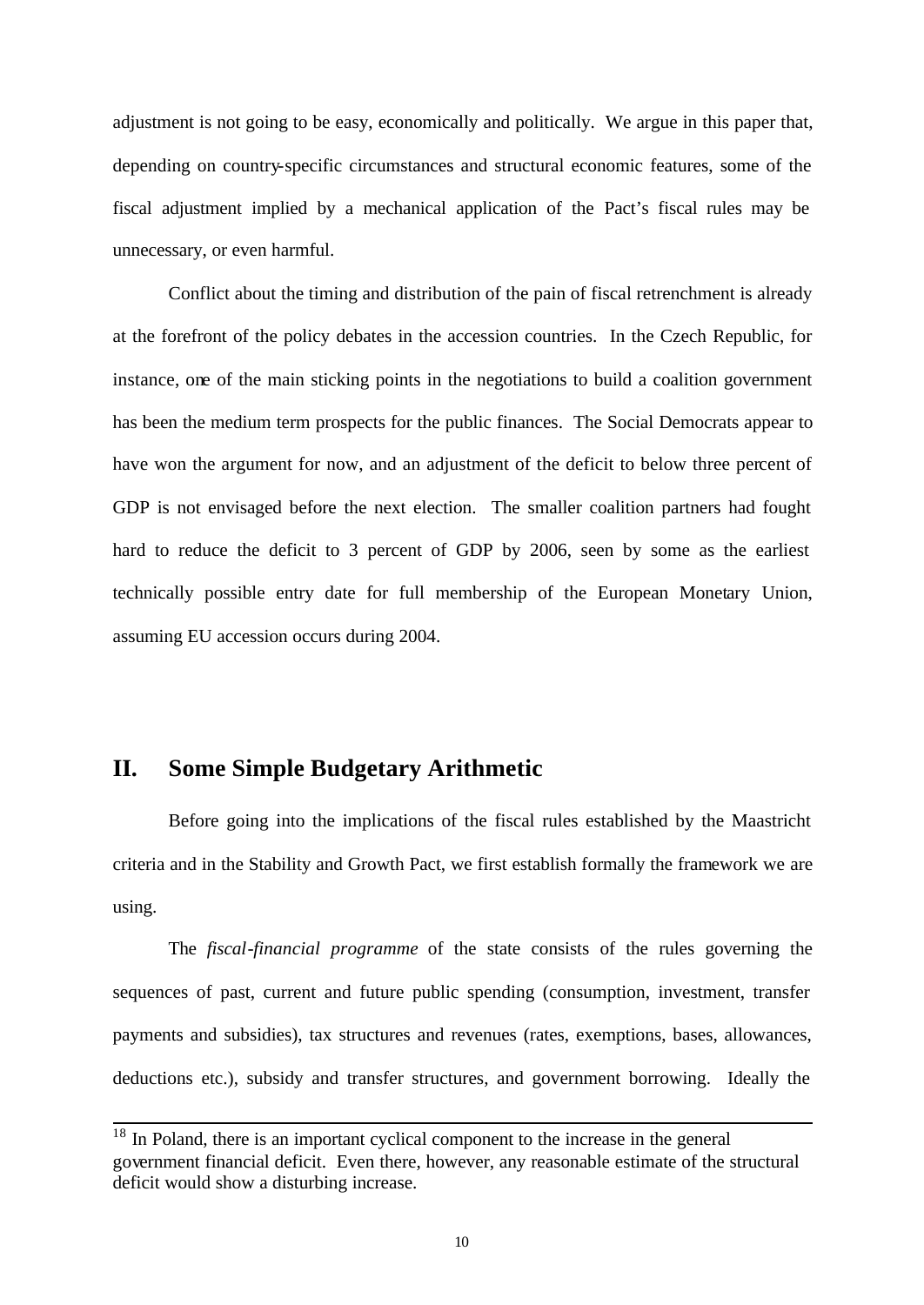adjustment is not going to be easy, economically and politically. We argue in this paper that, depending on country-specific circumstances and structural economic features, some of the fiscal adjustment implied by a mechanical application of the Pact's fiscal rules may be unnecessary, or even harmful.

Conflict about the timing and distribution of the pain of fiscal retrenchment is already at the forefront of the policy debates in the accession countries. In the Czech Republic, for instance, one of the main sticking points in the negotiations to build a coalition government has been the medium term prospects for the public finances. The Social Democrats appear to have won the argument for now, and an adjustment of the deficit to below three percent of GDP is not envisaged before the next election. The smaller coalition partners had fought hard to reduce the deficit to 3 percent of GDP by 2006, seen by some as the earliest technically possible entry date for full membership of the European Monetary Union, assuming EU accession occurs during 2004.

## II. Some Simple Budgetary Arithmetic

Before going into the implications of the fiscal rules established by the Maastricht criteria and in the Stability and Growth Pact, we first establish formally the framework we are using.

The *fiscal-financial programme* of the state consists of the rules governing the sequences of past, current and future public spending (consumption, investment, transfer payments and subsidies), tax structures and revenues (rates, exemptions, bases, allowances, deductions etc.), subsidy and transfer structures, and government borrowing. Ideally the

---

[18] In Poland, there is an important cyclical component to the increase in the general government financial deficit. Even there, however, any reasonable estimate of the structural deficit would show a disturbing increase.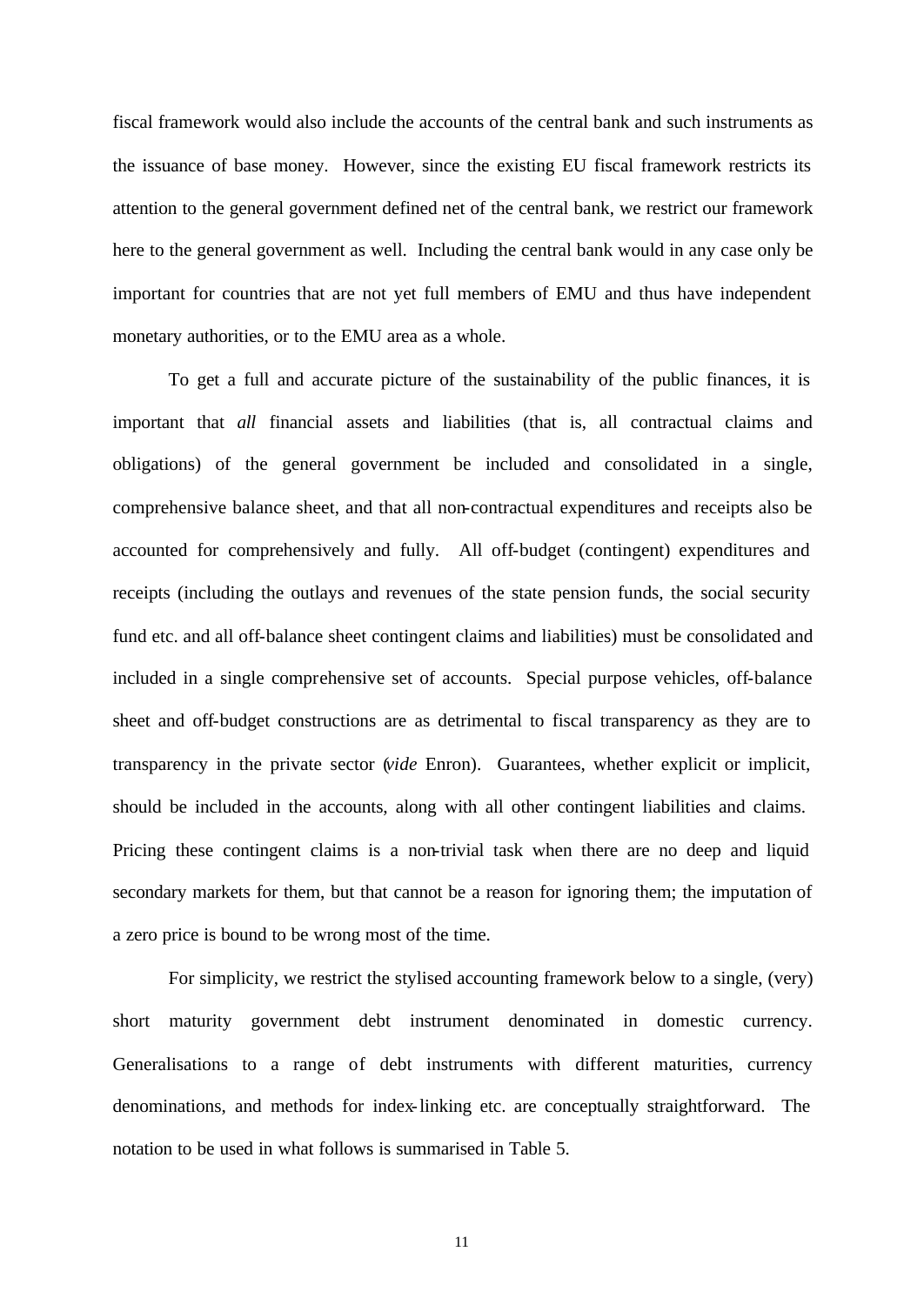fiscal framework would also include the accounts of the central bank and such instruments as the issuance of base money. However, since the existing EU fiscal framework restricts its attention to the general government defined net of the central bank, we restrict our framework here to the general government as well. Including the central bank would in any case only be important for countries that are not yet full members of EMU and thus have independent monetary authorities, or to the EMU area as a whole.

To get a full and accurate picture of the sustainability of the public finances, it is important that *all* financial assets and liabilities (that is, all contractual claims and obligations) of the general government be included and consolidated in a single, comprehensive balance sheet, and that all non-contractual expenditures and receipts also be accounted for comprehensively and fully. All off-budget (contingent) expenditures and receipts (including the outlays and revenues of the state pension funds, the social security fund etc. and all off-balance sheet contingent claims and liabilities) must be consolidated and included in a single comprehensive set of accounts. Special purpose vehicles, off-balance sheet and off-budget constructions are as detrimental to fiscal transparency as they are to transparency in the private sector (*vide* Enron). Guarantees, whether explicit or implicit, should be included in the accounts, along with all other contingent liabilities and claims. Pricing these contingent claims is a non-trivial task when there are no deep and liquid secondary markets for them, but that cannot be a reason for ignoring them; the imputation of a zero price is bound to be wrong most of the time.

For simplicity, we restrict the stylised accounting framework below to a single, (very) short maturity government debt instrument denominated in domestic currency. Generalisations to a range of debt instruments with different maturities, currency denominations, and methods for index-linking etc. are conceptually straightforward. The notation to be used in what follows is summarised in Table 5.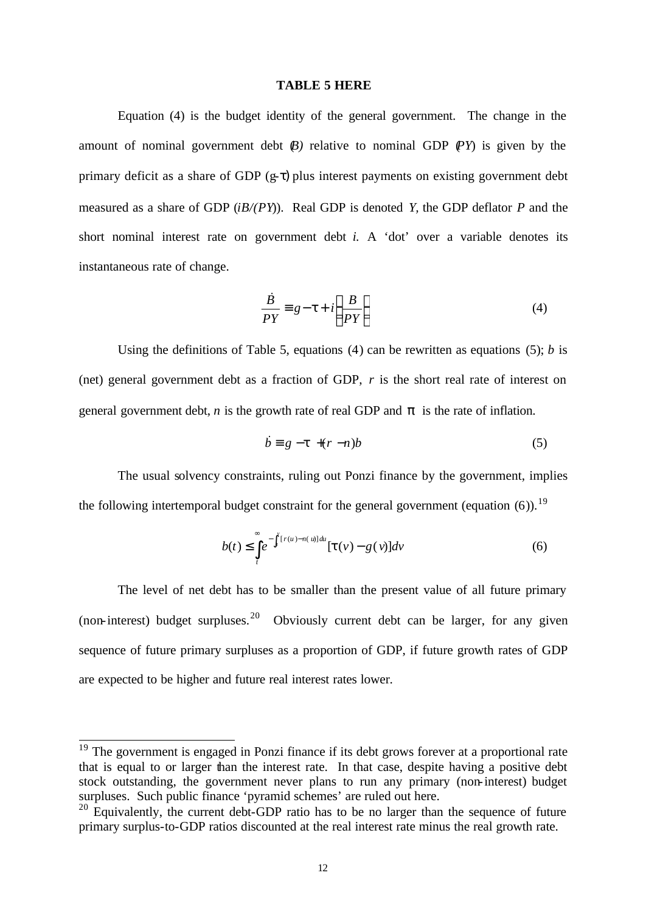**TABLE 5 HERE**

Equation (4) is the budget identity of the general government. The change in the amount of nominal government debt ($B$) relative to nominal GDP ($PY$) is given by the primary deficit as a share of GDP ($g-\tau$) plus interest payments on existing government debt measured as a share of GDP ($iB/(PY)$). Real GDP is denoted $Y$, the GDP deflator $P$ and the short nominal interest rate on government debt $i$. A 'dot' over a variable denotes its instantaneous rate of change.

$$\frac{\dot{B}}{PY} \equiv g - \tau + i\left(\frac{B}{PY}\right) \tag{4}$$

Using the definitions of Table 5, equations (4) can be rewritten as equations (5); $b$ is (net) general government debt as a fraction of GDP, $r$ is the short real rate of interest on general government debt, $n$ is the growth rate of real GDP and $\pi$ is the rate of inflation.

$$\dot{b} \equiv g - \tau + (r - n)b \tag{5}$$

The usual solvency constraints, ruling out Ponzi finance by the government, implies the following intertemporal budget constraint for the general government (equation (6)).[19]

$$b(t) \le \int_t^{\infty} e^{-\int_t^v [r(u)-n(u)]du} [\tau(v) - g(v)]dv \tag{6}$$

The level of net debt has to be smaller than the present value of all future primary (non-interest) budget surpluses.[20] Obviously current debt can be larger, for any given sequence of future primary surpluses as a proportion of GDP, if future growth rates of GDP are expected to be higher and future real interest rates lower.

---

[19] The government is engaged in Ponzi finance if its debt grows forever at a proportional rate that is equal to or larger than the interest rate. In that case, despite having a positive debt stock outstanding, the government never plans to run any primary (non-interest) budget surpluses. Such public finance 'pyramid schemes' are ruled out here.

[20] Equivalently, the current debt-GDP ratio has to be no larger than the sequence of future primary surplus-to-GDP ratios discounted at the real interest rate minus the real growth rate.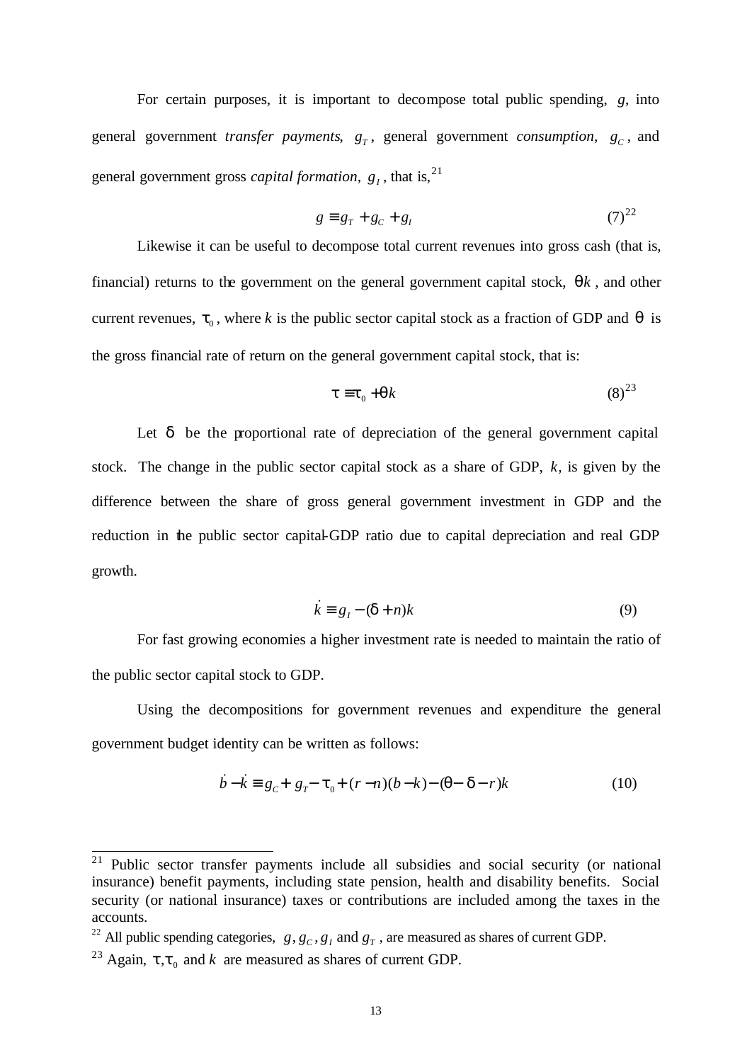For certain purposes, it is important to decompose total public spending, $g$, into general government *transfer payments*, $g_T$, general government *consumption*, $g_C$, and general government gross *capital formation*, $g_I$, that is,[21]

$$g \equiv g_T + g_C + g_I \tag{7}$$[22]

Likewise it can be useful to decompose total current revenues into gross cash (that is, financial) returns to the government on the general government capital stock, $\theta k$, and other current revenues, $\tau_0$, where $k$ is the public sector capital stock as a fraction of GDP and $\theta$ is the gross financial rate of return on the general government capital stock, that is:

$$\tau \equiv \tau_0 + \theta k \tag{8}$$[23]

Let $\delta$ be the proportional rate of depreciation of the general government capital stock. The change in the public sector capital stock as a share of GDP, $k$, is given by the difference between the share of gross general government investment in GDP and the reduction in the public sector capital-GDP ratio due to capital depreciation and real GDP growth.

$$\dot{k} \equiv g_I - (\delta + n)k \tag{9}$$

For fast growing economies a higher investment rate is needed to maintain the ratio of the public sector capital stock to GDP.

Using the decompositions for government revenues and expenditure the general government budget identity can be written as follows:

$$\dot{b} - \dot{k} \equiv g_C + g_T - \tau_0 + (r - n)(b - k) - (\theta - \delta - r)k \tag{10}$$

---

[21] Public sector transfer payments include all subsidies and social security (or national insurance) benefit payments, including state pension, health and disability benefits. Social security (or national insurance) taxes or contributions are included among the taxes in the accounts.

[22] All public spending categories, $g, g_C, g_I$ and $g_T$, are measured as shares of current GDP.

[23] Again, $\tau, \tau_0$ and $k$ are measured as shares of current GDP.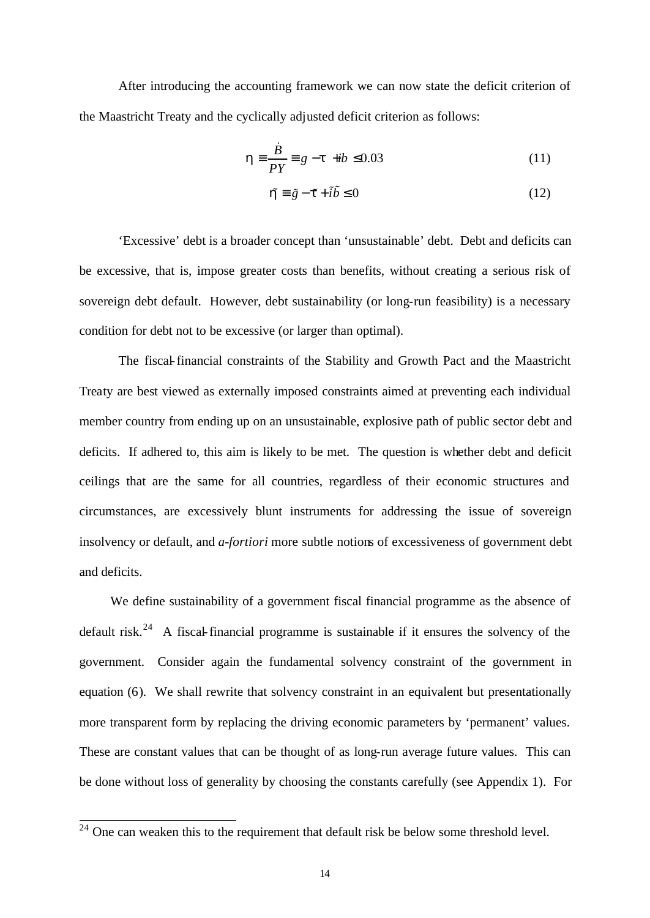After introducing the accounting framework we can now state the deficit criterion of the Maastricht Treaty and the cyclically adjusted deficit criterion as follows:

$$\eta \equiv \frac{\dot{B}}{PY} \equiv g - \tau + ib \leq 0.03 \tag{11}$$

$$\tilde{\eta} \equiv \tilde{g} - \tilde{\tau} + \tilde{i}\tilde{b} \leq 0 \tag{12}$$

'Excessive' debt is a broader concept than 'unsustainable' debt. Debt and deficits can be excessive, that is, impose greater costs than benefits, without creating a serious risk of sovereign debt default. However, debt sustainability (or long-run feasibility) is a necessary condition for debt not to be excessive (or larger than optimal).

The fiscal-financial constraints of the Stability and Growth Pact and the Maastricht Treaty are best viewed as externally imposed constraints aimed at preventing each individual member country from ending up on an unsustainable, explosive path of public sector debt and deficits. If adhered to, this aim is likely to be met. The question is whether debt and deficit ceilings that are the same for all countries, regardless of their economic structures and circumstances, are excessively blunt instruments for addressing the issue of sovereign insolvency or default, and *a-fortiori* more subtle notions of excessiveness of government debt and deficits.

We define sustainability of a government fiscal financial programme as the absence of default risk.[24] A fiscal-financial programme is sustainable if it ensures the solvency of the government. Consider again the fundamental solvency constraint of the government in equation (6). We shall rewrite that solvency constraint in an equivalent but presentationally more transparent form by replacing the driving economic parameters by 'permanent' values. These are constant values that can be thought of as long-run average future values. This can be done without loss of generality by choosing the constants carefully (see Appendix 1). For

[24] One can weaken this to the requirement that default risk be below some threshold level.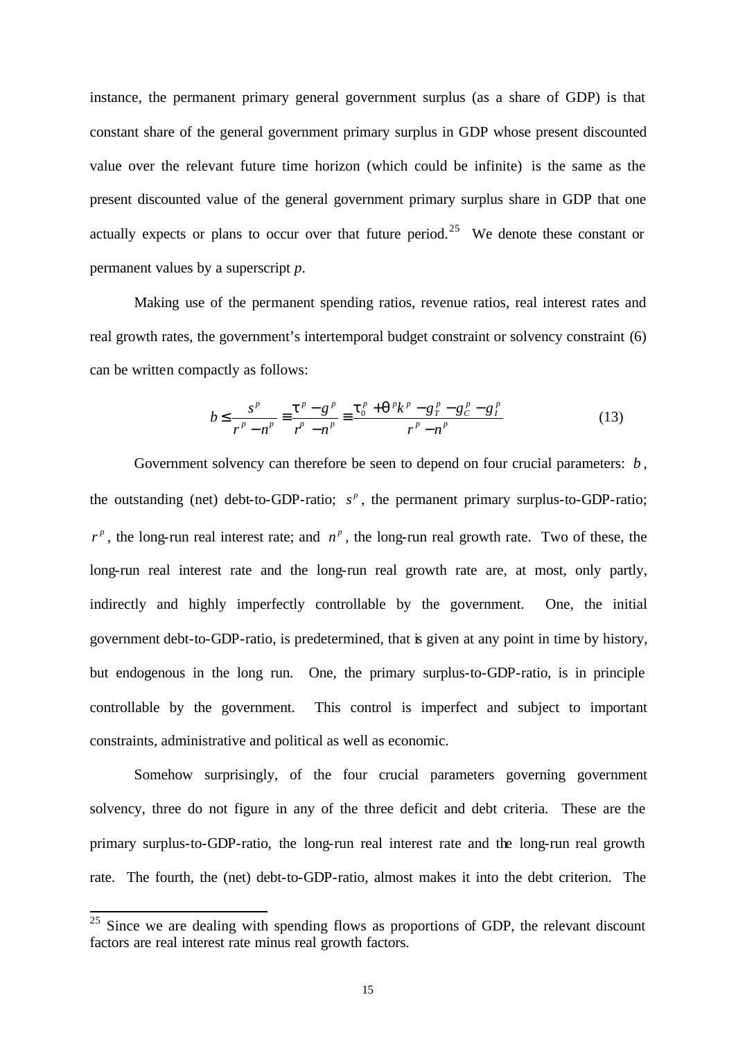instance, the permanent primary general government surplus (as a share of GDP) is that constant share of the general government primary surplus in GDP whose present discounted value over the relevant future time horizon (which could be infinite) is the same as the present discounted value of the general government primary surplus share in GDP that one actually expects or plans to occur over that future period.[25] We denote these constant or permanent values by a superscript *p*.

Making use of the permanent spending ratios, revenue ratios, real interest rates and real growth rates, the government's intertemporal budget constraint or solvency constraint (6) can be written compactly as follows:

$$b \leq \frac{s^p}{r^p - n^p} \equiv \frac{\tau^p - g^p}{r^p - n^p} \equiv \frac{\tau_0^p + \theta^p k^p - g_T^p - g_C^p - g_I^p}{r^p - n^p} \tag{13}$$

Government solvency can therefore be seen to depend on four crucial parameters: $b$, the outstanding (net) debt-to-GDP-ratio; $s^p$, the permanent primary surplus-to-GDP-ratio; $r^p$, the long-run real interest rate; and $n^p$, the long-run real growth rate. Two of these, the long-run real interest rate and the long-run real growth rate are, at most, only partly, indirectly and highly imperfectly controllable by the government. One, the initial government debt-to-GDP-ratio, is predetermined, that is given at any point in time by history, but endogenous in the long run. One, the primary surplus-to-GDP-ratio, is in principle controllable by the government. This control is imperfect and subject to important constraints, administrative and political as well as economic.

Somehow surprisingly, of the four crucial parameters governing government solvency, three do not figure in any of the three deficit and debt criteria. These are the primary surplus-to-GDP-ratio, the long-run real interest rate and the long-run real growth rate. The fourth, the (net) debt-to-GDP-ratio, almost makes it into the debt criterion. The

[25] Since we are dealing with spending flows as proportions of GDP, the relevant discount factors are real interest rate minus real growth factors.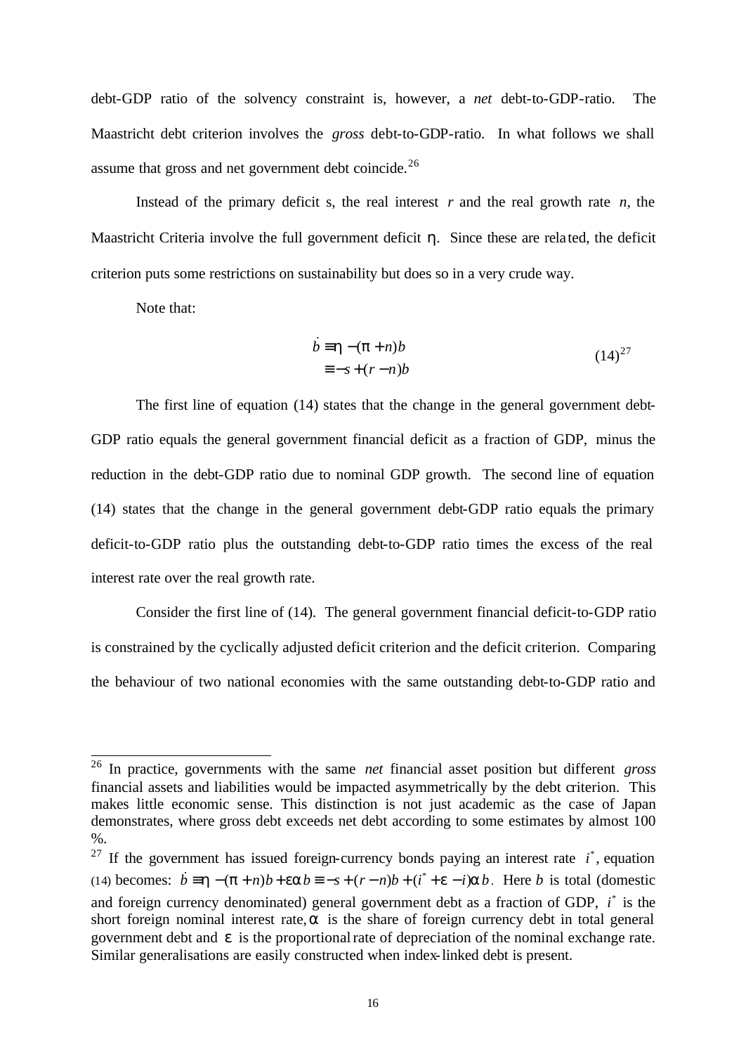debt-GDP ratio of the solvency constraint is, however, a *net* debt-to-GDP-ratio. The Maastricht debt criterion involves the *gross* debt-to-GDP-ratio. In what follows we shall assume that gross and net government debt coincide.[26]

Instead of the primary deficit s, the real interest $r$ and the real growth rate $n$, the Maastricht Criteria involve the full government deficit $\eta$. Since these are related, the deficit criterion puts some restrictions on sustainability but does so in a very crude way.

Note that:

$$\begin{aligned} \dot{b} &\equiv \eta - (\pi + n)b \\ &\equiv -s + (r - n)b \end{aligned} \qquad (14)^{27}$$

The first line of equation (14) states that the change in the general government debt-GDP ratio equals the general government financial deficit as a fraction of GDP, minus the reduction in the debt-GDP ratio due to nominal GDP growth. The second line of equation (14) states that the change in the general government debt-GDP ratio equals the primary deficit-to-GDP ratio plus the outstanding debt-to-GDP ratio times the excess of the real interest rate over the real growth rate.

Consider the first line of (14). The general government financial deficit-to-GDP ratio is constrained by the cyclically adjusted deficit criterion and the deficit criterion. Comparing the behaviour of two national economies with the same outstanding debt-to-GDP ratio and

---

[26] In practice, governments with the same *net* financial asset position but different *gross* financial assets and liabilities would be impacted asymmetrically by the debt criterion. This makes little economic sense. This distinction is not just academic as the case of Japan demonstrates, where gross debt exceeds net debt according to some estimates by almost 100 %.

[27] If the government has issued foreign-currency bonds paying an interest rate $i^*$, equation (14) becomes: $\dot{b} \equiv \eta - (\pi + n)b + \varepsilon\alpha b \equiv -s + (r - n)b + (i^* + \varepsilon - i)\alpha b$. Here $b$ is total (domestic and foreign currency denominated) general government debt as a fraction of GDP, $i^*$ is the short foreign nominal interest rate, $\alpha$ is the share of foreign currency debt in total general government debt and $\varepsilon$ is the proportional rate of depreciation of the nominal exchange rate. Similar generalisations are easily constructed when index-linked debt is present.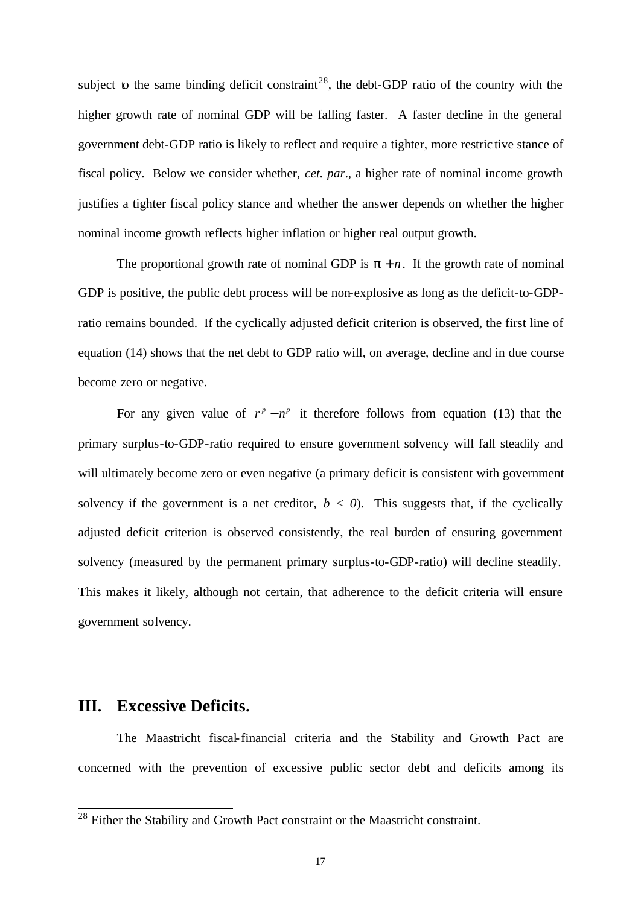subject to the same binding deficit constraint[28], the debt-GDP ratio of the country with the higher growth rate of nominal GDP will be falling faster. A faster decline in the general government debt-GDP ratio is likely to reflect and require a tighter, more restrictive stance of fiscal policy. Below we consider whether, *cet. par*., a higher rate of nominal income growth justifies a tighter fiscal policy stance and whether the answer depends on whether the higher nominal income growth reflects higher inflation or higher real output growth.

The proportional growth rate of nominal GDP is $\pi + n$. If the growth rate of nominal GDP is positive, the public debt process will be non-explosive as long as the deficit-to-GDP-ratio remains bounded. If the cyclically adjusted deficit criterion is observed, the first line of equation (14) shows that the net debt to GDP ratio will, on average, decline and in due course become zero or negative.

For any given value of $r^p - n^p$ it therefore follows from equation (13) that the primary surplus-to-GDP-ratio required to ensure government solvency will fall steadily and will ultimately become zero or even negative (a primary deficit is consistent with government solvency if the government is a net creditor, $b < 0$). This suggests that, if the cyclically adjusted deficit criterion is observed consistently, the real burden of ensuring government solvency (measured by the permanent primary surplus-to-GDP-ratio) will decline steadily. This makes it likely, although not certain, that adherence to the deficit criteria will ensure government solvency.

## III. Excessive Deficits.

The Maastricht fiscal-financial criteria and the Stability and Growth Pact are concerned with the prevention of excessive public sector debt and deficits among its

[28] Either the Stability and Growth Pact constraint or the Maastricht constraint.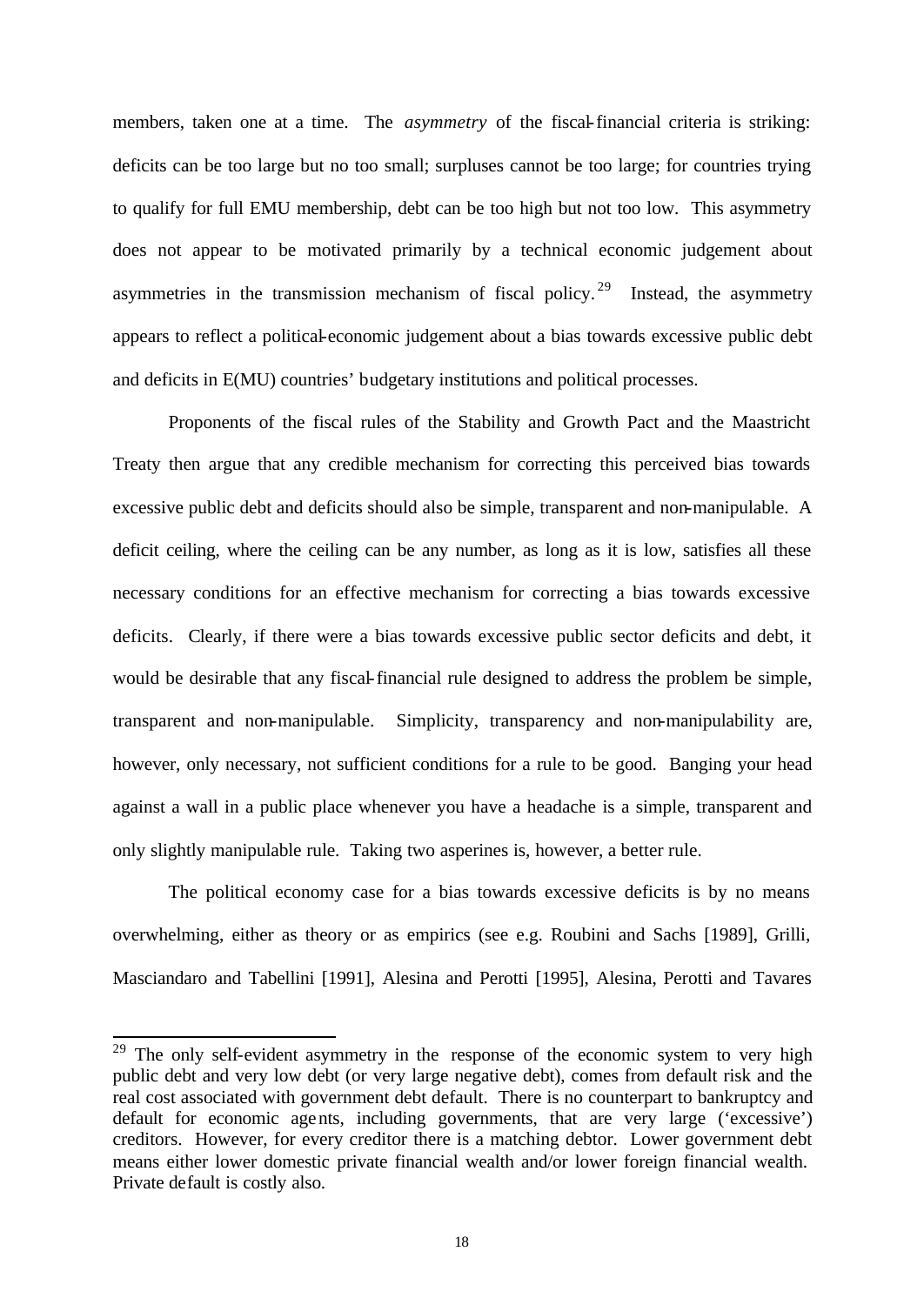members, taken one at a time. The *asymmetry* of the fiscal-financial criteria is striking: deficits can be too large but no too small; surpluses cannot be too large; for countries trying to qualify for full EMU membership, debt can be too high but not too low. This asymmetry does not appear to be motivated primarily by a technical economic judgement about asymmetries in the transmission mechanism of fiscal policy.[29] Instead, the asymmetry appears to reflect a political-economic judgement about a bias towards excessive public debt and deficits in E(MU) countries' budgetary institutions and political processes.

Proponents of the fiscal rules of the Stability and Growth Pact and the Maastricht Treaty then argue that any credible mechanism for correcting this perceived bias towards excessive public debt and deficits should also be simple, transparent and non-manipulable. A deficit ceiling, where the ceiling can be any number, as long as it is low, satisfies all these necessary conditions for an effective mechanism for correcting a bias towards excessive deficits. Clearly, if there were a bias towards excessive public sector deficits and debt, it would be desirable that any fiscal-financial rule designed to address the problem be simple, transparent and non-manipulable. Simplicity, transparency and non-manipulability are, however, only necessary, not sufficient conditions for a rule to be good. Banging your head against a wall in a public place whenever you have a headache is a simple, transparent and only slightly manipulable rule. Taking two asperines is, however, a better rule.

The political economy case for a bias towards excessive deficits is by no means overwhelming, either as theory or as empirics (see e.g. Roubini and Sachs [1989], Grilli, Masciandaro and Tabellini [1991], Alesina and Perotti [1995], Alesina, Perotti and Tavares

---

[29] The only self-evident asymmetry in the response of the economic system to very high public debt and very low debt (or very large negative debt), comes from default risk and the real cost associated with government debt default. There is no counterpart to bankruptcy and default for economic agents, including governments, that are very large ('excessive') creditors. However, for every creditor there is a matching debtor. Lower government debt means either lower domestic private financial wealth and/or lower foreign financial wealth. Private default is costly also.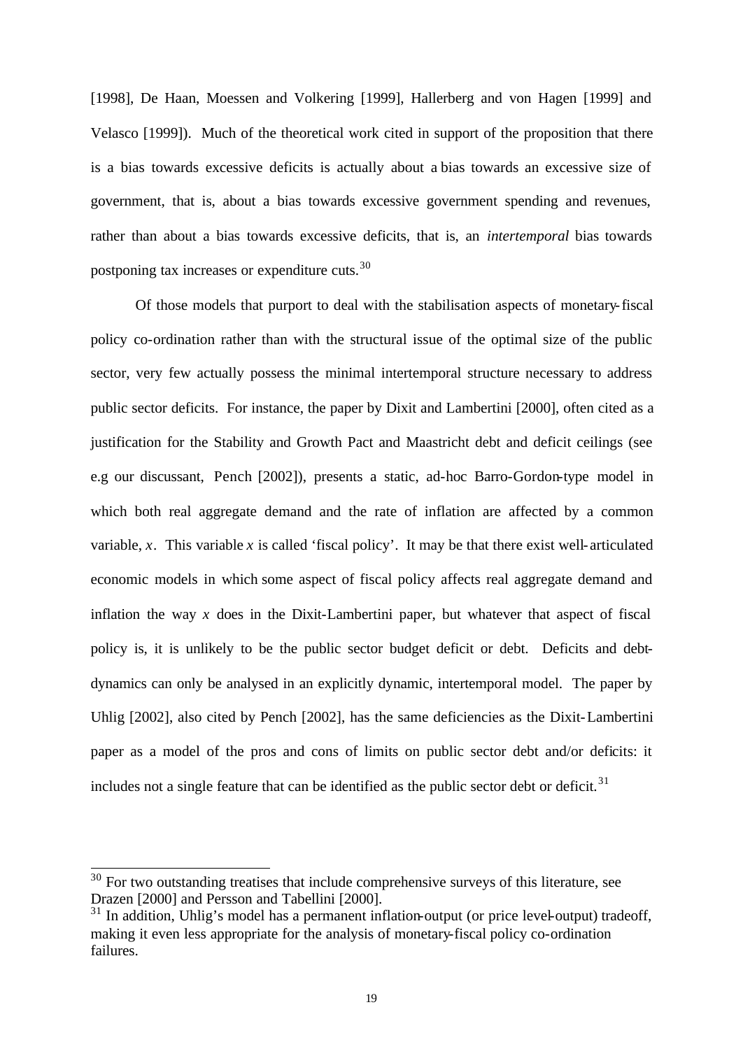[1998], De Haan, Moessen and Volkering [1999], Hallerberg and von Hagen [1999] and Velasco [1999]). Much of the theoretical work cited in support of the proposition that there is a bias towards excessive deficits is actually about a bias towards an excessive size of government, that is, about a bias towards excessive government spending and revenues, rather than about a bias towards excessive deficits, that is, an *intertemporal* bias towards postponing tax increases or expenditure cuts.[30]

Of those models that purport to deal with the stabilisation aspects of monetary-fiscal policy co-ordination rather than with the structural issue of the optimal size of the public sector, very few actually possess the minimal intertemporal structure necessary to address public sector deficits. For instance, the paper by Dixit and Lambertini [2000], often cited as a justification for the Stability and Growth Pact and Maastricht debt and deficit ceilings (see e.g our discussant, Pench [2002]), presents a static, ad-hoc Barro-Gordon-type model in which both real aggregate demand and the rate of inflation are affected by a common variable, $x$. This variable $x$ is called 'fiscal policy'. It may be that there exist well-articulated economic models in which some aspect of fiscal policy affects real aggregate demand and inflation the way $x$ does in the Dixit-Lambertini paper, but whatever that aspect of fiscal policy is, it is unlikely to be the public sector budget deficit or debt. Deficits and debt-dynamics can only be analysed in an explicitly dynamic, intertemporal model. The paper by Uhlig [2002], also cited by Pench [2002], has the same deficiencies as the Dixit-Lambertini paper as a model of the pros and cons of limits on public sector debt and/or deficits: it includes not a single feature that can be identified as the public sector debt or deficit.[31]

---

[30] For two outstanding treatises that include comprehensive surveys of this literature, see Drazen [2000] and Persson and Tabellini [2000].

[31] In addition, Uhlig's model has a permanent inflation-output (or price level-output) tradeoff, making it even less appropriate for the analysis of monetary-fiscal policy co-ordination failures.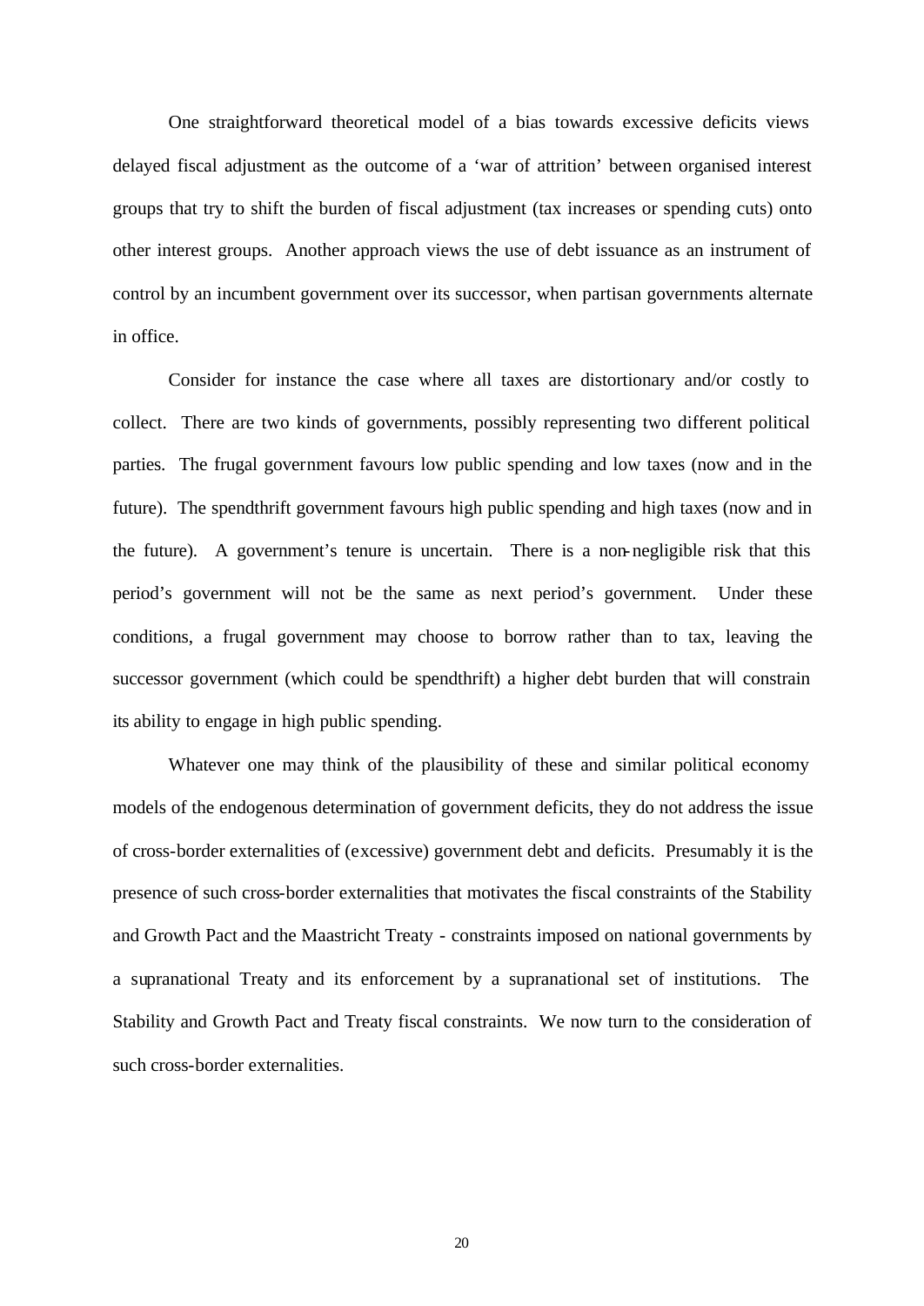One straightforward theoretical model of a bias towards excessive deficits views delayed fiscal adjustment as the outcome of a 'war of attrition' between organised interest groups that try to shift the burden of fiscal adjustment (tax increases or spending cuts) onto other interest groups. Another approach views the use of debt issuance as an instrument of control by an incumbent government over its successor, when partisan governments alternate in office.

Consider for instance the case where all taxes are distortionary and/or costly to collect. There are two kinds of governments, possibly representing two different political parties. The frugal government favours low public spending and low taxes (now and in the future). The spendthrift government favours high public spending and high taxes (now and in the future). A government's tenure is uncertain. There is a non-negligible risk that this period's government will not be the same as next period's government. Under these conditions, a frugal government may choose to borrow rather than to tax, leaving the successor government (which could be spendthrift) a higher debt burden that will constrain its ability to engage in high public spending.

Whatever one may think of the plausibility of these and similar political economy models of the endogenous determination of government deficits, they do not address the issue of cross-border externalities of (excessive) government debt and deficits. Presumably it is the presence of such cross-border externalities that motivates the fiscal constraints of the Stability and Growth Pact and the Maastricht Treaty - constraints imposed on national governments by a supranational Treaty and its enforcement by a supranational set of institutions. The Stability and Growth Pact and Treaty fiscal constraints. We now turn to the consideration of such cross-border externalities.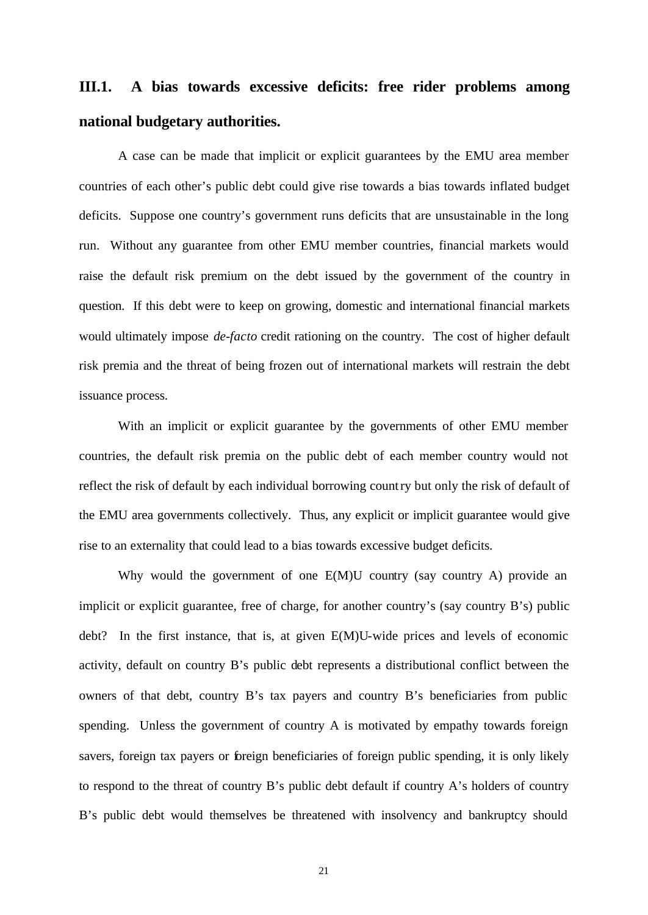### III.1. A bias towards excessive deficits: free rider problems among national budgetary authorities.

A case can be made that implicit or explicit guarantees by the EMU area member countries of each other's public debt could give rise towards a bias towards inflated budget deficits. Suppose one country's government runs deficits that are unsustainable in the long run. Without any guarantee from other EMU member countries, financial markets would raise the default risk premium on the debt issued by the government of the country in question. If this debt were to keep on growing, domestic and international financial markets would ultimately impose *de-facto* credit rationing on the country. The cost of higher default risk premia and the threat of being frozen out of international markets will restrain the debt issuance process.

With an implicit or explicit guarantee by the governments of other EMU member countries, the default risk premia on the public debt of each member country would not reflect the risk of default by each individual borrowing country but only the risk of default of the EMU area governments collectively. Thus, any explicit or implicit guarantee would give rise to an externality that could lead to a bias towards excessive budget deficits.

Why would the government of one E(M)U country (say country A) provide an implicit or explicit guarantee, free of charge, for another country's (say country B's) public debt? In the first instance, that is, at given E(M)U-wide prices and levels of economic activity, default on country B's public debt represents a distributional conflict between the owners of that debt, country B's tax payers and country B's beneficiaries from public spending. Unless the government of country A is motivated by empathy towards foreign savers, foreign tax payers or foreign beneficiaries of foreign public spending, it is only likely to respond to the threat of country B's public debt default if country A's holders of country B's public debt would themselves be threatened with insolvency and bankruptcy should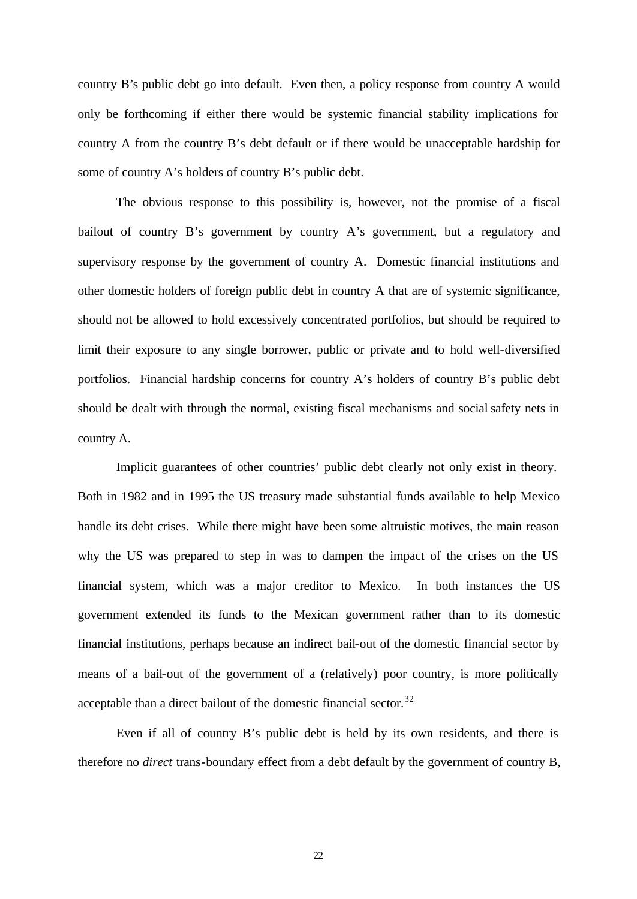country B's public debt go into default. Even then, a policy response from country A would only be forthcoming if either there would be systemic financial stability implications for country A from the country B's debt default or if there would be unacceptable hardship for some of country A's holders of country B's public debt.

The obvious response to this possibility is, however, not the promise of a fiscal bailout of country B's government by country A's government, but a regulatory and supervisory response by the government of country A. Domestic financial institutions and other domestic holders of foreign public debt in country A that are of systemic significance, should not be allowed to hold excessively concentrated portfolios, but should be required to limit their exposure to any single borrower, public or private and to hold well-diversified portfolios. Financial hardship concerns for country A's holders of country B's public debt should be dealt with through the normal, existing fiscal mechanisms and social safety nets in country A.

Implicit guarantees of other countries' public debt clearly not only exist in theory. Both in 1982 and in 1995 the US treasury made substantial funds available to help Mexico handle its debt crises. While there might have been some altruistic motives, the main reason why the US was prepared to step in was to dampen the impact of the crises on the US financial system, which was a major creditor to Mexico. In both instances the US government extended its funds to the Mexican government rather than to its domestic financial institutions, perhaps because an indirect bail-out of the domestic financial sector by means of a bail-out of the government of a (relatively) poor country, is more politically acceptable than a direct bailout of the domestic financial sector.[32]

Even if all of country B's public debt is held by its own residents, and there is therefore no *direct* trans-boundary effect from a debt default by the government of country B,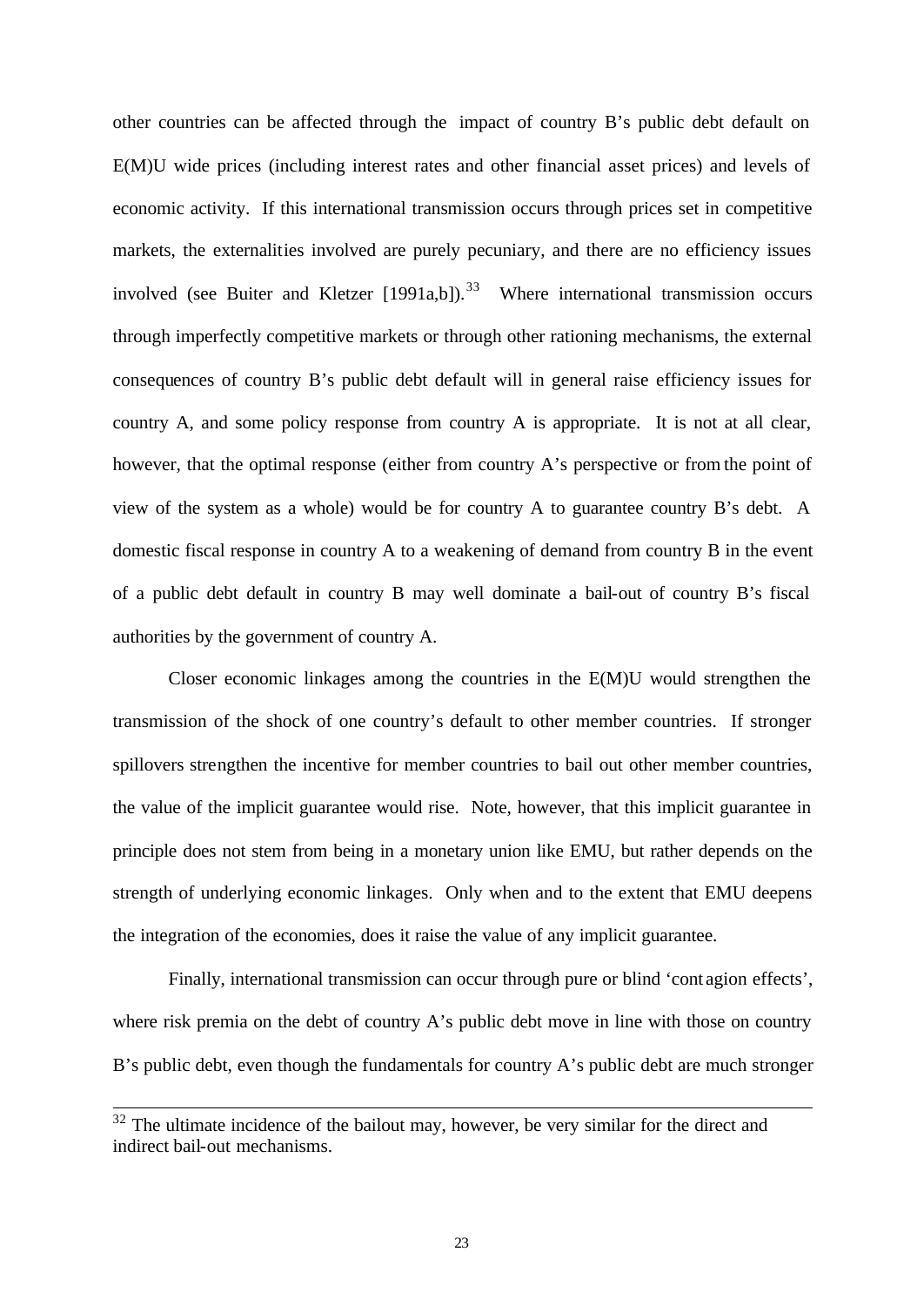other countries can be affected through the impact of country B's public debt default on E(M)U wide prices (including interest rates and other financial asset prices) and levels of economic activity. If this international transmission occurs through prices set in competitive markets, the externalities involved are purely pecuniary, and there are no efficiency issues involved (see Buiter and Kletzer [1991a,b]).[33] Where international transmission occurs through imperfectly competitive markets or through other rationing mechanisms, the external consequences of country B's public debt default will in general raise efficiency issues for country A, and some policy response from country A is appropriate. It is not at all clear, however, that the optimal response (either from country A's perspective or from the point of view of the system as a whole) would be for country A to guarantee country B's debt. A domestic fiscal response in country A to a weakening of demand from country B in the event of a public debt default in country B may well dominate a bail-out of country B's fiscal authorities by the government of country A.

Closer economic linkages among the countries in the E(M)U would strengthen the transmission of the shock of one country's default to other member countries. If stronger spillovers strengthen the incentive for member countries to bail out other member countries, the value of the implicit guarantee would rise. Note, however, that this implicit guarantee in principle does not stem from being in a monetary union like EMU, but rather depends on the strength of underlying economic linkages. Only when and to the extent that EMU deepens the integration of the economies, does it raise the value of any implicit guarantee.

Finally, international transmission can occur through pure or blind 'contagion effects', where risk premia on the debt of country A's public debt move in line with those on country B's public debt, even though the fundamentals for country A's public debt are much stronger

---

[32] The ultimate incidence of the bailout may, however, be very similar for the direct and indirect bail-out mechanisms.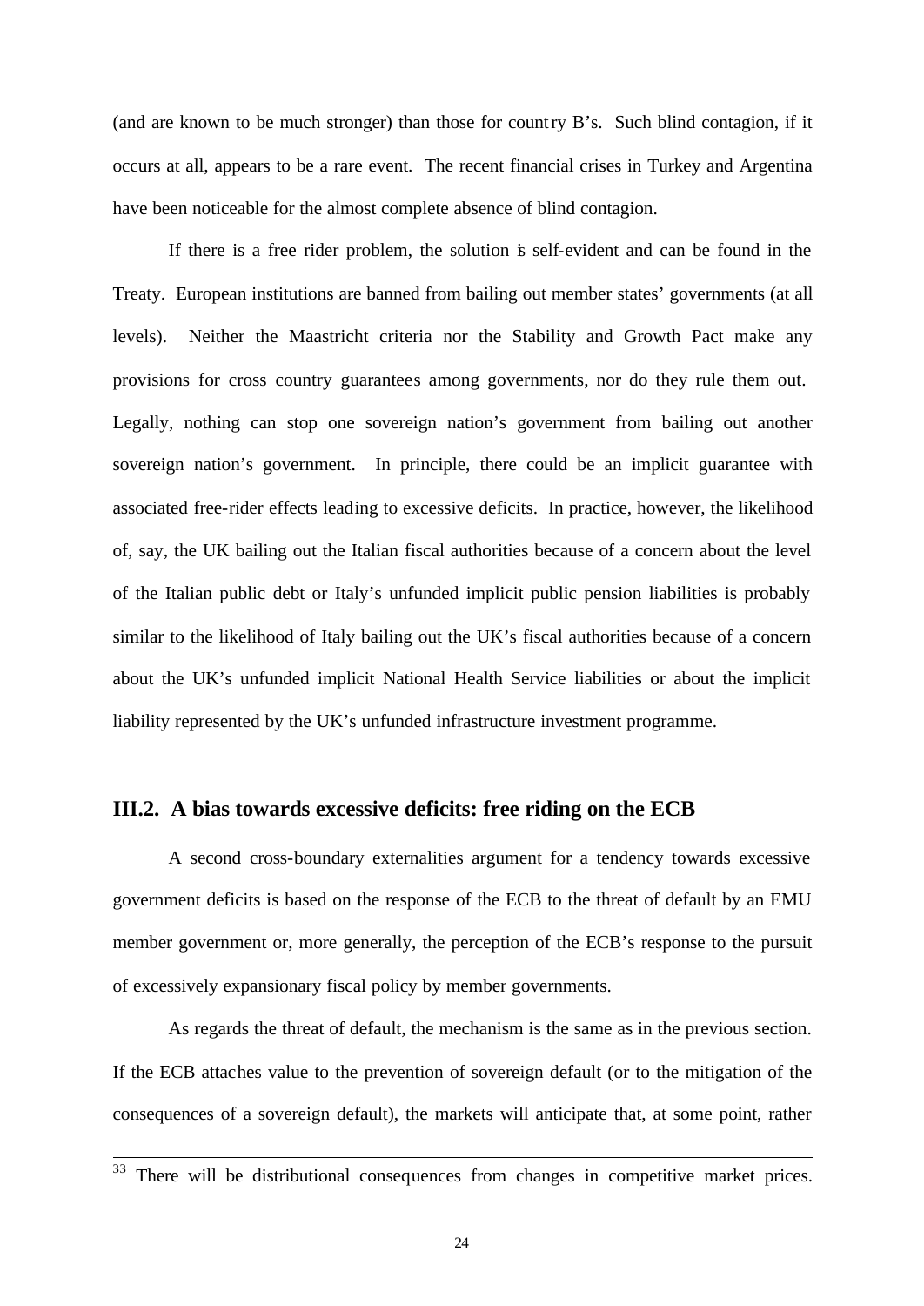(and are known to be much stronger) than those for country B's. Such blind contagion, if it occurs at all, appears to be a rare event. The recent financial crises in Turkey and Argentina have been noticeable for the almost complete absence of blind contagion.

If there is a free rider problem, the solution is self-evident and can be found in the Treaty. European institutions are banned from bailing out member states' governments (at all levels). Neither the Maastricht criteria nor the Stability and Growth Pact make any provisions for cross country guarantees among governments, nor do they rule them out. Legally, nothing can stop one sovereign nation's government from bailing out another sovereign nation's government. In principle, there could be an implicit guarantee with associated free-rider effects leading to excessive deficits. In practice, however, the likelihood of, say, the UK bailing out the Italian fiscal authorities because of a concern about the level of the Italian public debt or Italy's unfunded implicit public pension liabilities is probably similar to the likelihood of Italy bailing out the UK's fiscal authorities because of a concern about the UK's unfunded implicit National Health Service liabilities or about the implicit liability represented by the UK's unfunded infrastructure investment programme.

## III.2. A bias towards excessive deficits: free riding on the ECB

A second cross-boundary externalities argument for a tendency towards excessive government deficits is based on the response of the ECB to the threat of default by an EMU member government or, more generally, the perception of the ECB's response to the pursuit of excessively expansionary fiscal policy by member governments.

As regards the threat of default, the mechanism is the same as in the previous section. If the ECB attaches value to the prevention of sovereign default (or to the mitigation of the consequences of a sovereign default), the markets will anticipate that, at some point, rather

---

[33] There will be distributional consequences from changes in competitive market prices.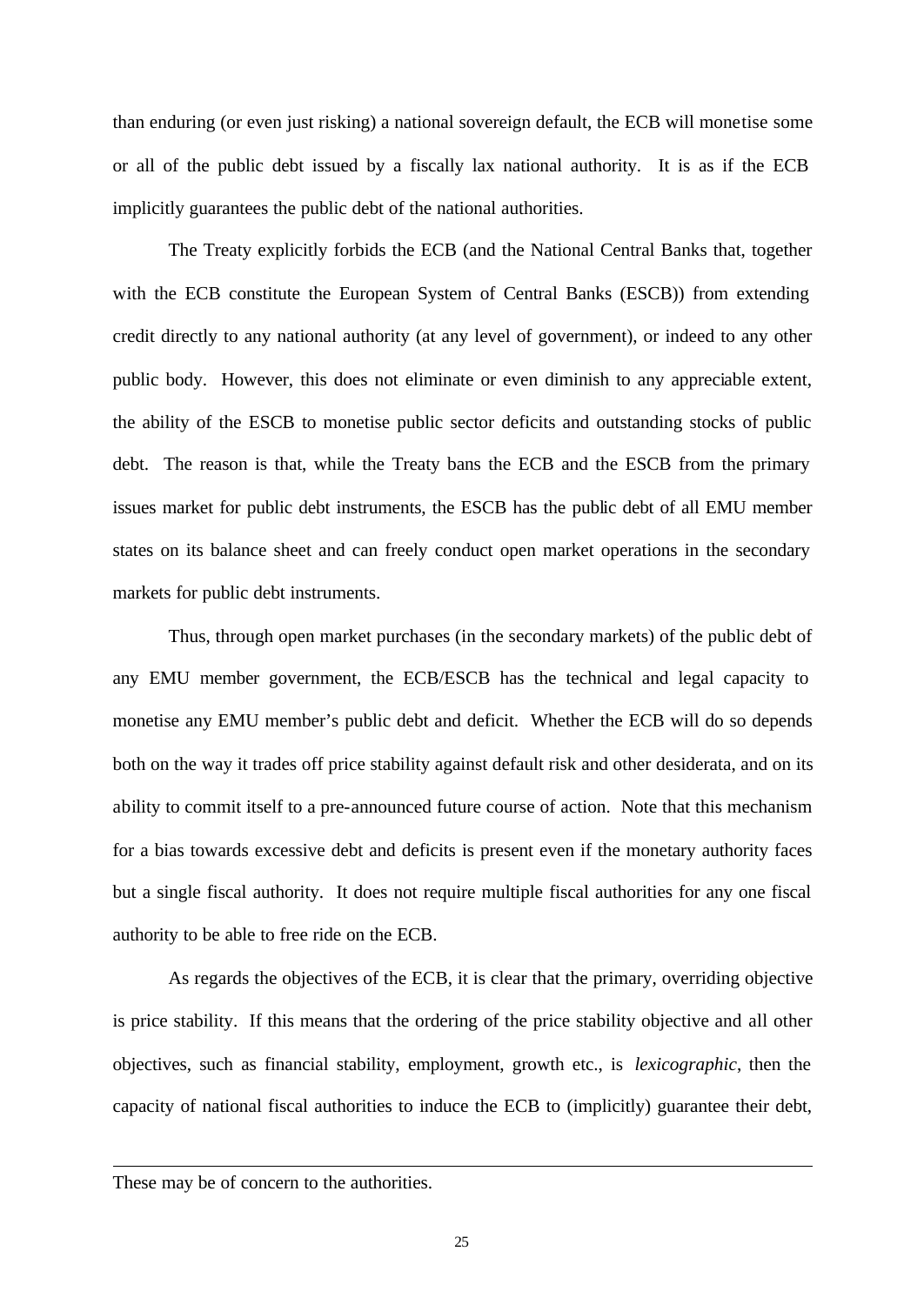than enduring (or even just risking) a national sovereign default, the ECB will monetise some or all of the public debt issued by a fiscally lax national authority. It is as if the ECB implicitly guarantees the public debt of the national authorities.

The Treaty explicitly forbids the ECB (and the National Central Banks that, together with the ECB constitute the European System of Central Banks (ESCB)) from extending credit directly to any national authority (at any level of government), or indeed to any other public body. However, this does not eliminate or even diminish to any appreciable extent, the ability of the ESCB to monetise public sector deficits and outstanding stocks of public debt. The reason is that, while the Treaty bans the ECB and the ESCB from the primary issues market for public debt instruments, the ESCB has the public debt of all EMU member states on its balance sheet and can freely conduct open market operations in the secondary markets for public debt instruments.

Thus, through open market purchases (in the secondary markets) of the public debt of any EMU member government, the ECB/ESCB has the technical and legal capacity to monetise any EMU member's public debt and deficit. Whether the ECB will do so depends both on the way it trades off price stability against default risk and other desiderata, and on its ability to commit itself to a pre-announced future course of action. Note that this mechanism for a bias towards excessive debt and deficits is present even if the monetary authority faces but a single fiscal authority. It does not require multiple fiscal authorities for any one fiscal authority to be able to free ride on the ECB.

As regards the objectives of the ECB, it is clear that the primary, overriding objective is price stability. If this means that the ordering of the price stability objective and all other objectives, such as financial stability, employment, growth etc., is *lexicographic*, then the capacity of national fiscal authorities to induce the ECB to (implicitly) guarantee their debt,

---

These may be of concern to the authorities.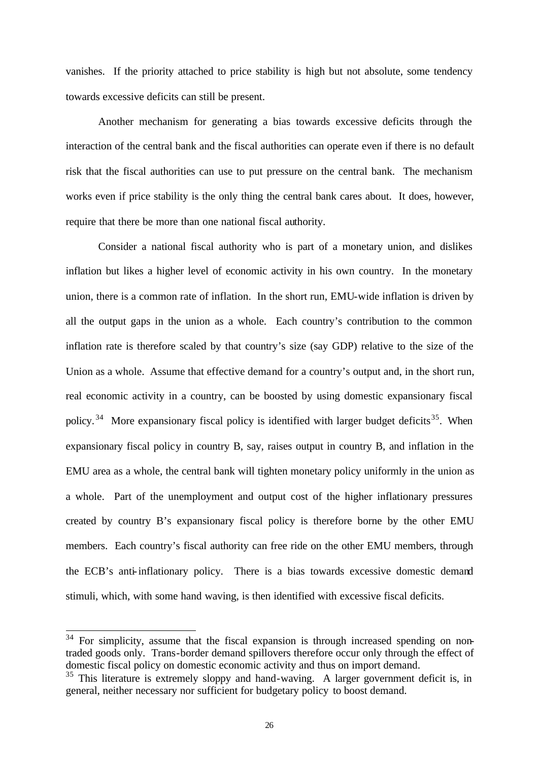vanishes. If the priority attached to price stability is high but not absolute, some tendency towards excessive deficits can still be present.

Another mechanism for generating a bias towards excessive deficits through the interaction of the central bank and the fiscal authorities can operate even if there is no default risk that the fiscal authorities can use to put pressure on the central bank. The mechanism works even if price stability is the only thing the central bank cares about. It does, however, require that there be more than one national fiscal authority.

Consider a national fiscal authority who is part of a monetary union, and dislikes inflation but likes a higher level of economic activity in his own country. In the monetary union, there is a common rate of inflation. In the short run, EMU-wide inflation is driven by all the output gaps in the union as a whole. Each country's contribution to the common inflation rate is therefore scaled by that country's size (say GDP) relative to the size of the Union as a whole. Assume that effective demand for a country's output and, in the short run, real economic activity in a country, can be boosted by using domestic expansionary fiscal policy.[34] More expansionary fiscal policy is identified with larger budget deficits[35]. When expansionary fiscal policy in country B, say, raises output in country B, and inflation in the EMU area as a whole, the central bank will tighten monetary policy uniformly in the union as a whole. Part of the unemployment and output cost of the higher inflationary pressures created by country B's expansionary fiscal policy is therefore borne by the other EMU members. Each country's fiscal authority can free ride on the other EMU members, through the ECB's anti-inflationary policy. There is a bias towards excessive domestic demand stimuli, which, with some hand waving, is then identified with excessive fiscal deficits.

---

[34] For simplicity, assume that the fiscal expansion is through increased spending on non-traded goods only. Trans-border demand spillovers therefore occur only through the effect of domestic fiscal policy on domestic economic activity and thus on import demand.

[35] This literature is extremely sloppy and hand-waving. A larger government deficit is, in general, neither necessary nor sufficient for budgetary policy to boost demand.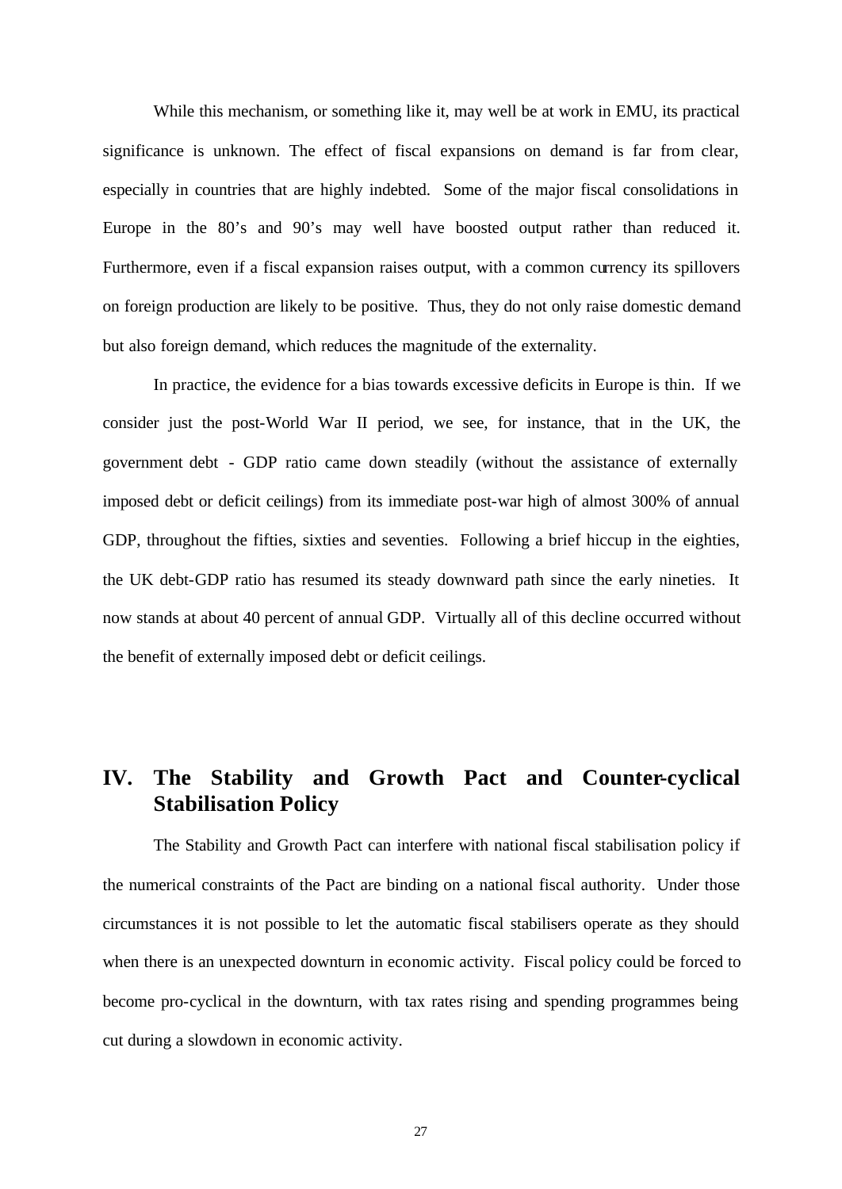While this mechanism, or something like it, may well be at work in EMU, its practical significance is unknown. The effect of fiscal expansions on demand is far from clear, especially in countries that are highly indebted. Some of the major fiscal consolidations in Europe in the 80's and 90's may well have boosted output rather than reduced it. Furthermore, even if a fiscal expansion raises output, with a common currency its spillovers on foreign production are likely to be positive. Thus, they do not only raise domestic demand but also foreign demand, which reduces the magnitude of the externality.

In practice, the evidence for a bias towards excessive deficits in Europe is thin. If we consider just the post-World War II period, we see, for instance, that in the UK, the government debt - GDP ratio came down steadily (without the assistance of externally imposed debt or deficit ceilings) from its immediate post-war high of almost 300% of annual GDP, throughout the fifties, sixties and seventies. Following a brief hiccup in the eighties, the UK debt-GDP ratio has resumed its steady downward path since the early nineties. It now stands at about 40 percent of annual GDP. Virtually all of this decline occurred without the benefit of externally imposed debt or deficit ceilings.

## IV. The Stability and Growth Pact and Counter-cyclical Stabilisation Policy

The Stability and Growth Pact can interfere with national fiscal stabilisation policy if the numerical constraints of the Pact are binding on a national fiscal authority. Under those circumstances it is not possible to let the automatic fiscal stabilisers operate as they should when there is an unexpected downturn in economic activity. Fiscal policy could be forced to become pro-cyclical in the downturn, with tax rates rising and spending programmes being cut during a slowdown in economic activity.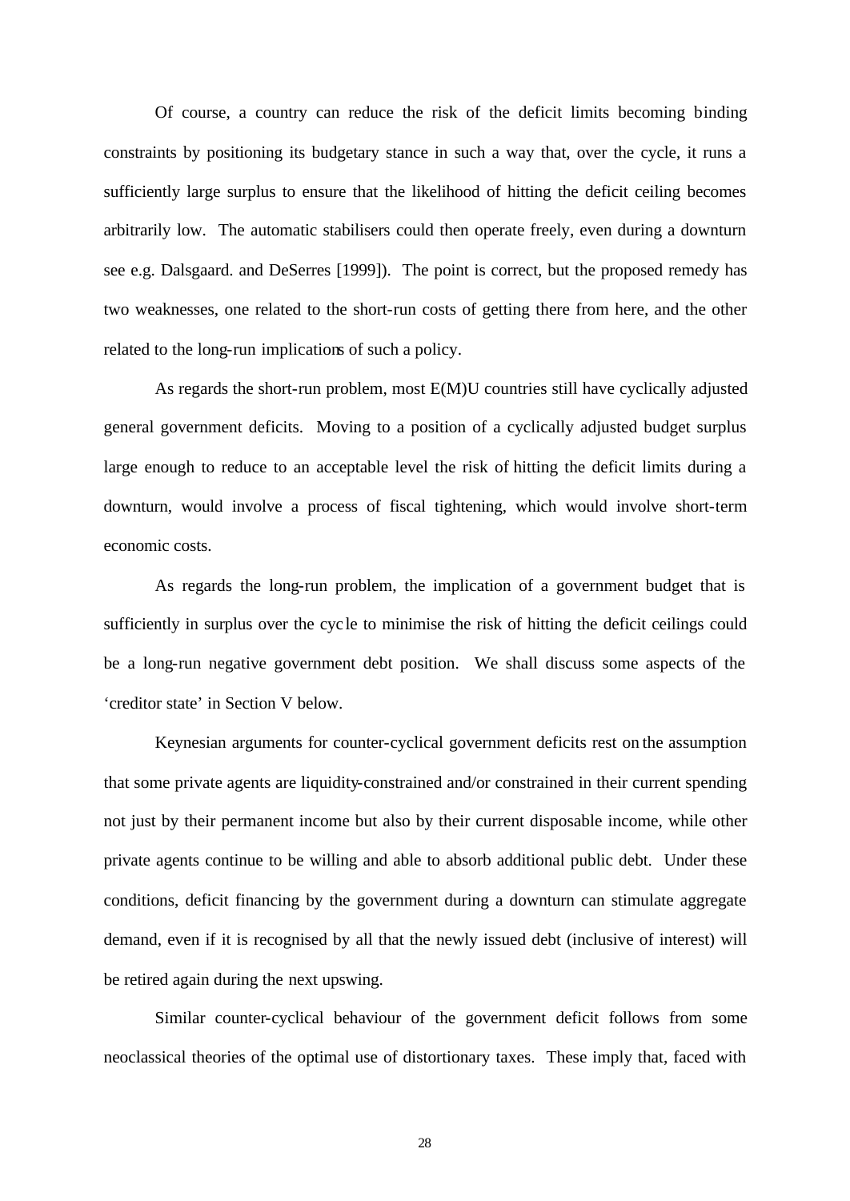Of course, a country can reduce the risk of the deficit limits becoming binding constraints by positioning its budgetary stance in such a way that, over the cycle, it runs a sufficiently large surplus to ensure that the likelihood of hitting the deficit ceiling becomes arbitrarily low. The automatic stabilisers could then operate freely, even during a downturn see e.g. Dalsgaard. and DeSerres [1999]). The point is correct, but the proposed remedy has two weaknesses, one related to the short-run costs of getting there from here, and the other related to the long-run implications of such a policy.

As regards the short-run problem, most E(M)U countries still have cyclically adjusted general government deficits. Moving to a position of a cyclically adjusted budget surplus large enough to reduce to an acceptable level the risk of hitting the deficit limits during a downturn, would involve a process of fiscal tightening, which would involve short-term economic costs.

As regards the long-run problem, the implication of a government budget that is sufficiently in surplus over the cycle to minimise the risk of hitting the deficit ceilings could be a long-run negative government debt position. We shall discuss some aspects of the 'creditor state' in Section V below.

Keynesian arguments for counter-cyclical government deficits rest on the assumption that some private agents are liquidity-constrained and/or constrained in their current spending not just by their permanent income but also by their current disposable income, while other private agents continue to be willing and able to absorb additional public debt. Under these conditions, deficit financing by the government during a downturn can stimulate aggregate demand, even if it is recognised by all that the newly issued debt (inclusive of interest) will be retired again during the next upswing.

Similar counter-cyclical behaviour of the government deficit follows from some neoclassical theories of the optimal use of distortionary taxes. These imply that, faced with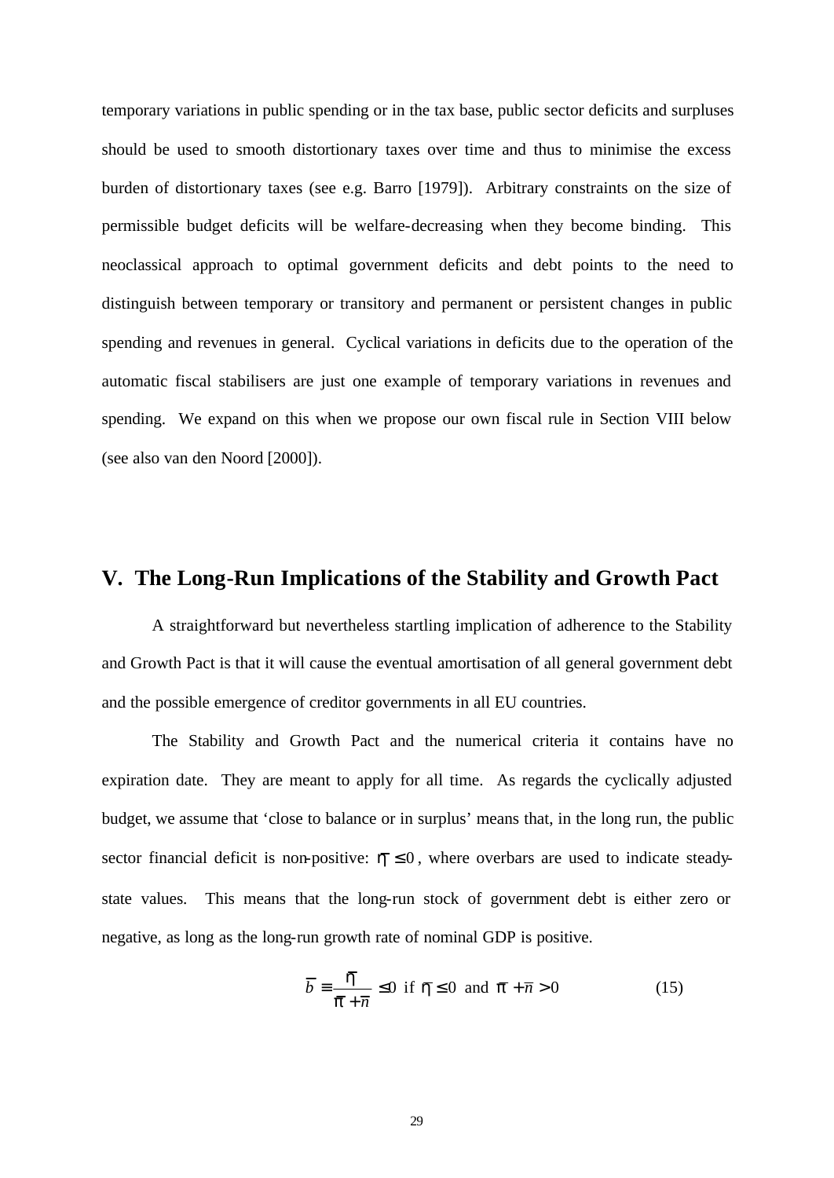temporary variations in public spending or in the tax base, public sector deficits and surpluses should be used to smooth distortionary taxes over time and thus to minimise the excess burden of distortionary taxes (see e.g. Barro [1979]). Arbitrary constraints on the size of permissible budget deficits will be welfare-decreasing when they become binding. This neoclassical approach to optimal government deficits and debt points to the need to distinguish between temporary or transitory and permanent or persistent changes in public spending and revenues in general. Cyclical variations in deficits due to the operation of the automatic fiscal stabilisers are just one example of temporary variations in revenues and spending. We expand on this when we propose our own fiscal rule in Section VIII below (see also van den Noord [2000]).

## V. The Long-Run Implications of the Stability and Growth Pact

A straightforward but nevertheless startling implication of adherence to the Stability and Growth Pact is that it will cause the eventual amortisation of all general government debt and the possible emergence of creditor governments in all EU countries.

The Stability and Growth Pact and the numerical criteria it contains have no expiration date. They are meant to apply for all time. As regards the cyclically adjusted budget, we assume that 'close to balance or in surplus' means that, in the long run, the public sector financial deficit is non-positive: $\bar{\eta} \leq 0$, where overbars are used to indicate steady-state values. This means that the long-run stock of government debt is either zero or negative, as long as the long-run growth rate of nominal GDP is positive.

$$\bar{b} \equiv \frac{\bar{\eta}}{\bar{\pi} + \bar{n}} \leq 0 \text{ if } \bar{\eta} \leq 0 \text{ and } \bar{\pi} + \bar{n} > 0 \qquad (15)$$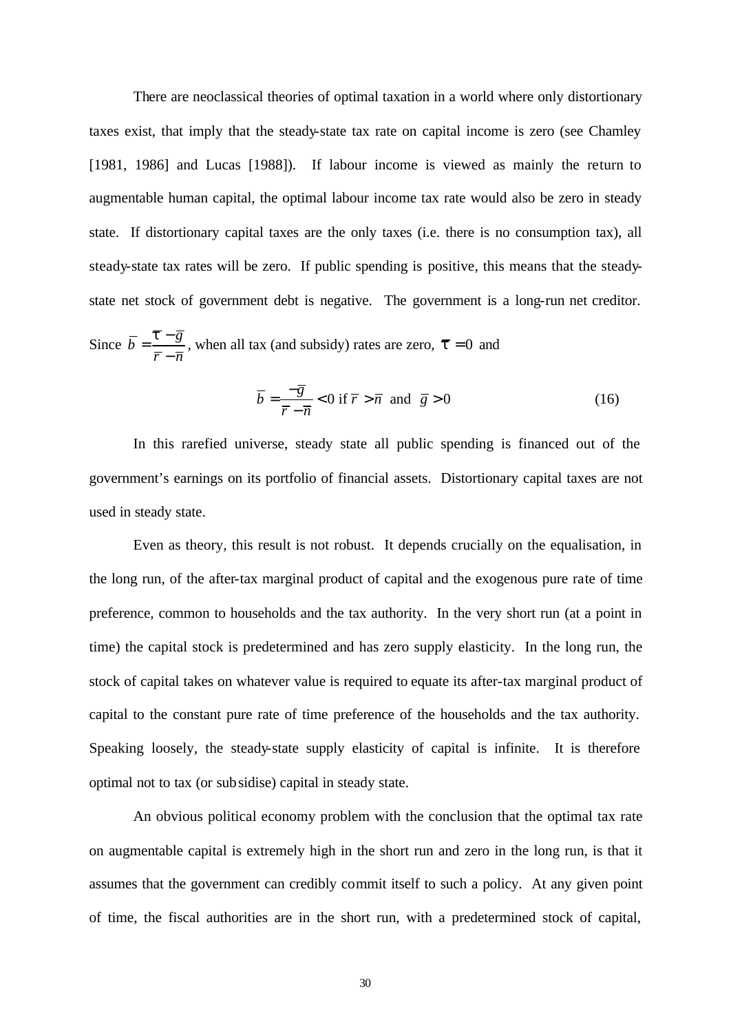There are neoclassical theories of optimal taxation in a world where only distortionary taxes exist, that imply that the steady-state tax rate on capital income is zero (see Chamley [1981, 1986] and Lucas [1988]). If labour income is viewed as mainly the return to augmentable human capital, the optimal labour income tax rate would also be zero in steady state. If distortionary capital taxes are the only taxes (i.e. there is no consumption tax), all steady-state tax rates will be zero. If public spending is positive, this means that the steady-state net stock of government debt is negative. The government is a long-run net creditor. Since $\bar{b} = \frac{\tau - \bar{g}}{\bar{r} - \bar{n}}$, when all tax (and subsidy) rates are zero, $\tau = 0$ and

$$\bar{b} = \frac{-\bar{g}}{\bar{r} - \bar{n}} < 0 \text{ if } \bar{r} > \bar{n} \text{ and } \bar{g} > 0 \tag{16}$$

In this rarefied universe, steady state all public spending is financed out of the government's earnings on its portfolio of financial assets. Distortionary capital taxes are not used in steady state.

Even as theory, this result is not robust. It depends crucially on the equalisation, in the long run, of the after-tax marginal product of capital and the exogenous pure rate of time preference, common to households and the tax authority. In the very short run (at a point in time) the capital stock is predetermined and has zero supply elasticity. In the long run, the stock of capital takes on whatever value is required to equate its after-tax marginal product of capital to the constant pure rate of time preference of the households and the tax authority. Speaking loosely, the steady-state supply elasticity of capital is infinite. It is therefore optimal not to tax (or subsidise) capital in steady state.

An obvious political economy problem with the conclusion that the optimal tax rate on augmentable capital is extremely high in the short run and zero in the long run, is that it assumes that the government can credibly commit itself to such a policy. At any given point of time, the fiscal authorities are in the short run, with a predetermined stock of capital,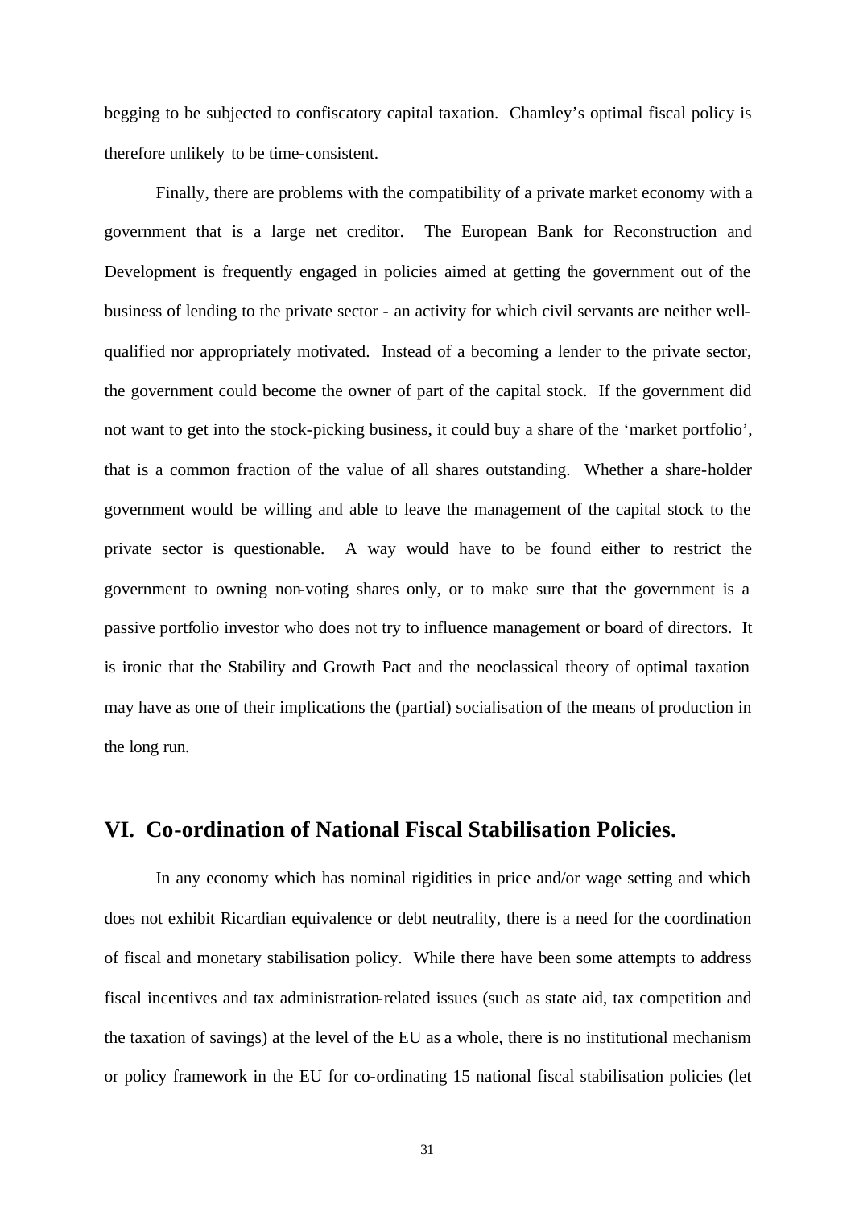begging to be subjected to confiscatory capital taxation. Chamley's optimal fiscal policy is therefore unlikely to be time-consistent.

Finally, there are problems with the compatibility of a private market economy with a government that is a large net creditor. The European Bank for Reconstruction and Development is frequently engaged in policies aimed at getting the government out of the business of lending to the private sector - an activity for which civil servants are neither well-qualified nor appropriately motivated. Instead of a becoming a lender to the private sector, the government could become the owner of part of the capital stock. If the government did not want to get into the stock-picking business, it could buy a share of the 'market portfolio', that is a common fraction of the value of all shares outstanding. Whether a share-holder government would be willing and able to leave the management of the capital stock to the private sector is questionable. A way would have to be found either to restrict the government to owning non-voting shares only, or to make sure that the government is a passive portfolio investor who does not try to influence management or board of directors. It is ironic that the Stability and Growth Pact and the neoclassical theory of optimal taxation may have as one of their implications the (partial) socialisation of the means of production in the long run.

## VI. Co-ordination of National Fiscal Stabilisation Policies.

In any economy which has nominal rigidities in price and/or wage setting and which does not exhibit Ricardian equivalence or debt neutrality, there is a need for the coordination of fiscal and monetary stabilisation policy. While there have been some attempts to address fiscal incentives and tax administration-related issues (such as state aid, tax competition and the taxation of savings) at the level of the EU as a whole, there is no institutional mechanism or policy framework in the EU for co-ordinating 15 national fiscal stabilisation policies (let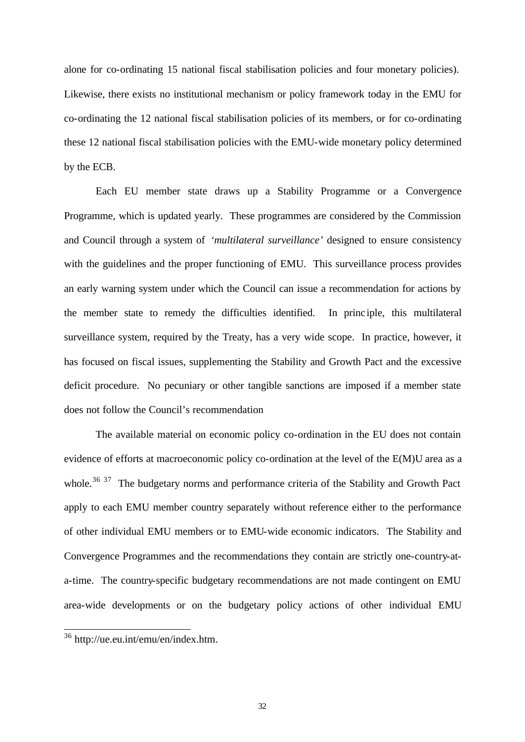alone for co-ordinating 15 national fiscal stabilisation policies and four monetary policies). Likewise, there exists no institutional mechanism or policy framework today in the EMU for co-ordinating the 12 national fiscal stabilisation policies of its members, or for co-ordinating these 12 national fiscal stabilisation policies with the EMU-wide monetary policy determined by the ECB.

Each EU member state draws up a Stability Programme or a Convergence Programme, which is updated yearly. These programmes are considered by the Commission and Council through a system of *'multilateral surveillance'* designed to ensure consistency with the guidelines and the proper functioning of EMU. This surveillance process provides an early warning system under which the Council can issue a recommendation for actions by the member state to remedy the difficulties identified. In principle, this multilateral surveillance system, required by the Treaty, has a very wide scope. In practice, however, it has focused on fiscal issues, supplementing the Stability and Growth Pact and the excessive deficit procedure. No pecuniary or other tangible sanctions are imposed if a member state does not follow the Council's recommendation

The available material on economic policy co-ordination in the EU does not contain evidence of efforts at macroeconomic policy co-ordination at the level of the E(M)U area as a whole.[36] [37] The budgetary norms and performance criteria of the Stability and Growth Pact apply to each EMU member country separately without reference either to the performance of other individual EMU members or to EMU-wide economic indicators. The Stability and Convergence Programmes and the recommendations they contain are strictly one-country-at-a-time. The country-specific budgetary recommendations are not made contingent on EMU area-wide developments or on the budgetary policy actions of other individual EMU

[36] http://ue.eu.int/emu/en/index.htm.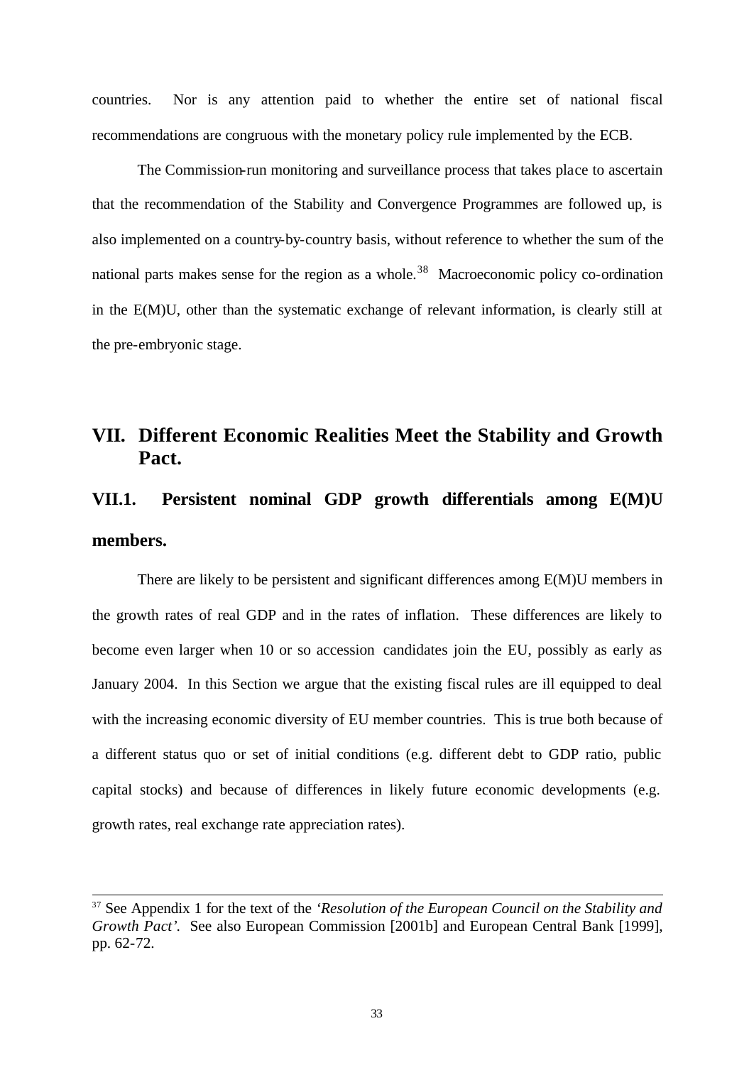countries. Nor is any attention paid to whether the entire set of national fiscal recommendations are congruous with the monetary policy rule implemented by the ECB.

The Commission-run monitoring and surveillance process that takes place to ascertain that the recommendation of the Stability and Convergence Programmes are followed up, is also implemented on a country-by-country basis, without reference to whether the sum of the national parts makes sense for the region as a whole.[38] Macroeconomic policy co-ordination in the E(M)U, other than the systematic exchange of relevant information, is clearly still at the pre-embryonic stage.

# VII. Different Economic Realities Meet the Stability and Growth Pact.

## VII.1. Persistent nominal GDP growth differentials among E(M)U members.

There are likely to be persistent and significant differences among E(M)U members in the growth rates of real GDP and in the rates of inflation. These differences are likely to become even larger when 10 or so accession candidates join the EU, possibly as early as January 2004. In this Section we argue that the existing fiscal rules are ill equipped to deal with the increasing economic diversity of EU member countries. This is true both because of a different status quo or set of initial conditions (e.g. different debt to GDP ratio, public capital stocks) and because of differences in likely future economic developments (e.g. growth rates, real exchange rate appreciation rates).

---

[37] See Appendix 1 for the text of the *'Resolution of the European Council on the Stability and Growth Pact'*. See also European Commission [2001b] and European Central Bank [1999], pp. 62-72.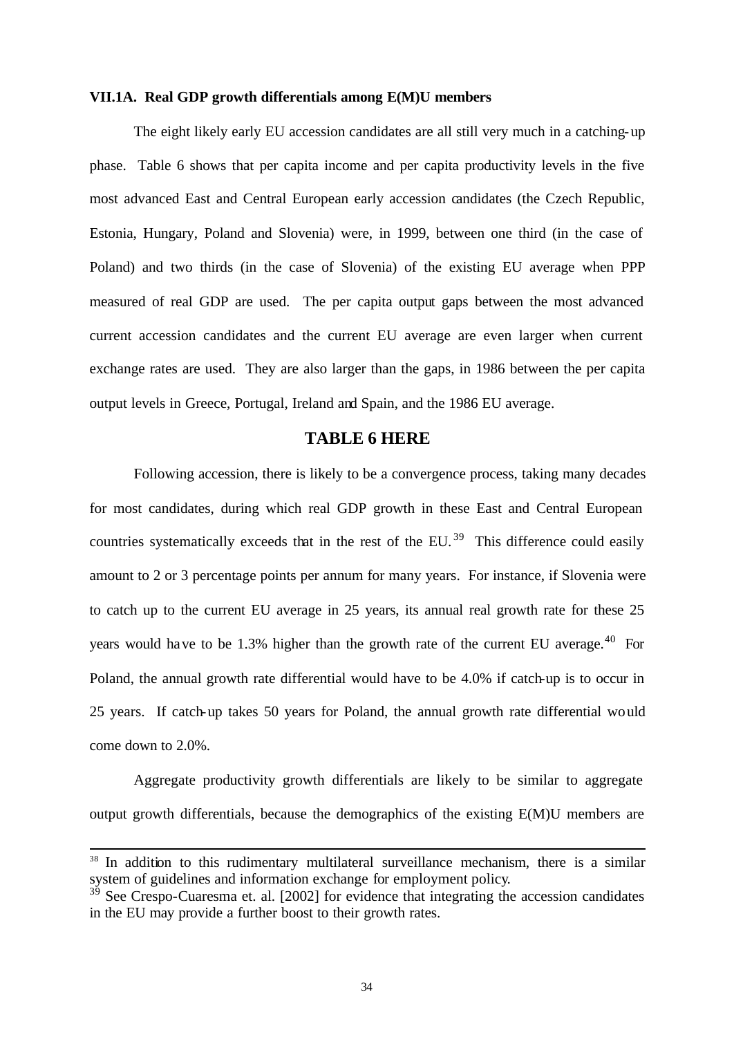### VII.1A. Real GDP growth differentials among E(M)U members

The eight likely early EU accession candidates are all still very much in a catching-up phase. Table 6 shows that per capita income and per capita productivity levels in the five most advanced East and Central European early accession candidates (the Czech Republic, Estonia, Hungary, Poland and Slovenia) were, in 1999, between one third (in the case of Poland) and two thirds (in the case of Slovenia) of the existing EU average when PPP measured of real GDP are used. The per capita output gaps between the most advanced current accession candidates and the current EU average are even larger when current exchange rates are used. They are also larger than the gaps, in 1986 between the per capita output levels in Greece, Portugal, Ireland and Spain, and the 1986 EU average.

**TABLE 6 HERE**

Following accession, there is likely to be a convergence process, taking many decades for most candidates, during which real GDP growth in these East and Central European countries systematically exceeds that in the rest of the EU.[39] This difference could easily amount to 2 or 3 percentage points per annum for many years. For instance, if Slovenia were to catch up to the current EU average in 25 years, its annual real growth rate for these 25 years would have to be 1.3% higher than the growth rate of the current EU average.[40] For Poland, the annual growth rate differential would have to be 4.0% if catch-up is to occur in 25 years. If catch-up takes 50 years for Poland, the annual growth rate differential would come down to 2.0%.

Aggregate productivity growth differentials are likely to be similar to aggregate output growth differentials, because the demographics of the existing E(M)U members are

---

[38] In addition to this rudimentary multilateral surveillance mechanism, there is a similar system of guidelines and information exchange for employment policy.

[39] See Crespo-Cuaresma et. al. [2002] for evidence that integrating the accession candidates in the EU may provide a further boost to their growth rates.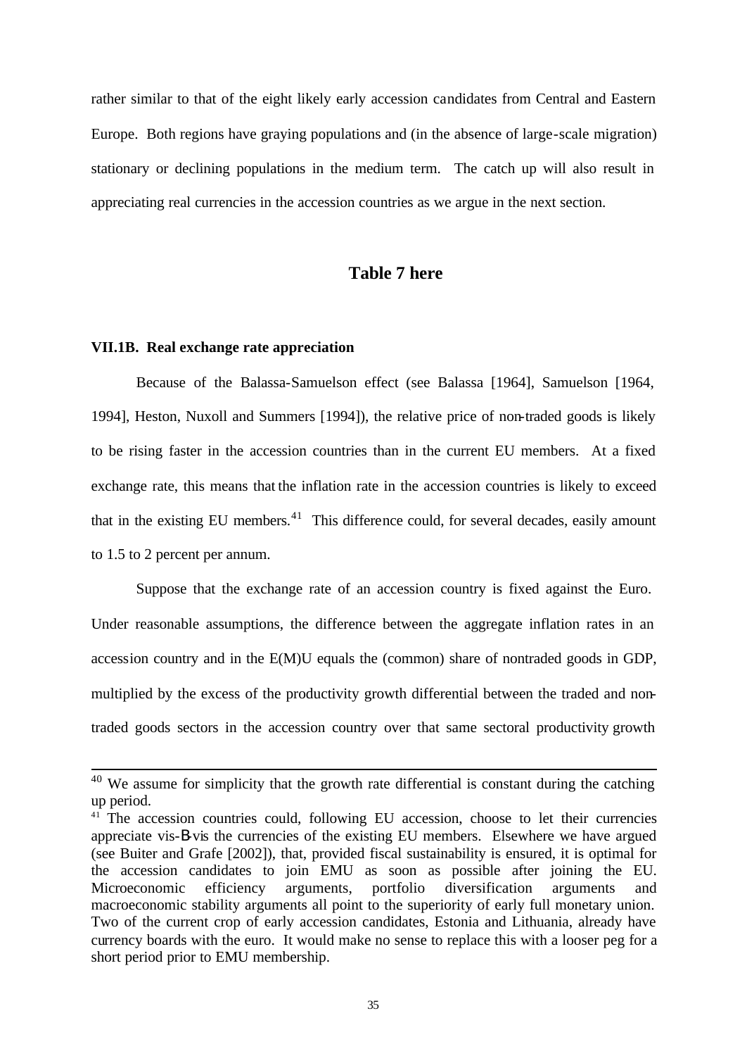rather similar to that of the eight likely early accession candidates from Central and Eastern Europe. Both regions have graying populations and (in the absence of large-scale migration) stationary or declining populations in the medium term. The catch up will also result in appreciating real currencies in the accession countries as we argue in the next section.

**Table 7 here**

#### VII.1B. Real exchange rate appreciation

Because of the Balassa-Samuelson effect (see Balassa [1964], Samuelson [1964, 1994], Heston, Nuxoll and Summers [1994]), the relative price of non-traded goods is likely to be rising faster in the accession countries than in the current EU members. At a fixed exchange rate, this means that the inflation rate in the accession countries is likely to exceed that in the existing EU members.[41] This difference could, for several decades, easily amount to 1.5 to 2 percent per annum.

Suppose that the exchange rate of an accession country is fixed against the Euro. Under reasonable assumptions, the difference between the aggregate inflation rates in an accession country and in the E(M)U equals the (common) share of nontraded goods in GDP, multiplied by the excess of the productivity growth differential between the traded and non-traded goods sectors in the accession country over that same sectoral productivity growth

---

[40] We assume for simplicity that the growth rate differential is constant during the catching up period.

[41] The accession countries could, following EU accession, choose to let their currencies appreciate vis-à-vis the currencies of the existing EU members. Elsewhere we have argued (see Buiter and Grafe [2002]), that, provided fiscal sustainability is ensured, it is optimal for the accession candidates to join EMU as soon as possible after joining the EU. Microeconomic efficiency arguments, portfolio diversification arguments and macroeconomic stability arguments all point to the superiority of early full monetary union. Two of the current crop of early accession candidates, Estonia and Lithuania, already have currency boards with the euro. It would make no sense to replace this with a looser peg for a short period prior to EMU membership.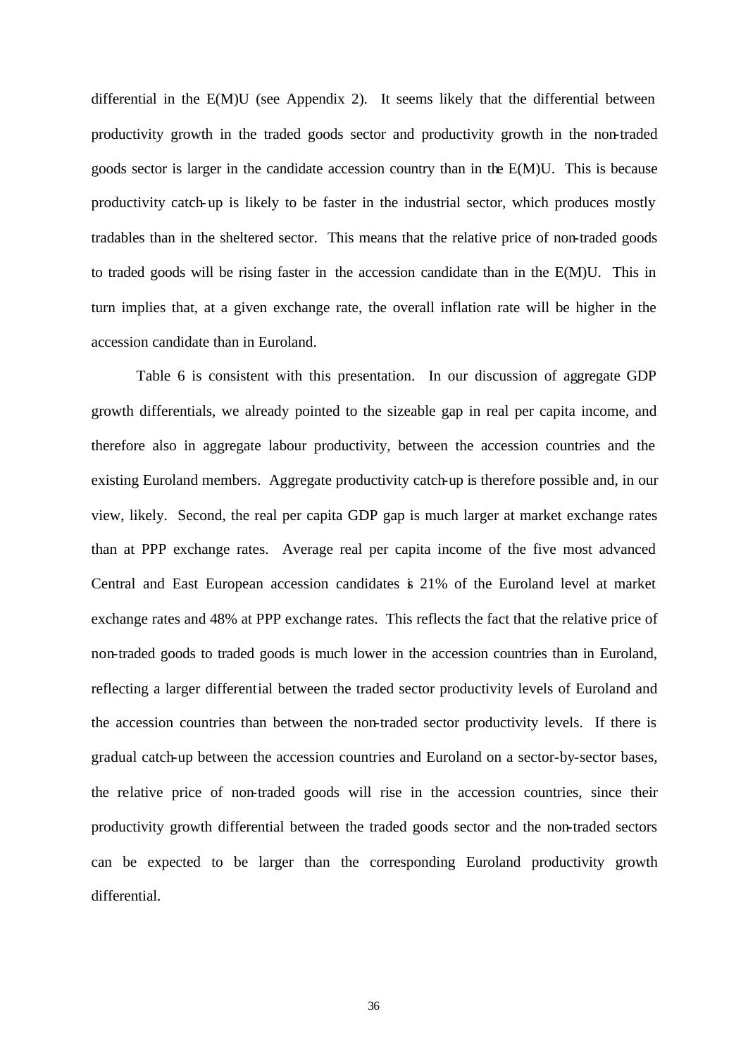differential in the E(M)U (see Appendix 2). It seems likely that the differential between productivity growth in the traded goods sector and productivity growth in the non-traded goods sector is larger in the candidate accession country than in the E(M)U. This is because productivity catch-up is likely to be faster in the industrial sector, which produces mostly tradables than in the sheltered sector. This means that the relative price of non-traded goods to traded goods will be rising faster in the accession candidate than in the E(M)U. This in turn implies that, at a given exchange rate, the overall inflation rate will be higher in the accession candidate than in Euroland.

Table 6 is consistent with this presentation. In our discussion of aggregate GDP growth differentials, we already pointed to the sizeable gap in real per capita income, and therefore also in aggregate labour productivity, between the accession countries and the existing Euroland members. Aggregate productivity catch-up is therefore possible and, in our view, likely. Second, the real per capita GDP gap is much larger at market exchange rates than at PPP exchange rates. Average real per capita income of the five most advanced Central and East European accession candidates is 21% of the Euroland level at market exchange rates and 48% at PPP exchange rates. This reflects the fact that the relative price of non-traded goods to traded goods is much lower in the accession countries than in Euroland, reflecting a larger differential between the traded sector productivity levels of Euroland and the accession countries than between the non-traded sector productivity levels. If there is gradual catch-up between the accession countries and Euroland on a sector-by-sector bases, the relative price of non-traded goods will rise in the accession countries, since their productivity growth differential between the traded goods sector and the non-traded sectors can be expected to be larger than the corresponding Euroland productivity growth differential.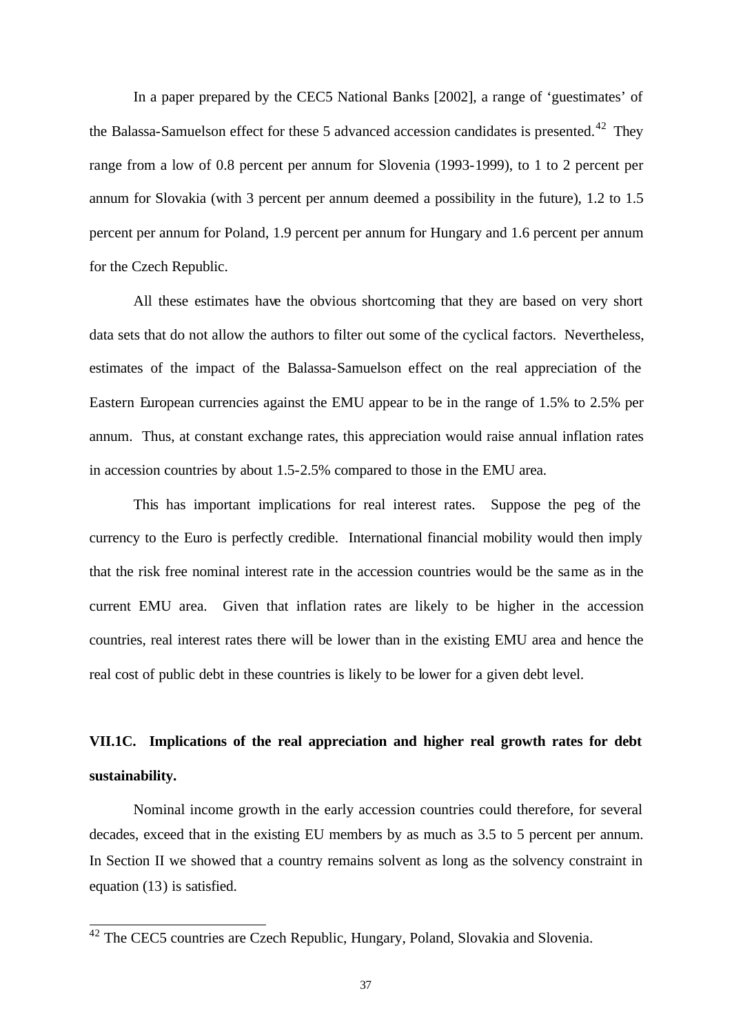In a paper prepared by the CEC5 National Banks [2002], a range of 'guestimates' of the Balassa-Samuelson effect for these 5 advanced accession candidates is presented.[42] They range from a low of 0.8 percent per annum for Slovenia (1993-1999), to 1 to 2 percent per annum for Slovakia (with 3 percent per annum deemed a possibility in the future), 1.2 to 1.5 percent per annum for Poland, 1.9 percent per annum for Hungary and 1.6 percent per annum for the Czech Republic.

All these estimates have the obvious shortcoming that they are based on very short data sets that do not allow the authors to filter out some of the cyclical factors. Nevertheless, estimates of the impact of the Balassa-Samuelson effect on the real appreciation of the Eastern European currencies against the EMU appear to be in the range of 1.5% to 2.5% per annum. Thus, at constant exchange rates, this appreciation would raise annual inflation rates in accession countries by about 1.5-2.5% compared to those in the EMU area.

This has important implications for real interest rates. Suppose the peg of the currency to the Euro is perfectly credible. International financial mobility would then imply that the risk free nominal interest rate in the accession countries would be the same as in the current EMU area. Given that inflation rates are likely to be higher in the accession countries, real interest rates there will be lower than in the existing EMU area and hence the real cost of public debt in these countries is likely to be lower for a given debt level.

### VII.1C. Implications of the real appreciation and higher real growth rates for debt sustainability.

Nominal income growth in the early accession countries could therefore, for several decades, exceed that in the existing EU members by as much as 3.5 to 5 percent per annum. In Section II we showed that a country remains solvent as long as the solvency constraint in equation (13) is satisfied.

[42] The CEC5 countries are Czech Republic, Hungary, Poland, Slovakia and Slovenia.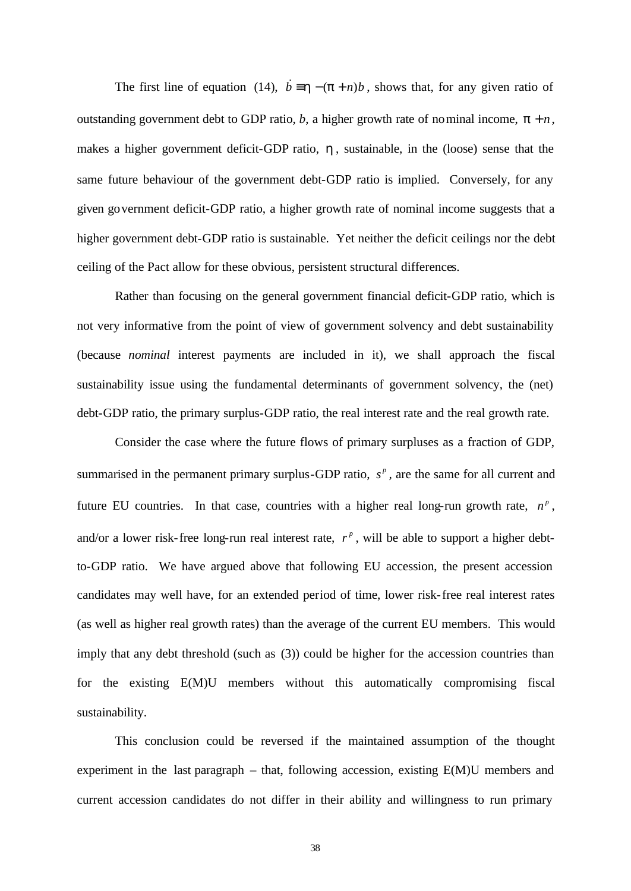The first line of equation (14), $\dot{b} \equiv \eta - (\pi + n)b$, shows that, for any given ratio of outstanding government debt to GDP ratio, *b*, a higher growth rate of nominal income, $\pi + n$, makes a higher government deficit-GDP ratio, $\eta$, sustainable, in the (loose) sense that the same future behaviour of the government debt-GDP ratio is implied. Conversely, for any given government deficit-GDP ratio, a higher growth rate of nominal income suggests that a higher government debt-GDP ratio is sustainable. Yet neither the deficit ceilings nor the debt ceiling of the Pact allow for these obvious, persistent structural differences.

Rather than focusing on the general government financial deficit-GDP ratio, which is not very informative from the point of view of government solvency and debt sustainability (because *nominal* interest payments are included in it), we shall approach the fiscal sustainability issue using the fundamental determinants of government solvency, the (net) debt-GDP ratio, the primary surplus-GDP ratio, the real interest rate and the real growth rate.

Consider the case where the future flows of primary surpluses as a fraction of GDP, summarised in the permanent primary surplus-GDP ratio, $s^p$, are the same for all current and future EU countries. In that case, countries with a higher real long-run growth rate, $n^p$, and/or a lower risk-free long-run real interest rate, $r^p$, will be able to support a higher debt-to-GDP ratio. We have argued above that following EU accession, the present accession candidates may well have, for an extended period of time, lower risk-free real interest rates (as well as higher real growth rates) than the average of the current EU members. This would imply that any debt threshold (such as (3)) could be higher for the accession countries than for the existing E(M)U members without this automatically compromising fiscal sustainability.

This conclusion could be reversed if the maintained assumption of the thought experiment in the last paragraph – that, following accession, existing E(M)U members and current accession candidates do not differ in their ability and willingness to run primary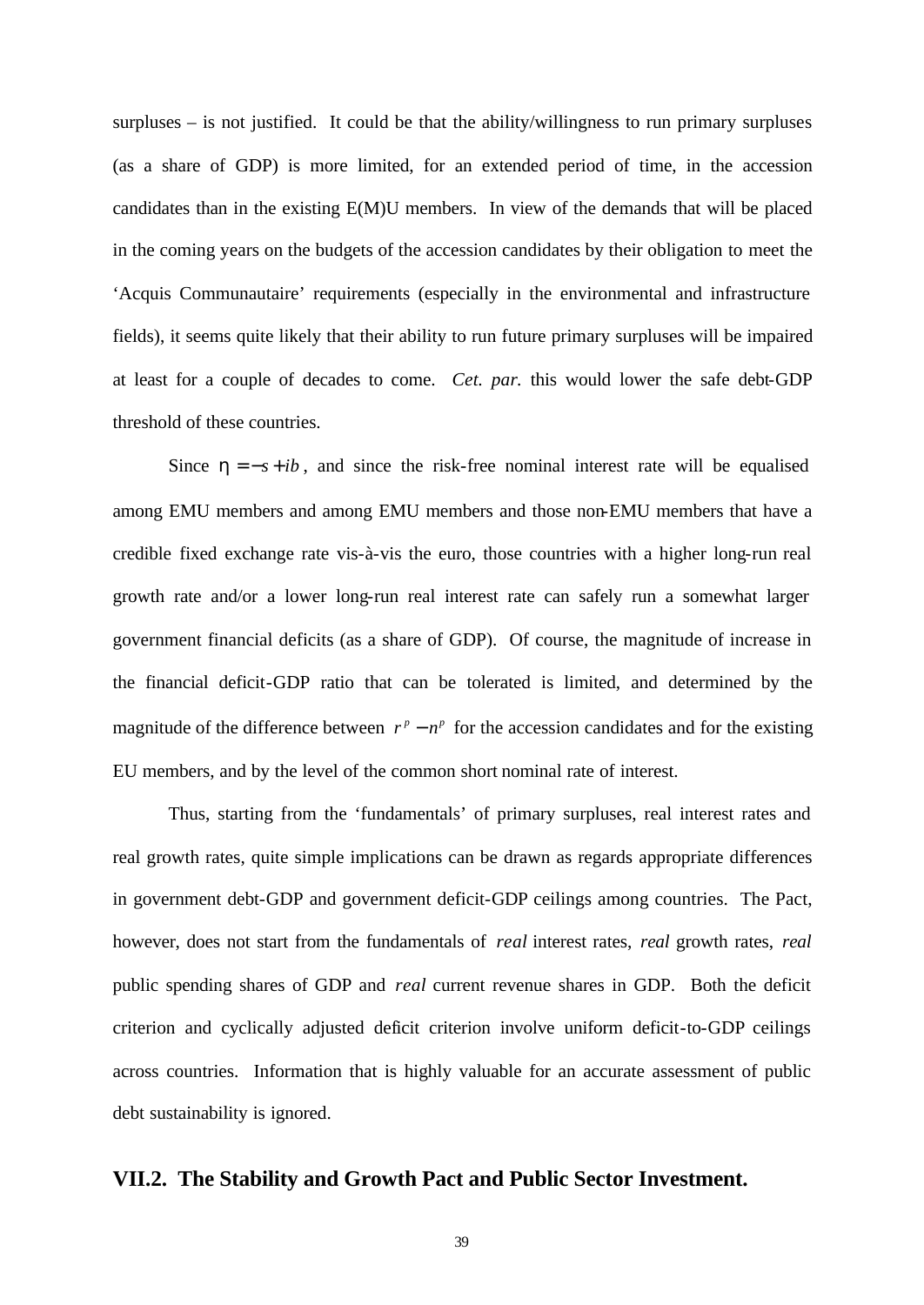surpluses – is not justified. It could be that the ability/willingness to run primary surpluses (as a share of GDP) is more limited, for an extended period of time, in the accession candidates than in the existing E(M)U members. In view of the demands that will be placed in the coming years on the budgets of the accession candidates by their obligation to meet the 'Acquis Communautaire' requirements (especially in the environmental and infrastructure fields), it seems quite likely that their ability to run future primary surpluses will be impaired at least for a couple of decades to come. *Cet. par.* this would lower the safe debt-GDP threshold of these countries.

Since $\eta = -s + ib$, and since the risk-free nominal interest rate will be equalised among EMU members and among EMU members and those non-EMU members that have a credible fixed exchange rate vis-à-vis the euro, those countries with a higher long-run real growth rate and/or a lower long-run real interest rate can safely run a somewhat larger government financial deficits (as a share of GDP). Of course, the magnitude of increase in the financial deficit-GDP ratio that can be tolerated is limited, and determined by the magnitude of the difference between $r^p - n^p$ for the accession candidates and for the existing EU members, and by the level of the common short nominal rate of interest.

Thus, starting from the 'fundamentals' of primary surpluses, real interest rates and real growth rates, quite simple implications can be drawn as regards appropriate differences in government debt-GDP and government deficit-GDP ceilings among countries. The Pact, however, does not start from the fundamentals of *real* interest rates, *real* growth rates, *real* public spending shares of GDP and *real* current revenue shares in GDP. Both the deficit criterion and cyclically adjusted deficit criterion involve uniform deficit-to-GDP ceilings across countries. Information that is highly valuable for an accurate assessment of public debt sustainability is ignored.

## VII.2. The Stability and Growth Pact and Public Sector Investment.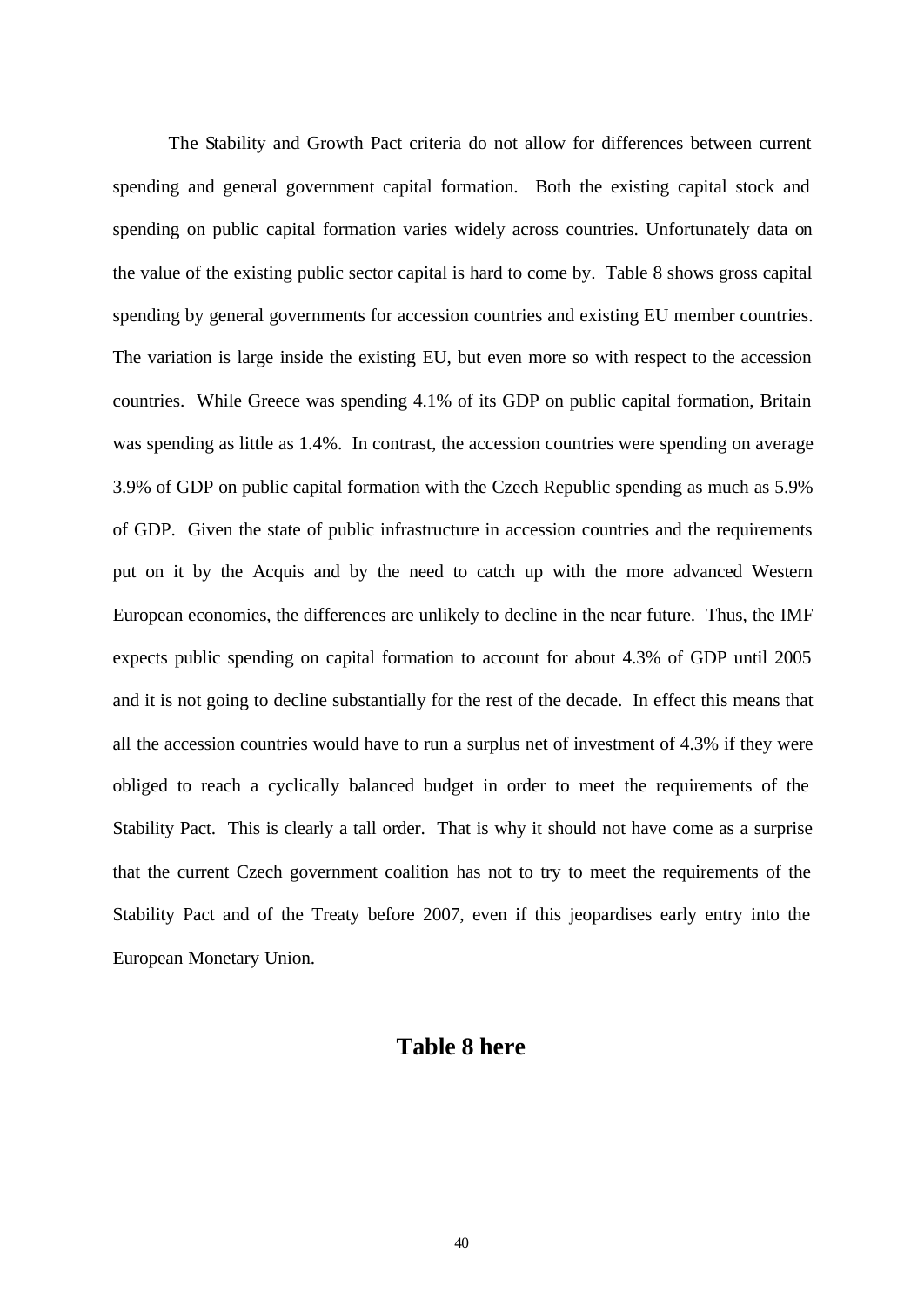The Stability and Growth Pact criteria do not allow for differences between current spending and general government capital formation. Both the existing capital stock and spending on public capital formation varies widely across countries. Unfortunately data on the value of the existing public sector capital is hard to come by. Table 8 shows gross capital spending by general governments for accession countries and existing EU member countries. The variation is large inside the existing EU, but even more so with respect to the accession countries. While Greece was spending 4.1% of its GDP on public capital formation, Britain was spending as little as 1.4%. In contrast, the accession countries were spending on average 3.9% of GDP on public capital formation with the Czech Republic spending as much as 5.9% of GDP. Given the state of public infrastructure in accession countries and the requirements put on it by the Acquis and by the need to catch up with the more advanced Western European economies, the differences are unlikely to decline in the near future. Thus, the IMF expects public spending on capital formation to account for about 4.3% of GDP until 2005 and it is not going to decline substantially for the rest of the decade. In effect this means that all the accession countries would have to run a surplus net of investment of 4.3% if they were obliged to reach a cyclically balanced budget in order to meet the requirements of the Stability Pact. This is clearly a tall order. That is why it should not have come as a surprise that the current Czech government coalition has not to try to meet the requirements of the Stability Pact and of the Treaty before 2007, even if this jeopardises early entry into the European Monetary Union.

**Table 8 here**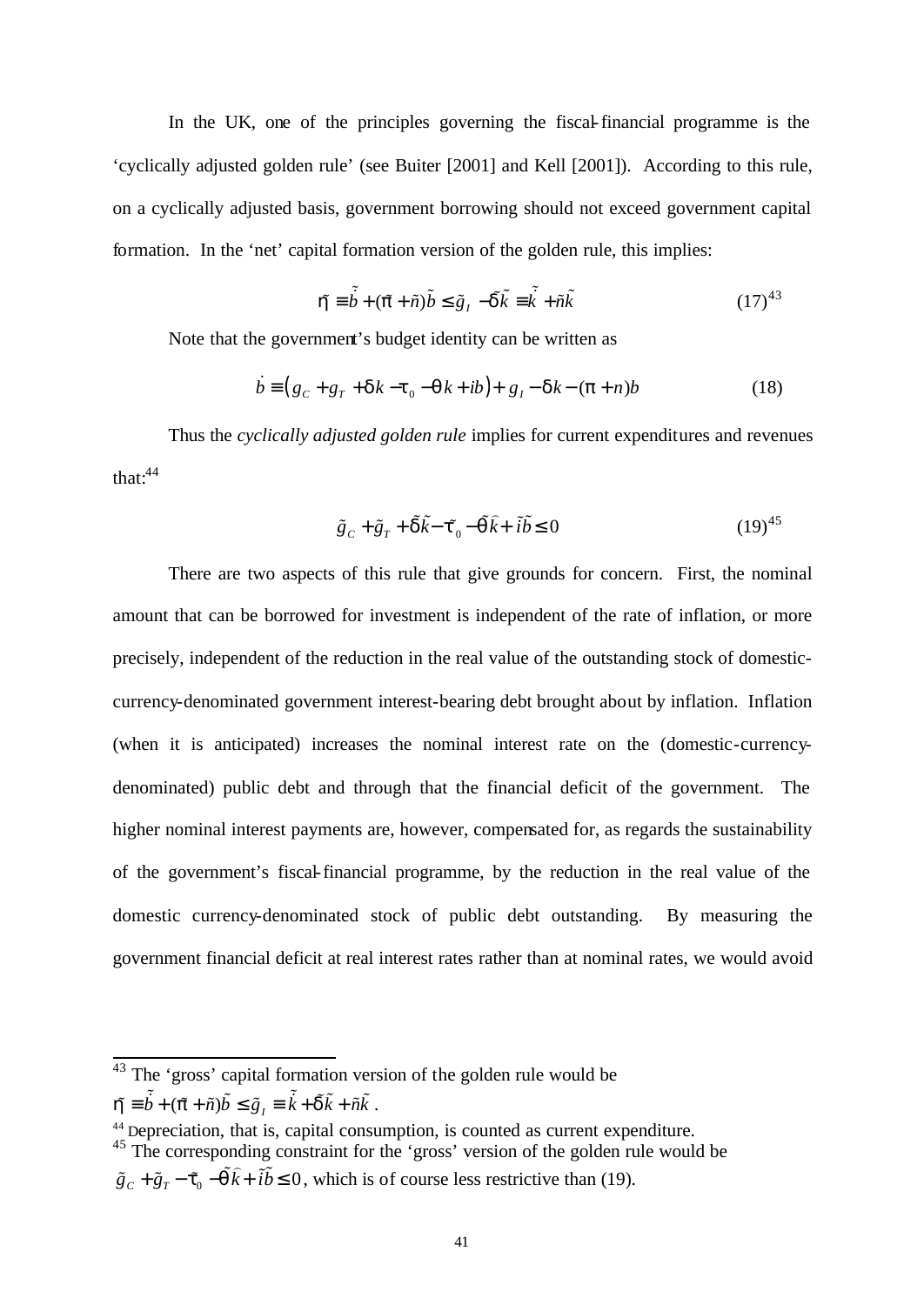In the UK, one of the principles governing the fiscal-financial programme is the 'cyclically adjusted golden rule' (see Buiter [2001] and Kell [2001]). According to this rule, on a cyclically adjusted basis, government borrowing should not exceed government capital formation. In the 'net' capital formation version of the golden rule, this implies:

$$\tilde{\eta} \equiv \dot{\tilde{b}} + (\tilde{\pi} + \tilde{n})\tilde{b} \leq \tilde{g}_I - \tilde{\delta}\tilde{k} \equiv \dot{\tilde{k}} + \tilde{n}\tilde{k} \qquad (17)^{43}$$

Note that the government's budget identity can be written as

$$\dot{b} \equiv \left(g_C + g_T + \delta k - \tau_0 - \theta k + ib\right) + g_I - \delta k - (\pi + n)b \qquad (18)$$

Thus the *cyclically adjusted golden rule* implies for current expenditures and revenues that:[44]

$$\tilde{g}_C + \tilde{g}_T + \tilde{\delta}\tilde{k} - \tilde{\tau}_0 - \tilde{\theta}\hat{k} + \tilde{i}\tilde{b} \leq 0 \qquad (19)^{45}$$

There are two aspects of this rule that give grounds for concern. First, the nominal amount that can be borrowed for investment is independent of the rate of inflation, or more precisely, independent of the reduction in the real value of the outstanding stock of domestic-currency-denominated government interest-bearing debt brought about by inflation. Inflation (when it is anticipated) increases the nominal interest rate on the (domestic-currency-denominated) public debt and through that the financial deficit of the government. The higher nominal interest payments are, however, compensated for, as regards the sustainability of the government's fiscal-financial programme, by the reduction in the real value of the domestic currency-denominated stock of public debt outstanding. By measuring the government financial deficit at real interest rates rather than at nominal rates, we would avoid

---

[43] The 'gross' capital formation version of the golden rule would be
$\tilde{\eta} \equiv \dot{\tilde{b}} + (\tilde{\pi} + \tilde{n})\tilde{b} \leq \tilde{g}_I \equiv \dot{\tilde{k}} + \tilde{\delta}\tilde{k} + \tilde{n}\tilde{k}$.

[44] Depreciation, that is, capital consumption, is counted as current expenditure.

[45] The corresponding constraint for the 'gross' version of the golden rule would be
$\tilde{g}_C + \tilde{g}_T - \tilde{\tau}_0 - \tilde{\theta}\hat{k} + \tilde{i}\tilde{b} \leq 0$, which is of course less restrictive than (19).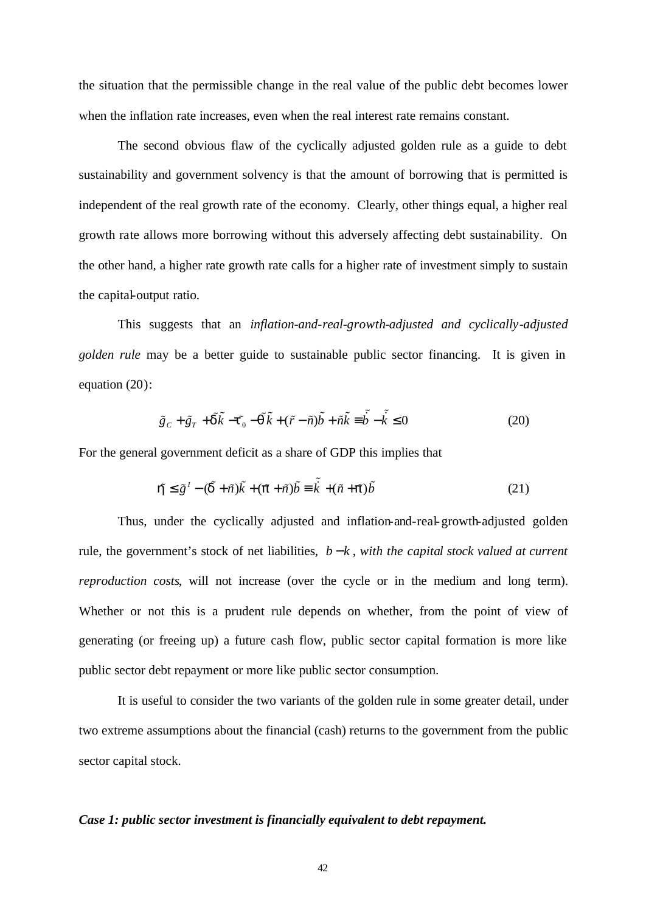the situation that the permissible change in the real value of the public debt becomes lower when the inflation rate increases, even when the real interest rate remains constant.

The second obvious flaw of the cyclically adjusted golden rule as a guide to debt sustainability and government solvency is that the amount of borrowing that is permitted is independent of the real growth rate of the economy. Clearly, other things equal, a higher real growth rate allows more borrowing without this adversely affecting debt sustainability. On the other hand, a higher rate growth rate calls for a higher rate of investment simply to sustain the capital-output ratio.

This suggests that an *inflation-and-real-growth-adjusted and cyclically-adjusted golden rule* may be a better guide to sustainable public sector financing. It is given in equation (20):

$$\tilde{g}_C + \tilde{g}_T + \tilde{\delta}\tilde{k} - \tilde{\tau}_0 - \tilde{\theta}\tilde{k} + (\tilde{r} - \tilde{n})\tilde{b} + \tilde{n}\tilde{k} \equiv \dot{\tilde{b}} - \dot{\tilde{k}} \leq 0 \tag{20}$$

For the general government deficit as a share of GDP this implies that

$$\tilde{\eta} \leq \tilde{g}^I - (\tilde{\delta} + \tilde{n})\tilde{k} + (\tilde{\pi} + \tilde{n})\tilde{b} \equiv \dot{\tilde{k}} + (\tilde{n} + \tilde{\pi})\tilde{b} \tag{21}$$

Thus, under the cyclically adjusted and inflation-and-real-growth-adjusted golden rule, the government's stock of net liabilities, $b - k$, *with the capital stock valued at current reproduction costs*, will not increase (over the cycle or in the medium and long term). Whether or not this is a prudent rule depends on whether, from the point of view of generating (or freeing up) a future cash flow, public sector capital formation is more like public sector debt repayment or more like public sector consumption.

It is useful to consider the two variants of the golden rule in some greater detail, under two extreme assumptions about the financial (cash) returns to the government from the public sector capital stock.

***Case 1: public sector investment is financially equivalent to debt repayment.***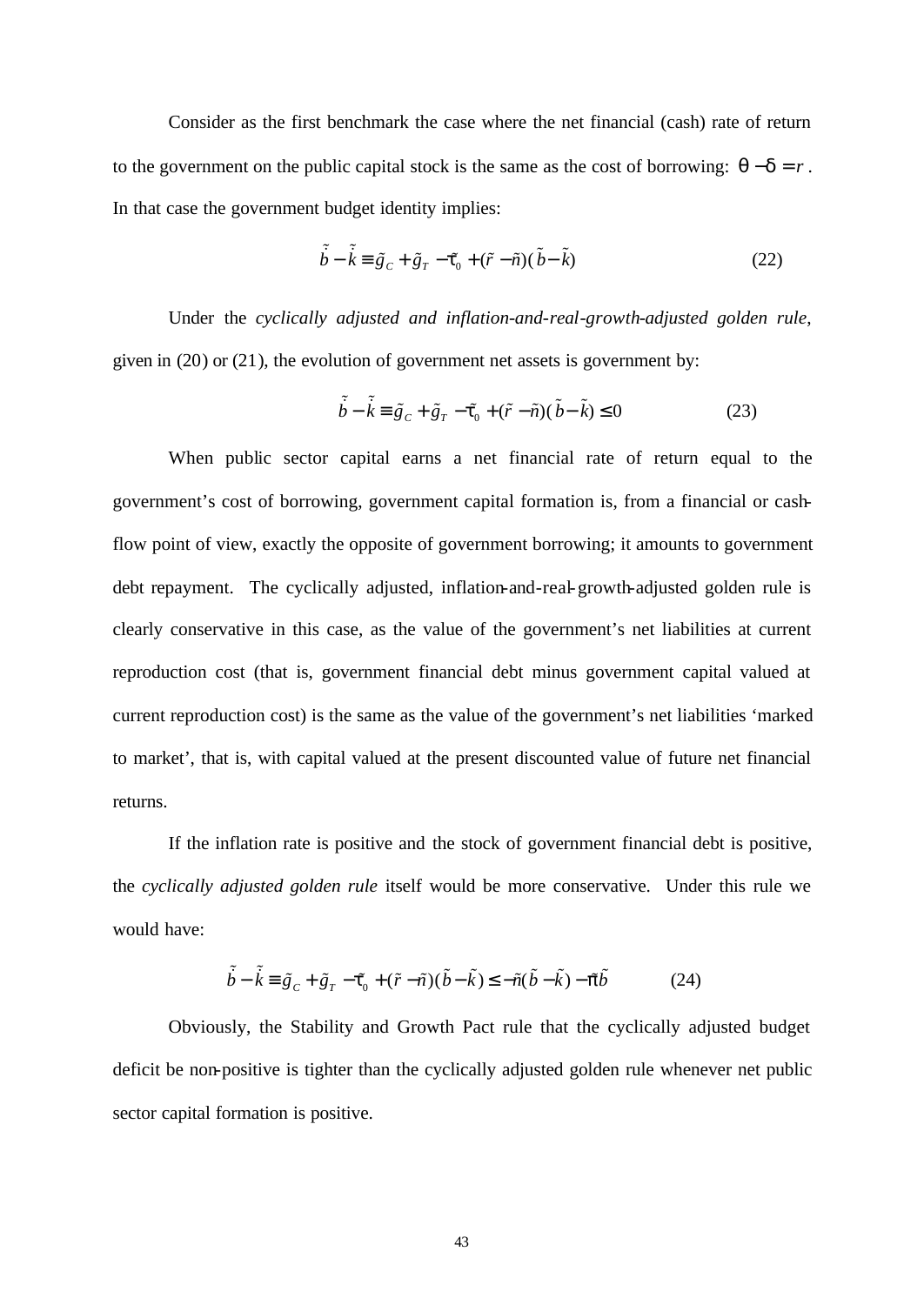Consider as the first benchmark the case where the net financial (cash) rate of return to the government on the public capital stock is the same as the cost of borrowing: $\theta - \delta = r$. In that case the government budget identity implies:

$$\dot{\tilde{b}} - \dot{\tilde{k}} \equiv \tilde{g}_C + \tilde{g}_T - \tilde{\tau}_0 + (\tilde{r} - \tilde{n})(\tilde{b} - \tilde{k}) \tag{22}$$

Under the *cyclically adjusted and inflation-and-real-growth-adjusted golden rule*, given in (20) or (21), the evolution of government net assets is government by:

$$\dot{\tilde{b}} - \dot{\tilde{k}} \equiv \tilde{g}_C + \tilde{g}_T - \tilde{\tau}_0 + (\tilde{r} - \tilde{n})(\tilde{b} - \tilde{k}) \leq 0 \tag{23}$$

When public sector capital earns a net financial rate of return equal to the government's cost of borrowing, government capital formation is, from a financial or cash-flow point of view, exactly the opposite of government borrowing; it amounts to government debt repayment. The cyclically adjusted, inflation-and-real-growth-adjusted golden rule is clearly conservative in this case, as the value of the government's net liabilities at current reproduction cost (that is, government financial debt minus government capital valued at current reproduction cost) is the same as the value of the government's net liabilities 'marked to market', that is, with capital valued at the present discounted value of future net financial returns.

If the inflation rate is positive and the stock of government financial debt is positive, the *cyclically adjusted golden rule* itself would be more conservative. Under this rule we would have:

$$\dot{\tilde{b}} - \dot{\tilde{k}} \equiv \tilde{g}_C + \tilde{g}_T - \tilde{\tau}_0 + (\tilde{r} - \tilde{n})(\tilde{b} - \tilde{k}) \leq -\tilde{n}(\tilde{b} - \tilde{k}) - \tilde{\pi}\tilde{b} \tag{24}$$

Obviously, the Stability and Growth Pact rule that the cyclically adjusted budget deficit be non-positive is tighter than the cyclically adjusted golden rule whenever net public sector capital formation is positive.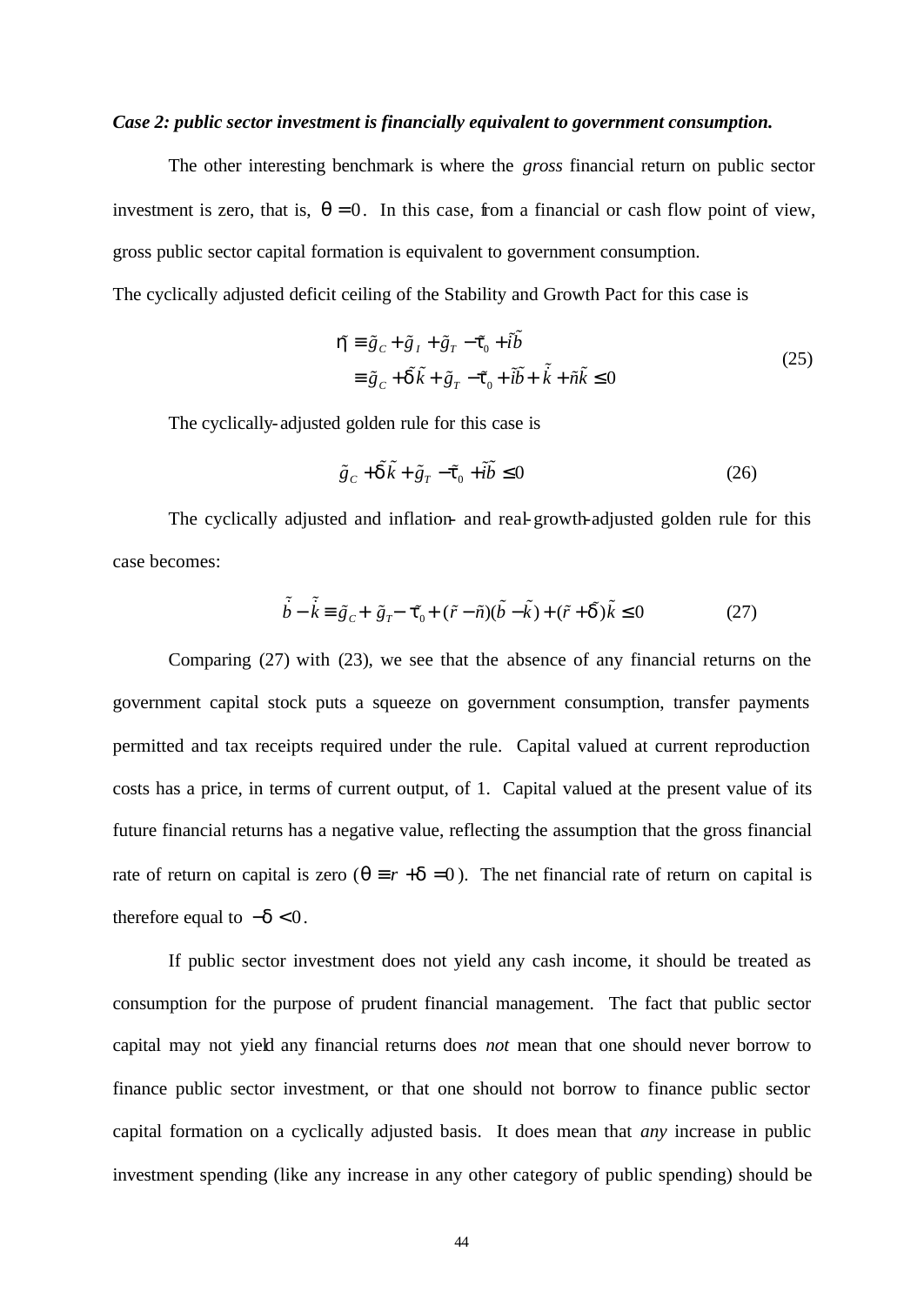***Case 2: public sector investment is financially equivalent to government consumption.***

The other interesting benchmark is where the *gross* financial return on public sector investment is zero, that is, $\theta = 0$. In this case, from a financial or cash flow point of view, gross public sector capital formation is equivalent to government consumption.

The cyclically adjusted deficit ceiling of the Stability and Growth Pact for this case is

$$
\begin{aligned}
\tilde{\eta} &\equiv \tilde{g}_C + \tilde{g}_I + \tilde{g}_T - \tilde{\tau}_0 + \tilde{i}\tilde{b} \\
&\equiv \tilde{g}_C + \tilde{\delta}\tilde{k} + \tilde{g}_T - \tilde{\tau}_0 + \tilde{i}\tilde{b} + \dot{\tilde{k}} + \tilde{n}\tilde{k} \leq 0
\end{aligned}
\tag{25}
$$

The cyclically-adjusted golden rule for this case is

$$
\tilde{g}_C + \tilde{\delta}\tilde{k} + \tilde{g}_T - \tilde{\tau}_0 + \tilde{i}\tilde{b} \leq 0 \tag{26}
$$

The cyclically adjusted and inflation- and real-growth-adjusted golden rule for this case becomes:

$$
\dot{\tilde{b}} - \dot{\tilde{k}} \equiv \tilde{g}_C + \tilde{g}_T - \tilde{\tau}_0 + (\tilde{r} - \tilde{n})(\tilde{b} - \tilde{k}) + (\tilde{r} + \tilde{\delta})\tilde{k} \leq 0 \tag{27}
$$

Comparing (27) with (23), we see that the absence of any financial returns on the government capital stock puts a squeeze on government consumption, transfer payments permitted and tax receipts required under the rule. Capital valued at current reproduction costs has a price, in terms of current output, of 1. Capital valued at the present value of its future financial returns has a negative value, reflecting the assumption that the gross financial rate of return on capital is zero ($\theta \equiv r + \delta = 0$). The net financial rate of return on capital is therefore equal to $-\delta < 0$.

If public sector investment does not yield any cash income, it should be treated as consumption for the purpose of prudent financial management. The fact that public sector capital may not yield any financial returns does *not* mean that one should never borrow to finance public sector investment, or that one should not borrow to finance public sector capital formation on a cyclically adjusted basis. It does mean that *any* increase in public investment spending (like any increase in any other category of public spending) should be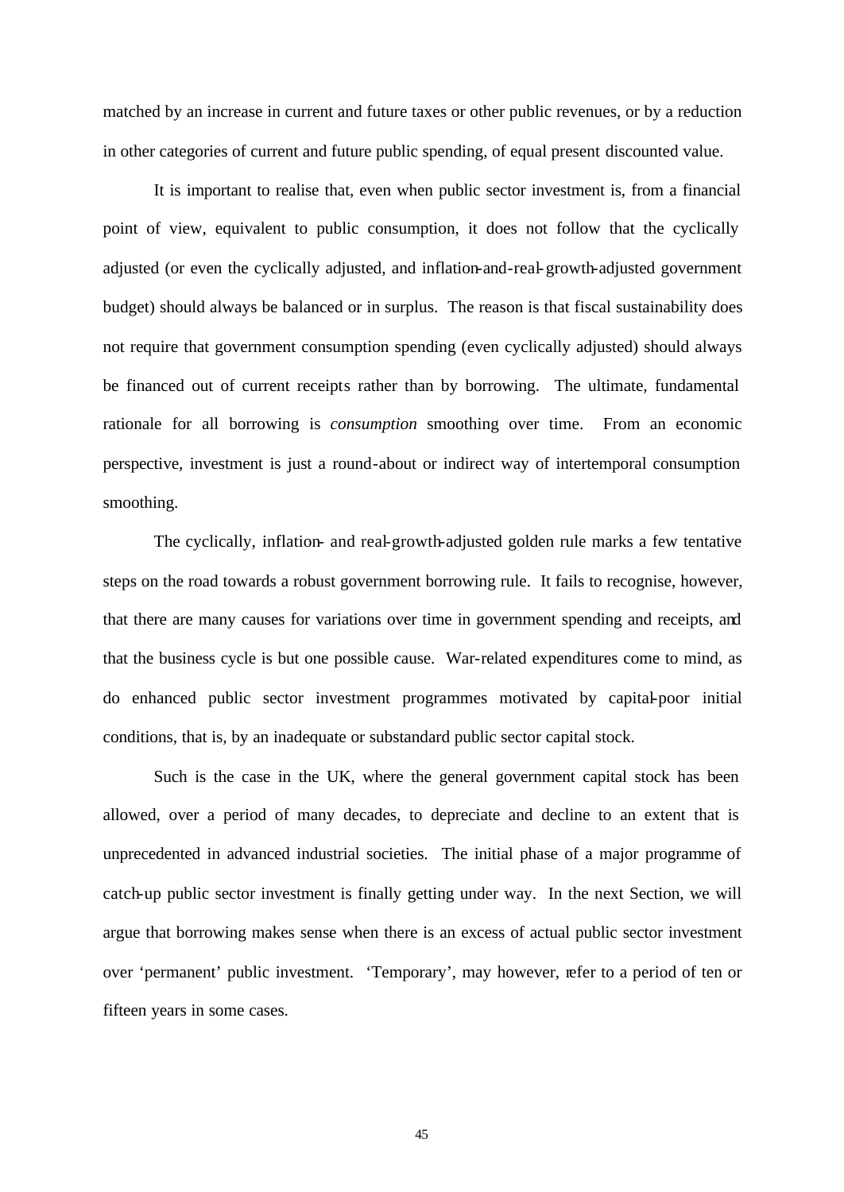matched by an increase in current and future taxes or other public revenues, or by a reduction in other categories of current and future public spending, of equal present discounted value.

It is important to realise that, even when public sector investment is, from a financial point of view, equivalent to public consumption, it does not follow that the cyclically adjusted (or even the cyclically adjusted, and inflation-and-real-growth-adjusted government budget) should always be balanced or in surplus. The reason is that fiscal sustainability does not require that government consumption spending (even cyclically adjusted) should always be financed out of current receipts rather than by borrowing. The ultimate, fundamental rationale for all borrowing is *consumption* smoothing over time. From an economic perspective, investment is just a round-about or indirect way of intertemporal consumption smoothing.

The cyclically, inflation- and real-growth-adjusted golden rule marks a few tentative steps on the road towards a robust government borrowing rule. It fails to recognise, however, that there are many causes for variations over time in government spending and receipts, and that the business cycle is but one possible cause. War-related expenditures come to mind, as do enhanced public sector investment programmes motivated by capital-poor initial conditions, that is, by an inadequate or substandard public sector capital stock.

Such is the case in the UK, where the general government capital stock has been allowed, over a period of many decades, to depreciate and decline to an extent that is unprecedented in advanced industrial societies. The initial phase of a major programme of catch-up public sector investment is finally getting under way. In the next Section, we will argue that borrowing makes sense when there is an excess of actual public sector investment over 'permanent' public investment. 'Temporary', may however, refer to a period of ten or fifteen years in some cases.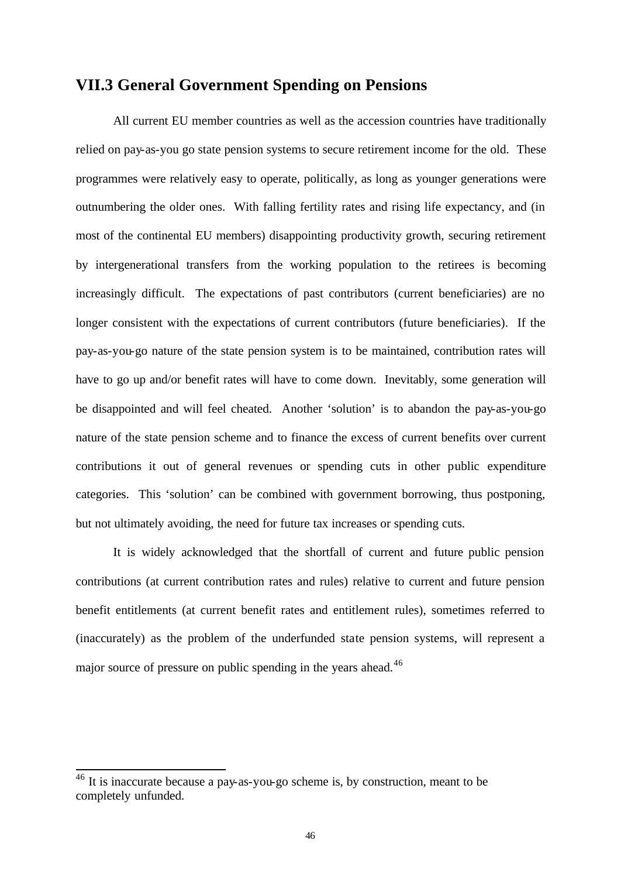## VII.3 General Government Spending on Pensions

All current EU member countries as well as the accession countries have traditionally relied on pay-as-you go state pension systems to secure retirement income for the old. These programmes were relatively easy to operate, politically, as long as younger generations were outnumbering the older ones. With falling fertility rates and rising life expectancy, and (in most of the continental EU members) disappointing productivity growth, securing retirement by intergenerational transfers from the working population to the retirees is becoming increasingly difficult. The expectations of past contributors (current beneficiaries) are no longer consistent with the expectations of current contributors (future beneficiaries). If the pay-as-you-go nature of the state pension system is to be maintained, contribution rates will have to go up and/or benefit rates will have to come down. Inevitably, some generation will be disappointed and will feel cheated. Another 'solution' is to abandon the pay-as-you-go nature of the state pension scheme and to finance the excess of current benefits over current contributions it out of general revenues or spending cuts in other public expenditure categories. This 'solution' can be combined with government borrowing, thus postponing, but not ultimately avoiding, the need for future tax increases or spending cuts.

It is widely acknowledged that the shortfall of current and future public pension contributions (at current contribution rates and rules) relative to current and future pension benefit entitlements (at current benefit rates and entitlement rules), sometimes referred to (inaccurately) as the problem of the underfunded state pension systems, will represent a major source of pressure on public spending in the years ahead.[46]

[46] It is inaccurate because a pay-as-you-go scheme is, by construction, meant to be completely unfunded.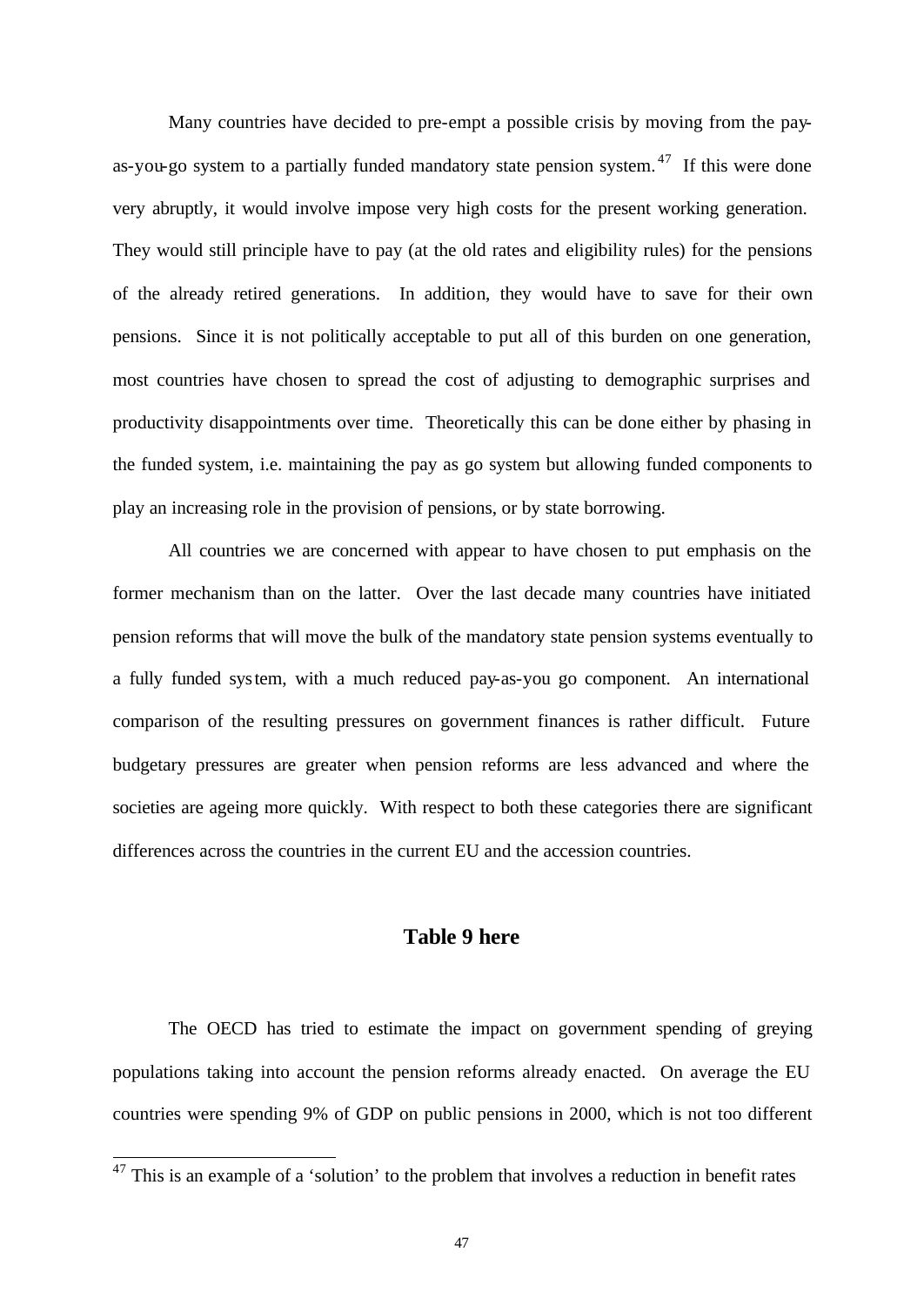Many countries have decided to pre-empt a possible crisis by moving from the pay-as-you-go system to a partially funded mandatory state pension system.[47] If this were done very abruptly, it would involve impose very high costs for the present working generation. They would still principle have to pay (at the old rates and eligibility rules) for the pensions of the already retired generations. In addition, they would have to save for their own pensions. Since it is not politically acceptable to put all of this burden on one generation, most countries have chosen to spread the cost of adjusting to demographic surprises and productivity disappointments over time. Theoretically this can be done either by phasing in the funded system, i.e. maintaining the pay as go system but allowing funded components to play an increasing role in the provision of pensions, or by state borrowing.

All countries we are concerned with appear to have chosen to put emphasis on the former mechanism than on the latter. Over the last decade many countries have initiated pension reforms that will move the bulk of the mandatory state pension systems eventually to a fully funded system, with a much reduced pay-as-you go component. An international comparison of the resulting pressures on government finances is rather difficult. Future budgetary pressures are greater when pension reforms are less advanced and where the societies are ageing more quickly. With respect to both these categories there are significant differences across the countries in the current EU and the accession countries.

**Table 9 here**

The OECD has tried to estimate the impact on government spending of greying populations taking into account the pension reforms already enacted. On average the EU countries were spending 9% of GDP on public pensions in 2000, which is not too different

[47] This is an example of a 'solution' to the problem that involves a reduction in benefit rates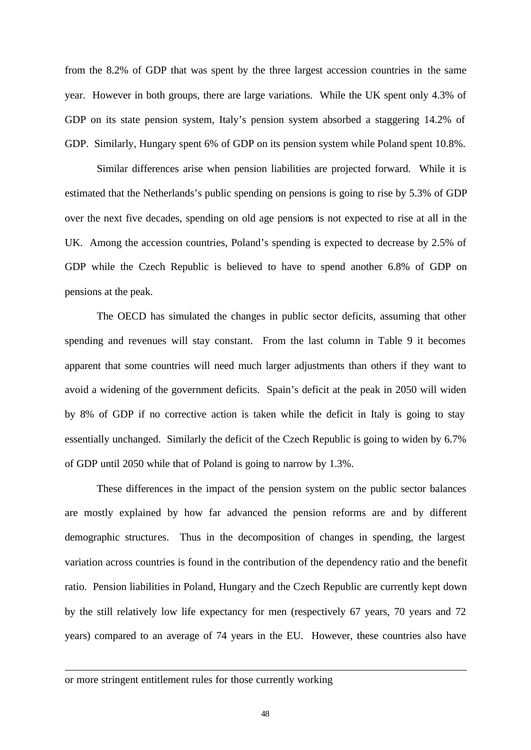from the 8.2% of GDP that was spent by the three largest accession countries in the same year. However in both groups, there are large variations. While the UK spent only 4.3% of GDP on its state pension system, Italy's pension system absorbed a staggering 14.2% of GDP. Similarly, Hungary spent 6% of GDP on its pension system while Poland spent 10.8%.

Similar differences arise when pension liabilities are projected forward. While it is estimated that the Netherlands's public spending on pensions is going to rise by 5.3% of GDP over the next five decades, spending on old age pensions is not expected to rise at all in the UK. Among the accession countries, Poland's spending is expected to decrease by 2.5% of GDP while the Czech Republic is believed to have to spend another 6.8% of GDP on pensions at the peak.

The OECD has simulated the changes in public sector deficits, assuming that other spending and revenues will stay constant. From the last column in Table 9 it becomes apparent that some countries will need much larger adjustments than others if they want to avoid a widening of the government deficits. Spain's deficit at the peak in 2050 will widen by 8% of GDP if no corrective action is taken while the deficit in Italy is going to stay essentially unchanged. Similarly the deficit of the Czech Republic is going to widen by 6.7% of GDP until 2050 while that of Poland is going to narrow by 1.3%.

These differences in the impact of the pension system on the public sector balances are mostly explained by how far advanced the pension reforms are and by different demographic structures. Thus in the decomposition of changes in spending, the largest variation across countries is found in the contribution of the dependency ratio and the benefit ratio. Pension liabilities in Poland, Hungary and the Czech Republic are currently kept down by the still relatively low life expectancy for men (respectively 67 years, 70 years and 72 years) compared to an average of 74 years in the EU. However, these countries also have

---

or more stringent entitlement rules for those currently working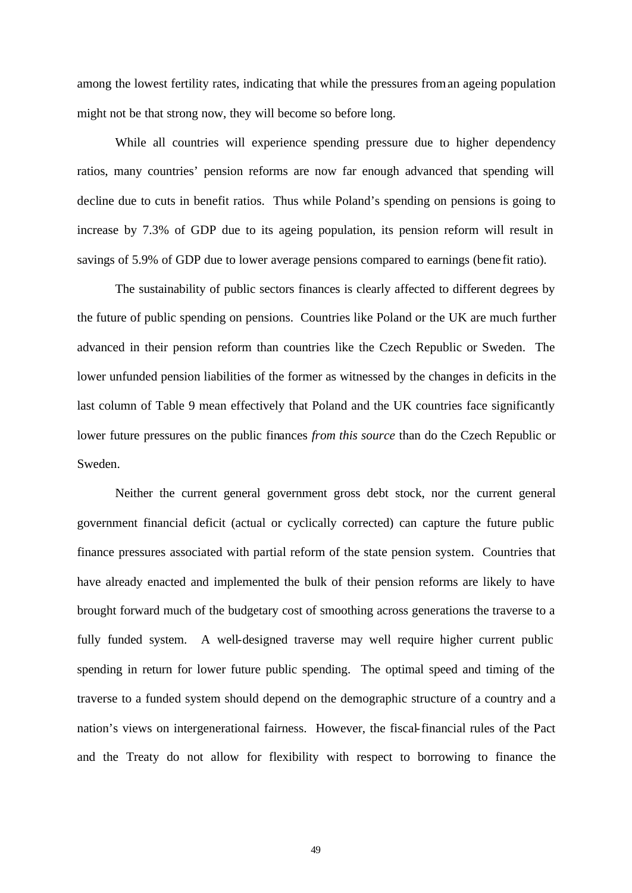among the lowest fertility rates, indicating that while the pressures from an ageing population might not be that strong now, they will become so before long.

While all countries will experience spending pressure due to higher dependency ratios, many countries' pension reforms are now far enough advanced that spending will decline due to cuts in benefit ratios. Thus while Poland's spending on pensions is going to increase by 7.3% of GDP due to its ageing population, its pension reform will result in savings of 5.9% of GDP due to lower average pensions compared to earnings (benefit ratio).

The sustainability of public sectors finances is clearly affected to different degrees by the future of public spending on pensions. Countries like Poland or the UK are much further advanced in their pension reform than countries like the Czech Republic or Sweden. The lower unfunded pension liabilities of the former as witnessed by the changes in deficits in the last column of Table 9 mean effectively that Poland and the UK countries face significantly lower future pressures on the public finances *from this source* than do the Czech Republic or Sweden.

Neither the current general government gross debt stock, nor the current general government financial deficit (actual or cyclically corrected) can capture the future public finance pressures associated with partial reform of the state pension system. Countries that have already enacted and implemented the bulk of their pension reforms are likely to have brought forward much of the budgetary cost of smoothing across generations the traverse to a fully funded system. A well-designed traverse may well require higher current public spending in return for lower future public spending. The optimal speed and timing of the traverse to a funded system should depend on the demographic structure of a country and a nation's views on intergenerational fairness. However, the fiscal-financial rules of the Pact and the Treaty do not allow for flexibility with respect to borrowing to finance the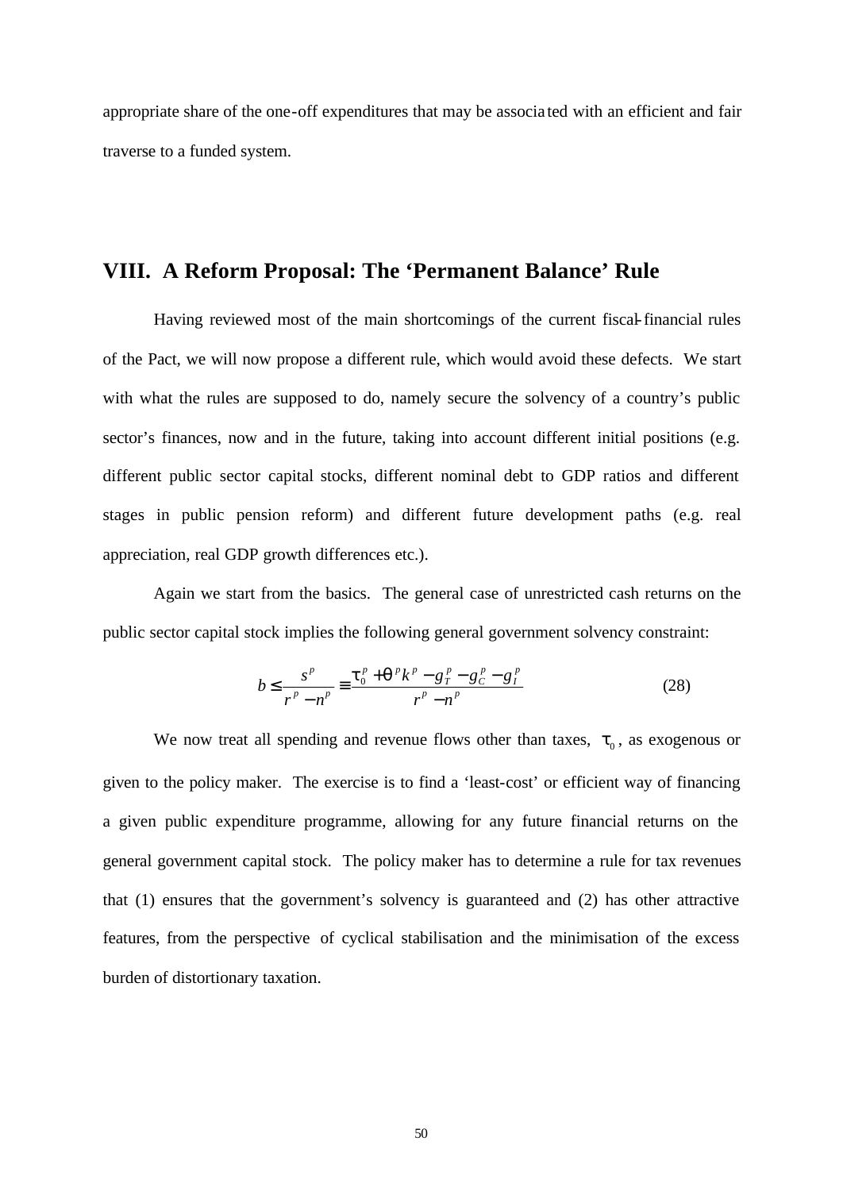appropriate share of the one-off expenditures that may be associated with an efficient and fair traverse to a funded system.

## VIII. A Reform Proposal: The 'Permanent Balance' Rule

Having reviewed most of the main shortcomings of the current fiscal-financial rules of the Pact, we will now propose a different rule, which would avoid these defects. We start with what the rules are supposed to do, namely secure the solvency of a country's public sector's finances, now and in the future, taking into account different initial positions (e.g. different public sector capital stocks, different nominal debt to GDP ratios and different stages in public pension reform) and different future development paths (e.g. real appreciation, real GDP growth differences etc.).

Again we start from the basics. The general case of unrestricted cash returns on the public sector capital stock implies the following general government solvency constraint:

$$b \leq \frac{s^p}{r^p - n^p} \equiv \frac{\tau_0^p + \theta^p k^p - g_T^p - g_C^p - g_I^p}{r^p - n^p} \tag{28}$$

We now treat all spending and revenue flows other than taxes, $\tau_0$, as exogenous or given to the policy maker. The exercise is to find a 'least-cost' or efficient way of financing a given public expenditure programme, allowing for any future financial returns on the general government capital stock. The policy maker has to determine a rule for tax revenues that (1) ensures that the government's solvency is guaranteed and (2) has other attractive features, from the perspective of cyclical stabilisation and the minimisation of the excess burden of distortionary taxation.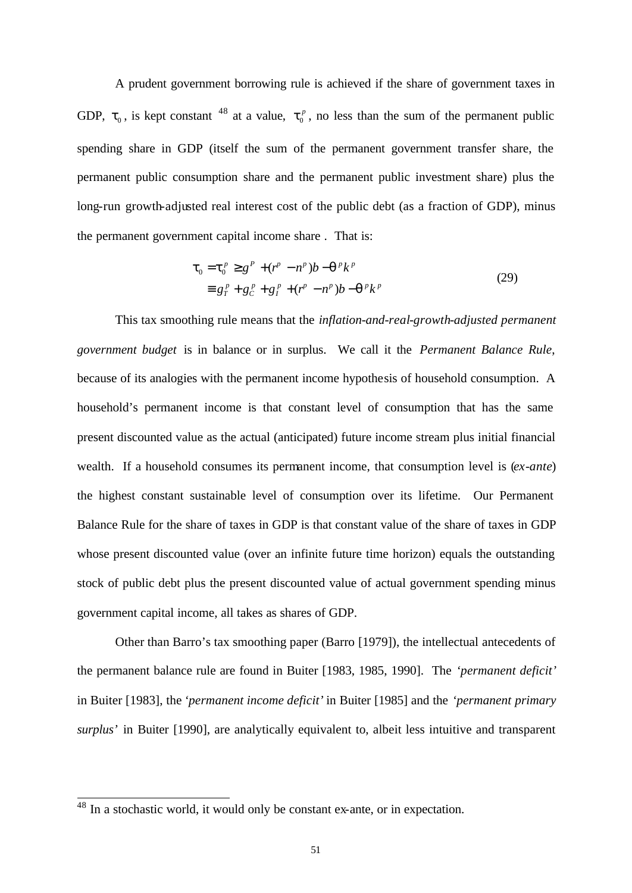A prudent government borrowing rule is achieved if the share of government taxes in GDP, $\tau_0$, is kept constant [48] at a value, $\tau_0^p$, no less than the sum of the permanent public spending share in GDP (itself the sum of the permanent government transfer share, the permanent public consumption share and the permanent public investment share) plus the long-run growth-adjusted real interest cost of the public debt (as a fraction of GDP), minus the permanent government capital income share . That is:

$$
\begin{aligned}
\tau_0 = \tau_0^p &\geq g^P + (r^p - n^p)b - \theta^p k^p \\
&\equiv g_T^p + g_C^p + g_I^p + (r^p - n^p)b - \theta^p k^p
\end{aligned}
\tag{29}
$$

This tax smoothing rule means that the *inflation-and-real-growth-adjusted permanent government budget* is in balance or in surplus. We call it the *Permanent Balance Rule*, because of its analogies with the permanent income hypothesis of household consumption. A household's permanent income is that constant level of consumption that has the same present discounted value as the actual (anticipated) future income stream plus initial financial wealth. If a household consumes its permanent income, that consumption level is (*ex-ante*) the highest constant sustainable level of consumption over its lifetime. Our Permanent Balance Rule for the share of taxes in GDP is that constant value of the share of taxes in GDP whose present discounted value (over an infinite future time horizon) equals the outstanding stock of public debt plus the present discounted value of actual government spending minus government capital income, all takes as shares of GDP.

Other than Barro's tax smoothing paper (Barro [1979]), the intellectual antecedents of the permanent balance rule are found in Buiter [1983, 1985, 1990]. The *'permanent deficit'* in Buiter [1983], the *'permanent income deficit'* in Buiter [1985] and the *'permanent primary surplus'* in Buiter [1990], are analytically equivalent to, albeit less intuitive and transparent

---

[48] In a stochastic world, it would only be constant ex-ante, or in expectation.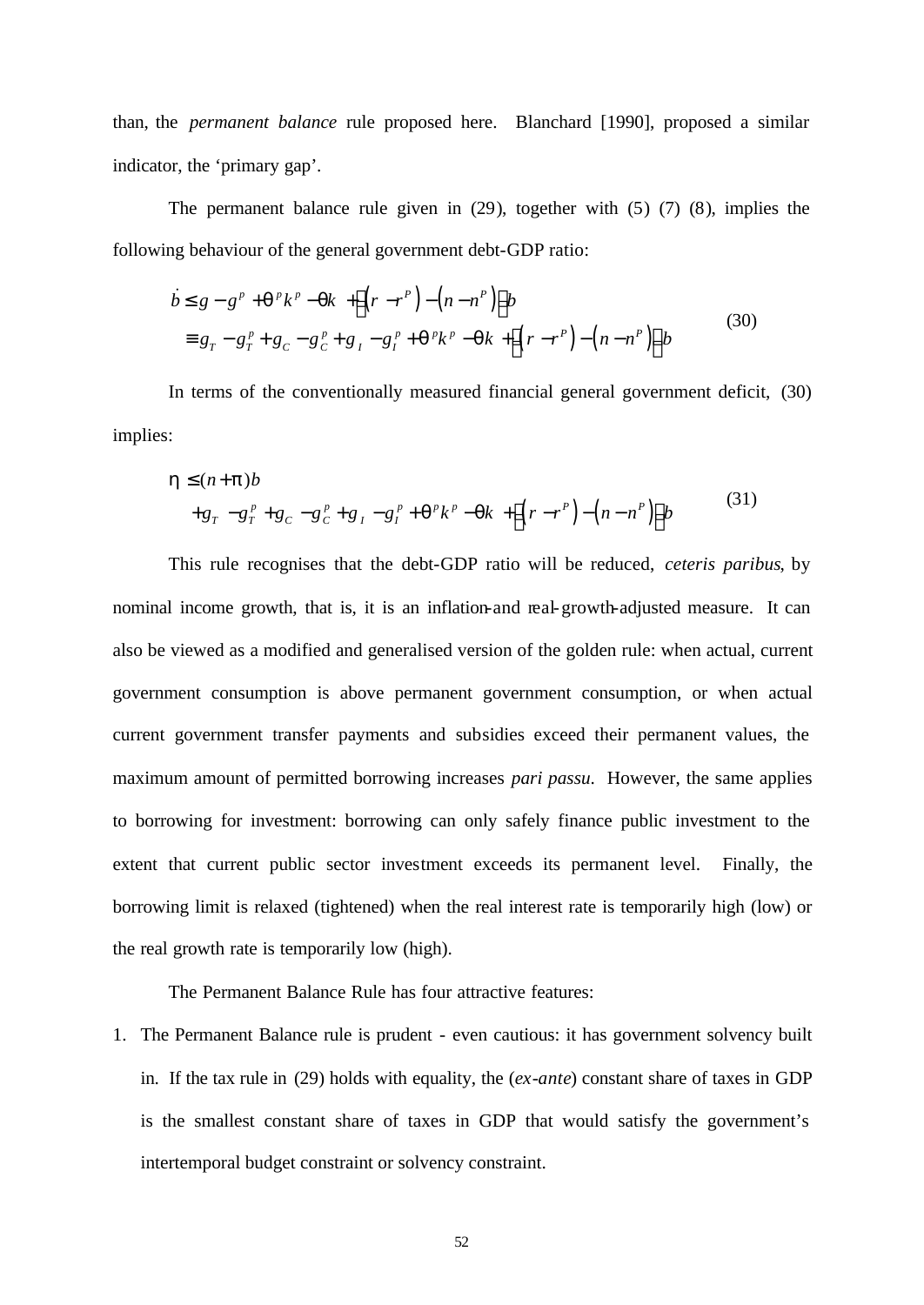than, the *permanent balance* rule proposed here. Blanchard [1990], proposed a similar indicator, the 'primary gap'.

The permanent balance rule given in (29), together with (5) (7) (8), implies the following behaviour of the general government debt-GDP ratio:

$$
\begin{aligned}
\dot{b} &\leq g - g^p + \theta^p k^p - \theta k + \left[\left(r - r^P\right) - \left(n - n^P\right)\right] b \\
&\equiv g_T - g_T^p + g_C - g_C^p + g_I - g_I^p + \theta^p k^p - \theta k + \left[\left(r - r^P\right) - \left(n - n^P\right)\right] b
\end{aligned}
\tag{30}
$$

In terms of the conventionally measured financial general government deficit, (30) implies:

$$
\begin{aligned}
\eta &\leq (n + \pi) b \\
&+ g_T - g_T^p + g_C - g_C^p + g_I - g_I^p + \theta^p k^p - \theta k + \left[\left(r - r^P\right) - \left(n - n^P\right)\right] b
\end{aligned}
\tag{31}
$$

This rule recognises that the debt-GDP ratio will be reduced, *ceteris paribus*, by nominal income growth, that is, it is an inflation-and real-growth-adjusted measure. It can also be viewed as a modified and generalised version of the golden rule: when actual, current government consumption is above permanent government consumption, or when actual current government transfer payments and subsidies exceed their permanent values, the maximum amount of permitted borrowing increases *pari passu*. However, the same applies to borrowing for investment: borrowing can only safely finance public investment to the extent that current public sector investment exceeds its permanent level. Finally, the borrowing limit is relaxed (tightened) when the real interest rate is temporarily high (low) or the real growth rate is temporarily low (high).

The Permanent Balance Rule has four attractive features:

1. The Permanent Balance rule is prudent - even cautious: it has government solvency built in. If the tax rule in (29) holds with equality, the (*ex-ante*) constant share of taxes in GDP is the smallest constant share of taxes in GDP that would satisfy the government's intertemporal budget constraint or solvency constraint.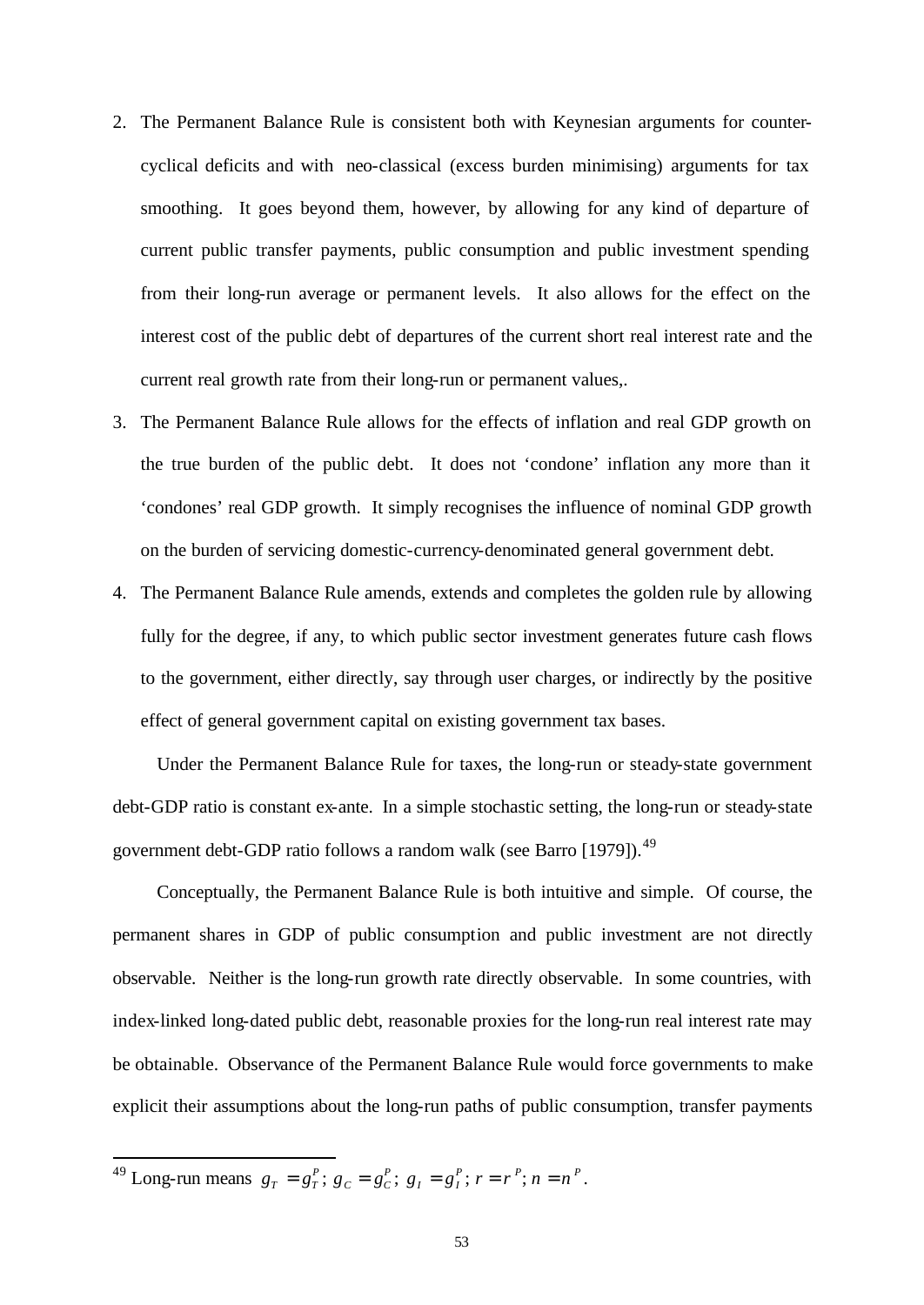2. The Permanent Balance Rule is consistent both with Keynesian arguments for counter-cyclical deficits and with neo-classical (excess burden minimising) arguments for tax smoothing. It goes beyond them, however, by allowing for any kind of departure of current public transfer payments, public consumption and public investment spending from their long-run average or permanent levels. It also allows for the effect on the interest cost of the public debt of departures of the current short real interest rate and the current real growth rate from their long-run or permanent values,.
3. The Permanent Balance Rule allows for the effects of inflation and real GDP growth on the true burden of the public debt. It does not 'condone' inflation any more than it 'condones' real GDP growth. It simply recognises the influence of nominal GDP growth on the burden of servicing domestic-currency-denominated general government debt.
4. The Permanent Balance Rule amends, extends and completes the golden rule by allowing fully for the degree, if any, to which public sector investment generates future cash flows to the government, either directly, say through user charges, or indirectly by the positive effect of general government capital on existing government tax bases.

Under the Permanent Balance Rule for taxes, the long-run or steady-state government debt-GDP ratio is constant ex-ante. In a simple stochastic setting, the long-run or steady-state government debt-GDP ratio follows a random walk (see Barro [1979]).[49]

Conceptually, the Permanent Balance Rule is both intuitive and simple. Of course, the permanent shares in GDP of public consumption and public investment are not directly observable. Neither is the long-run growth rate directly observable. In some countries, with index-linked long-dated public debt, reasonable proxies for the long-run real interest rate may be obtainable. Observance of the Permanent Balance Rule would force governments to make explicit their assumptions about the long-run paths of public consumption, transfer payments

[49] Long-run means $g_T = g_T^P$; $g_C = g_C^P$; $g_I = g_I^P$; $r = r^P$; $n = n^P$.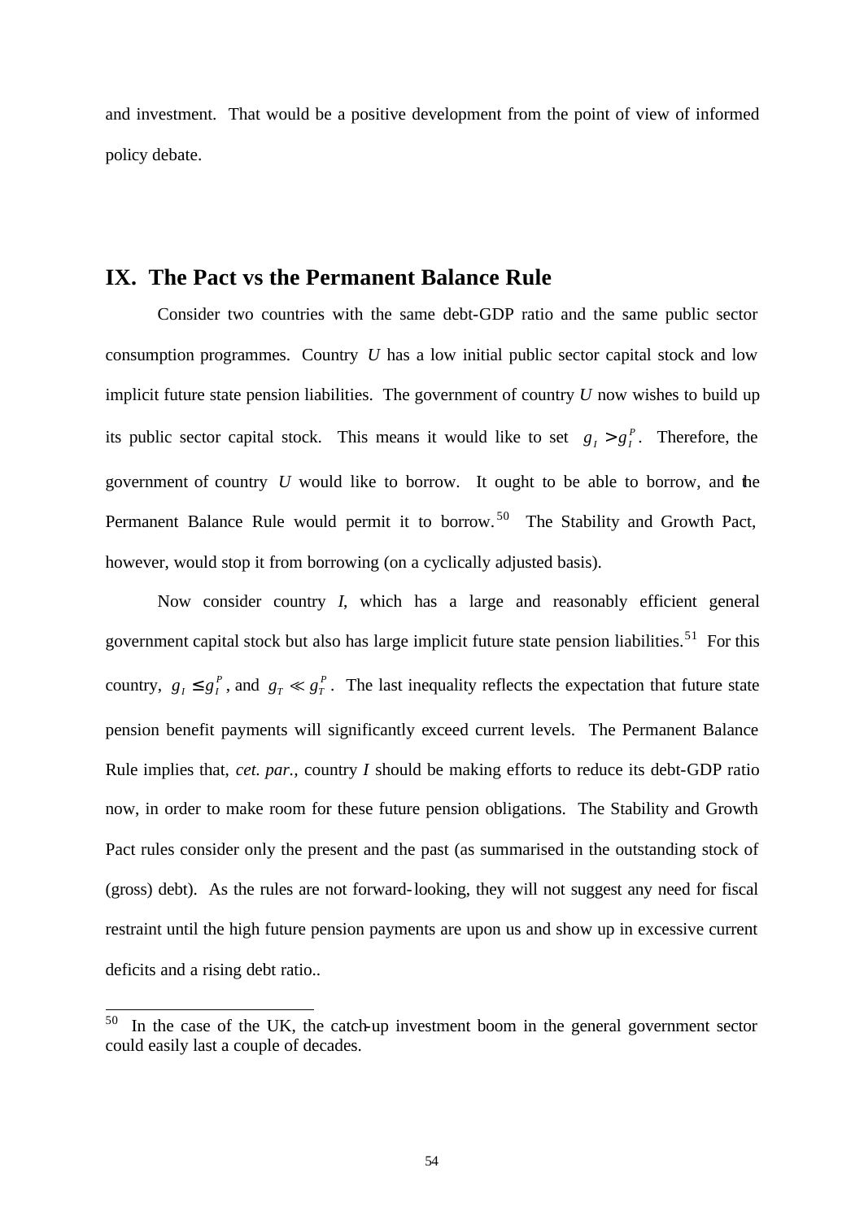and investment. That would be a positive development from the point of view of informed policy debate.

## IX. The Pact vs the Permanent Balance Rule

Consider two countries with the same debt-GDP ratio and the same public sector consumption programmes. Country *U* has a low initial public sector capital stock and low implicit future state pension liabilities. The government of country *U* now wishes to build up its public sector capital stock. This means it would like to set $g_I > g_I^P$. Therefore, the government of country *U* would like to borrow. It ought to be able to borrow, and the Permanent Balance Rule would permit it to borrow.[50] The Stability and Growth Pact, however, would stop it from borrowing (on a cyclically adjusted basis).

Now consider country *I*, which has a large and reasonably efficient general government capital stock but also has large implicit future state pension liabilities.[51] For this country, $g_I \leq g_I^P$, and $g_T \ll g_T^P$. The last inequality reflects the expectation that future state pension benefit payments will significantly exceed current levels. The Permanent Balance Rule implies that, *cet. par.,* country *I* should be making efforts to reduce its debt-GDP ratio now, in order to make room for these future pension obligations. The Stability and Growth Pact rules consider only the present and the past (as summarised in the outstanding stock of (gross) debt). As the rules are not forward-looking, they will not suggest any need for fiscal restraint until the high future pension payments are upon us and show up in excessive current deficits and a rising debt ratio..

---

[50] In the case of the UK, the catch-up investment boom in the general government sector could easily last a couple of decades.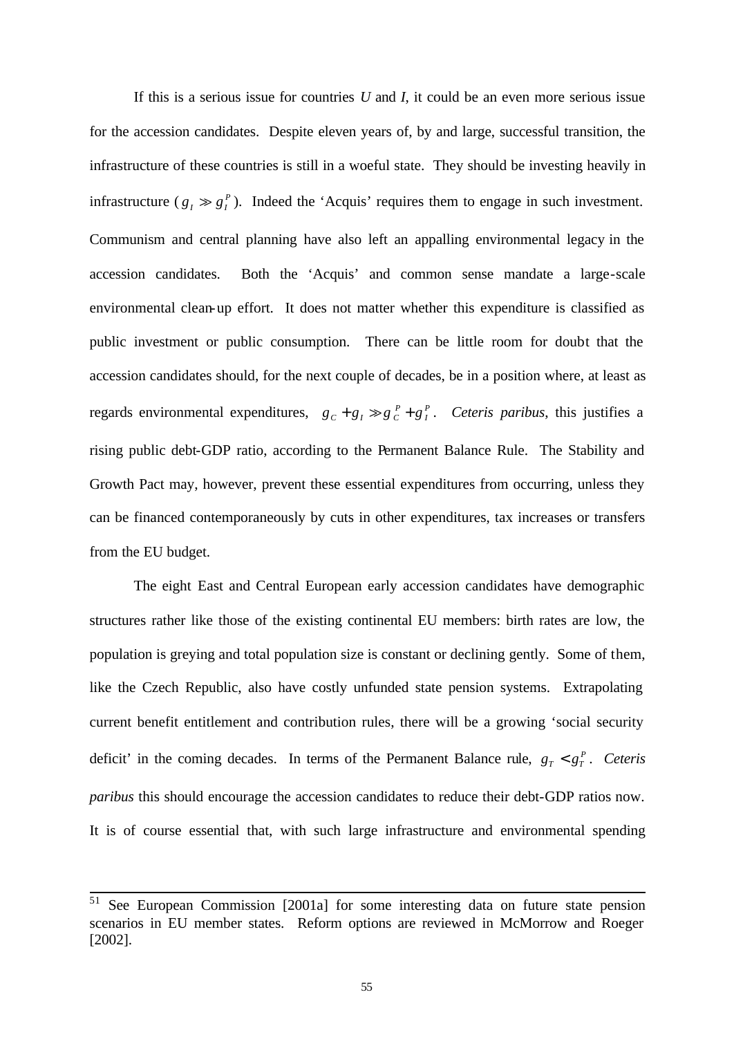If this is a serious issue for countries *U* and *I*, it could be an even more serious issue for the accession candidates. Despite eleven years of, by and large, successful transition, the infrastructure of these countries is still in a woeful state. They should be investing heavily in infrastructure ($g_I \gg g_I^P$). Indeed the 'Acquis' requires them to engage in such investment. Communism and central planning have also left an appalling environmental legacy in the accession candidates. Both the 'Acquis' and common sense mandate a large-scale environmental clean-up effort. It does not matter whether this expenditure is classified as public investment or public consumption. There can be little room for doubt that the accession candidates should, for the next couple of decades, be in a position where, at least as regards environmental expenditures, $g_C + g_I \gg g_C^P + g_I^P$. *Ceteris paribus*, this justifies a rising public debt-GDP ratio, according to the Permanent Balance Rule. The Stability and Growth Pact may, however, prevent these essential expenditures from occurring, unless they can be financed contemporaneously by cuts in other expenditures, tax increases or transfers from the EU budget.

The eight East and Central European early accession candidates have demographic structures rather like those of the existing continental EU members: birth rates are low, the population is greying and total population size is constant or declining gently. Some of them, like the Czech Republic, also have costly unfunded state pension systems. Extrapolating current benefit entitlement and contribution rules, there will be a growing 'social security deficit' in the coming decades. In terms of the Permanent Balance rule, $g_T < g_T^P$. *Ceteris paribus* this should encourage the accession candidates to reduce their debt-GDP ratios now. It is of course essential that, with such large infrastructure and environmental spending

---

[51] See European Commission [2001a] for some interesting data on future state pension scenarios in EU member states. Reform options are reviewed in McMorrow and Roeger [2002].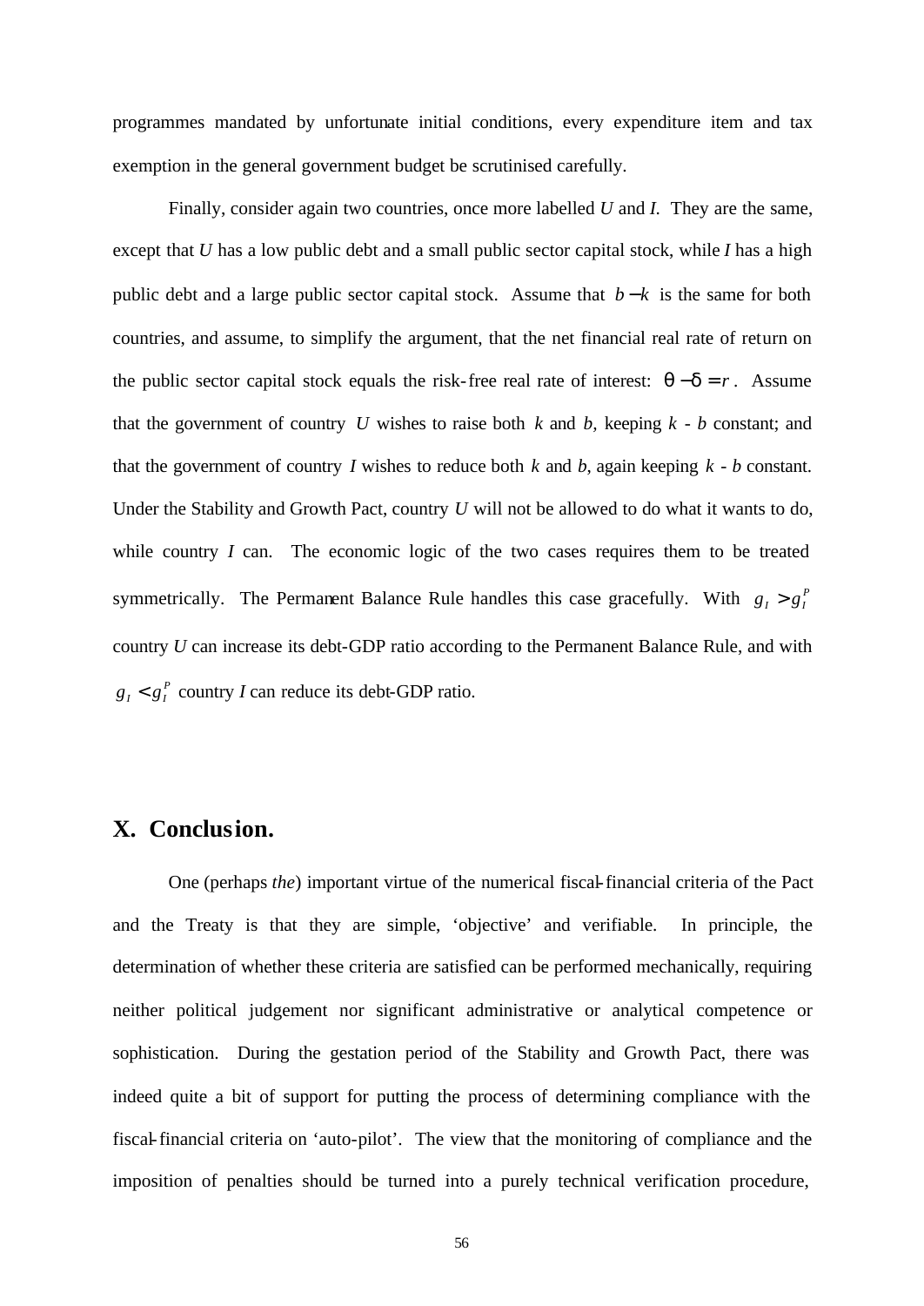programmes mandated by unfortunate initial conditions, every expenditure item and tax exemption in the general government budget be scrutinised carefully.

Finally, consider again two countries, once more labelled *U* and *I*. They are the same, except that *U* has a low public debt and a small public sector capital stock, while *I* has a high public debt and a large public sector capital stock. Assume that $b - k$ is the same for both countries, and assume, to simplify the argument, that the net financial real rate of return on the public sector capital stock equals the risk-free real rate of interest: $\theta - \delta = r$. Assume that the government of country *U* wishes to raise both $k$ and $b$, keeping $k$ - $b$ constant; and that the government of country *I* wishes to reduce both $k$ and $b$, again keeping $k$ - $b$ constant. Under the Stability and Growth Pact, country *U* will not be allowed to do what it wants to do, while country *I* can. The economic logic of the two cases requires them to be treated symmetrically. The Permanent Balance Rule handles this case gracefully. With $g_I > g_I^P$ country *U* can increase its debt-GDP ratio according to the Permanent Balance Rule, and with $g_I < g_I^P$ country *I* can reduce its debt-GDP ratio.

## X. Conclusion.

One (perhaps *the*) important virtue of the numerical fiscal-financial criteria of the Pact and the Treaty is that they are simple, 'objective' and verifiable. In principle, the determination of whether these criteria are satisfied can be performed mechanically, requiring neither political judgement nor significant administrative or analytical competence or sophistication. During the gestation period of the Stability and Growth Pact, there was indeed quite a bit of support for putting the process of determining compliance with the fiscal-financial criteria on 'auto-pilot'. The view that the monitoring of compliance and the imposition of penalties should be turned into a purely technical verification procedure,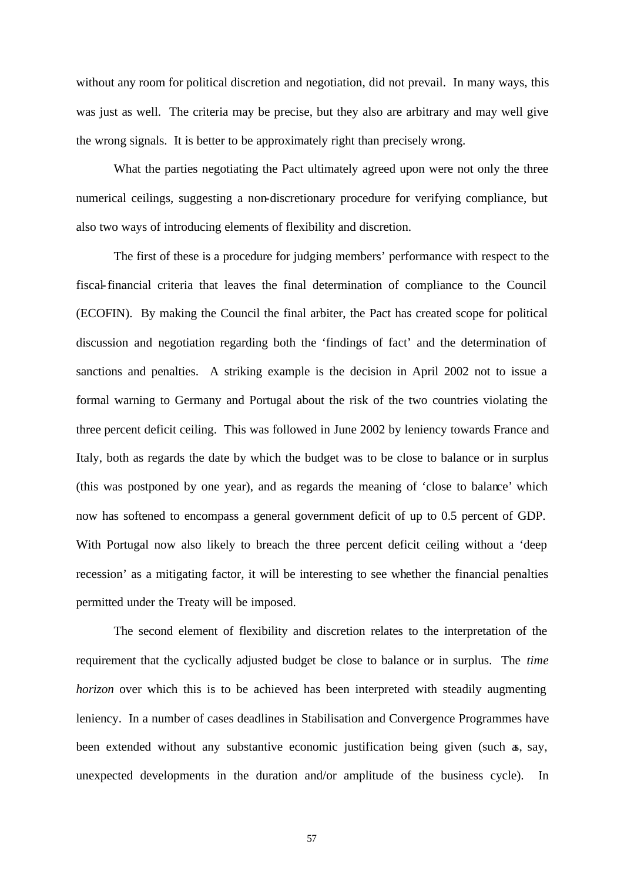without any room for political discretion and negotiation, did not prevail. In many ways, this was just as well. The criteria may be precise, but they also are arbitrary and may well give the wrong signals. It is better to be approximately right than precisely wrong.

What the parties negotiating the Pact ultimately agreed upon were not only the three numerical ceilings, suggesting a non-discretionary procedure for verifying compliance, but also two ways of introducing elements of flexibility and discretion.

The first of these is a procedure for judging members' performance with respect to the fiscal-financial criteria that leaves the final determination of compliance to the Council (ECOFIN). By making the Council the final arbiter, the Pact has created scope for political discussion and negotiation regarding both the 'findings of fact' and the determination of sanctions and penalties. A striking example is the decision in April 2002 not to issue a formal warning to Germany and Portugal about the risk of the two countries violating the three percent deficit ceiling. This was followed in June 2002 by leniency towards France and Italy, both as regards the date by which the budget was to be close to balance or in surplus (this was postponed by one year), and as regards the meaning of 'close to balance' which now has softened to encompass a general government deficit of up to 0.5 percent of GDP. With Portugal now also likely to breach the three percent deficit ceiling without a 'deep recession' as a mitigating factor, it will be interesting to see whether the financial penalties permitted under the Treaty will be imposed.

The second element of flexibility and discretion relates to the interpretation of the requirement that the cyclically adjusted budget be close to balance or in surplus. The *time horizon* over which this is to be achieved has been interpreted with steadily augmenting leniency. In a number of cases deadlines in Stabilisation and Convergence Programmes have been extended without any substantive economic justification being given (such as, say, unexpected developments in the duration and/or amplitude of the business cycle). In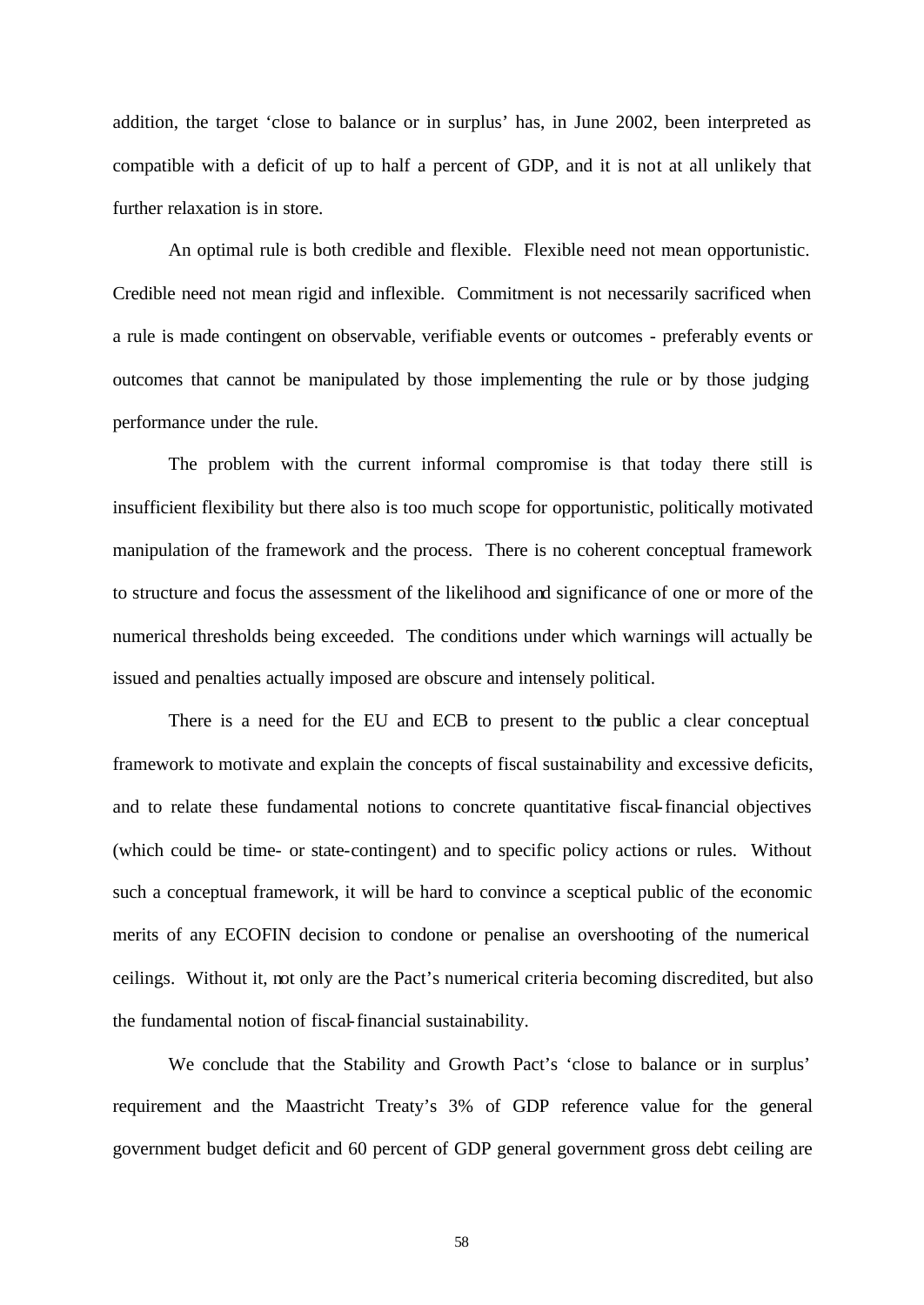addition, the target 'close to balance or in surplus' has, in June 2002, been interpreted as compatible with a deficit of up to half a percent of GDP, and it is not at all unlikely that further relaxation is in store.

An optimal rule is both credible and flexible. Flexible need not mean opportunistic. Credible need not mean rigid and inflexible. Commitment is not necessarily sacrificed when a rule is made contingent on observable, verifiable events or outcomes - preferably events or outcomes that cannot be manipulated by those implementing the rule or by those judging performance under the rule.

The problem with the current informal compromise is that today there still is insufficient flexibility but there also is too much scope for opportunistic, politically motivated manipulation of the framework and the process. There is no coherent conceptual framework to structure and focus the assessment of the likelihood and significance of one or more of the numerical thresholds being exceeded. The conditions under which warnings will actually be issued and penalties actually imposed are obscure and intensely political.

There is a need for the EU and ECB to present to the public a clear conceptual framework to motivate and explain the concepts of fiscal sustainability and excessive deficits, and to relate these fundamental notions to concrete quantitative fiscal-financial objectives (which could be time- or state-contingent) and to specific policy actions or rules. Without such a conceptual framework, it will be hard to convince a sceptical public of the economic merits of any ECOFIN decision to condone or penalise an overshooting of the numerical ceilings. Without it, not only are the Pact's numerical criteria becoming discredited, but also the fundamental notion of fiscal-financial sustainability.

We conclude that the Stability and Growth Pact's 'close to balance or in surplus' requirement and the Maastricht Treaty's 3% of GDP reference value for the general government budget deficit and 60 percent of GDP general government gross debt ceiling are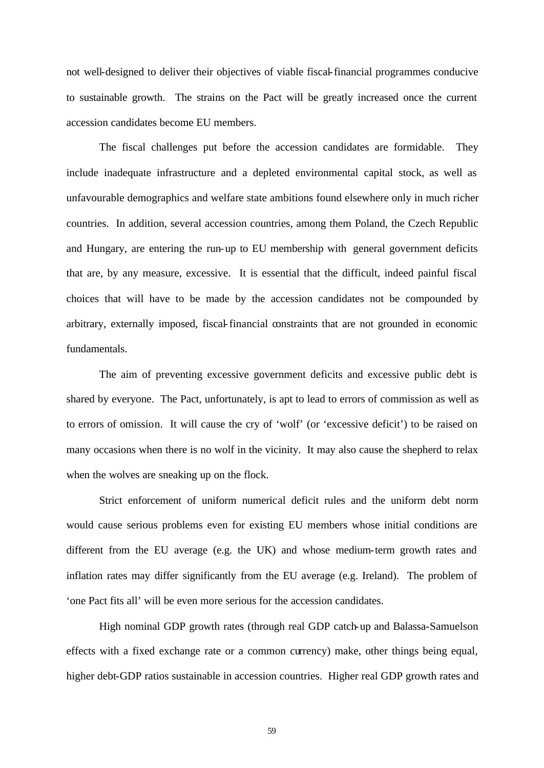not well-designed to deliver their objectives of viable fiscal-financial programmes conducive to sustainable growth. The strains on the Pact will be greatly increased once the current accession candidates become EU members.

The fiscal challenges put before the accession candidates are formidable. They include inadequate infrastructure and a depleted environmental capital stock, as well as unfavourable demographics and welfare state ambitions found elsewhere only in much richer countries. In addition, several accession countries, among them Poland, the Czech Republic and Hungary, are entering the run-up to EU membership with general government deficits that are, by any measure, excessive. It is essential that the difficult, indeed painful fiscal choices that will have to be made by the accession candidates not be compounded by arbitrary, externally imposed, fiscal-financial constraints that are not grounded in economic fundamentals.

The aim of preventing excessive government deficits and excessive public debt is shared by everyone. The Pact, unfortunately, is apt to lead to errors of commission as well as to errors of omission. It will cause the cry of 'wolf' (or 'excessive deficit') to be raised on many occasions when there is no wolf in the vicinity. It may also cause the shepherd to relax when the wolves are sneaking up on the flock.

Strict enforcement of uniform numerical deficit rules and the uniform debt norm would cause serious problems even for existing EU members whose initial conditions are different from the EU average (e.g. the UK) and whose medium-term growth rates and inflation rates may differ significantly from the EU average (e.g. Ireland). The problem of 'one Pact fits all' will be even more serious for the accession candidates.

High nominal GDP growth rates (through real GDP catch-up and Balassa-Samuelson effects with a fixed exchange rate or a common currency) make, other things being equal, higher debt-GDP ratios sustainable in accession countries. Higher real GDP growth rates and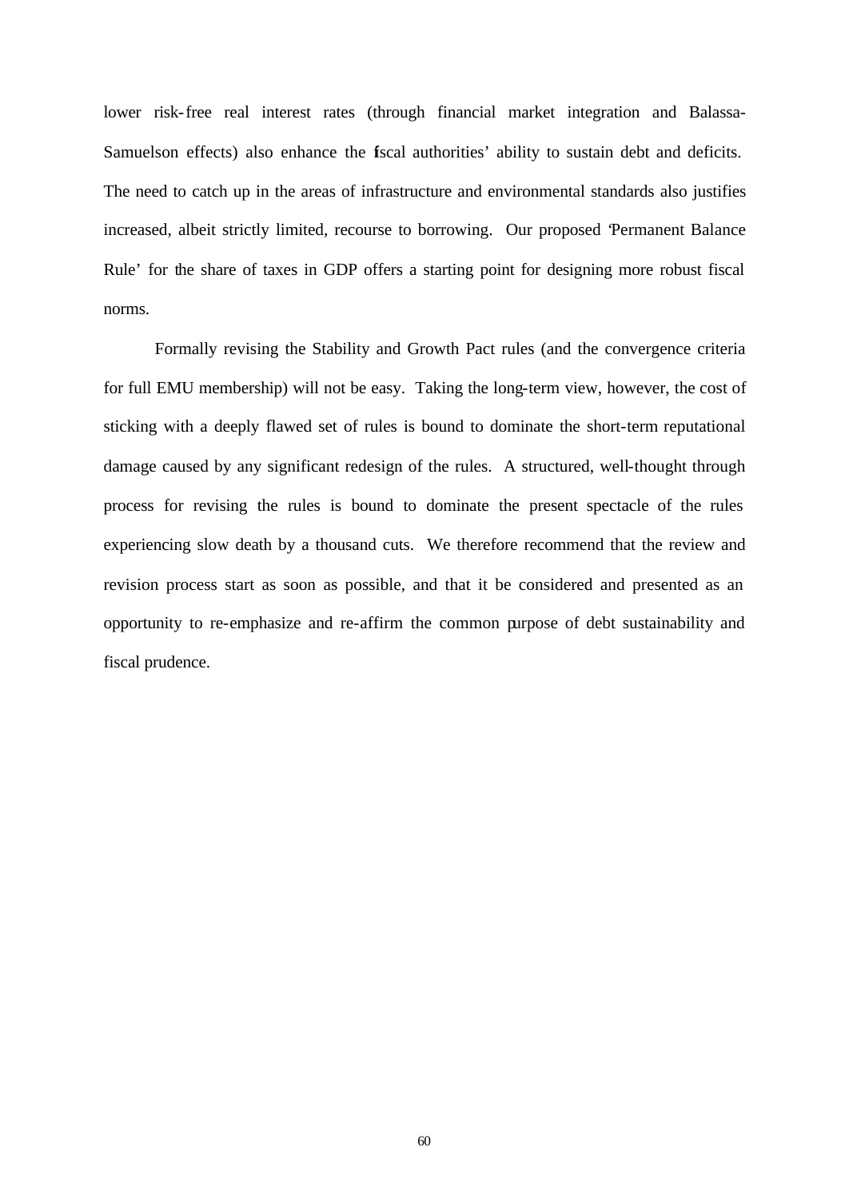lower risk-free real interest rates (through financial market integration and Balassa-Samuelson effects) also enhance the fiscal authorities' ability to sustain debt and deficits. The need to catch up in the areas of infrastructure and environmental standards also justifies increased, albeit strictly limited, recourse to borrowing. Our proposed 'Permanent Balance Rule' for the share of taxes in GDP offers a starting point for designing more robust fiscal norms.

Formally revising the Stability and Growth Pact rules (and the convergence criteria for full EMU membership) will not be easy. Taking the long-term view, however, the cost of sticking with a deeply flawed set of rules is bound to dominate the short-term reputational damage caused by any significant redesign of the rules. A structured, well-thought through process for revising the rules is bound to dominate the present spectacle of the rules experiencing slow death by a thousand cuts. We therefore recommend that the review and revision process start as soon as possible, and that it be considered and presented as an opportunity to re-emphasize and re-affirm the common purpose of debt sustainability and fiscal prudence.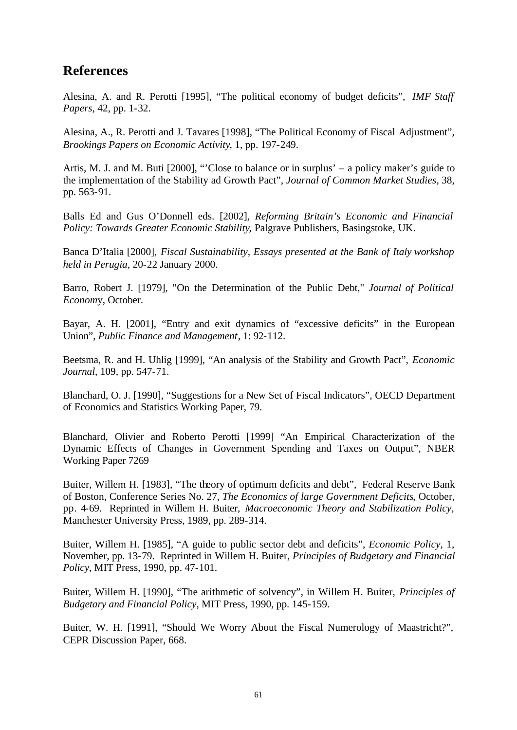## References

Alesina, A. and R. Perotti [1995], "The political economy of budget deficits", *IMF Staff Papers*, 42, pp. 1-32.

Alesina, A., R. Perotti and J. Tavares [1998], "The Political Economy of Fiscal Adjustment", *Brookings Papers on Economic Activity*, 1, pp. 197-249.

Artis, M. J. and M. Buti [2000], "'Close to balance or in surplus' – a policy maker's guide to the implementation of the Stability ad Growth Pact", *Journal of Common Market Studies*, 38, pp. 563-91.

Balls Ed and Gus O'Donnell eds. [2002], *Reforming Britain's Economic and Financial Policy: Towards Greater Economic Stability*, Palgrave Publishers, Basingstoke, UK.

Banca D'Italia [2000], *Fiscal Sustainability, Essays presented at the Bank of Italy workshop held in Perugia*, 20-22 January 2000.

Barro, Robert J. [1979], "On the Determination of the Public Debt," *Journal of Political Economy*, October.

Bayar, A. H. [2001], "Entry and exit dynamics of "excessive deficits" in the European Union", *Public Finance and Management*, 1: 92-112.

Beetsma, R. and H. Uhlig [1999], "An analysis of the Stability and Growth Pact", *Economic Journal*, 109, pp. 547-71.

Blanchard, O. J. [1990], "Suggestions for a New Set of Fiscal Indicators", OECD Department of Economics and Statistics Working Paper, 79.

Blanchard, Olivier and Roberto Perotti [1999] "An Empirical Characterization of the Dynamic Effects of Changes in Government Spending and Taxes on Output", NBER Working Paper 7269

Buiter, Willem H. [1983], "The theory of optimum deficits and debt", Federal Reserve Bank of Boston, Conference Series No. 27, *The Economics of large Government Deficits*, October, pp. 4-69. Reprinted in Willem H. Buiter, *Macroeconomic Theory and Stabilization Policy*, Manchester University Press, 1989, pp. 289-314.

Buiter, Willem H. [1985], "A guide to public sector debt and deficits", *Economic Policy*, 1, November, pp. 13-79. Reprinted in Willem H. Buiter, *Principles of Budgetary and Financial Policy*, MIT Press, 1990, pp. 47-101.

Buiter, Willem H. [1990], "The arithmetic of solvency", in Willem H. Buiter, *Principles of Budgetary and Financial Policy*, MIT Press, 1990, pp. 145-159.

Buiter, W. H. [1991], "Should We Worry About the Fiscal Numerology of Maastricht?", CEPR Discussion Paper, 668.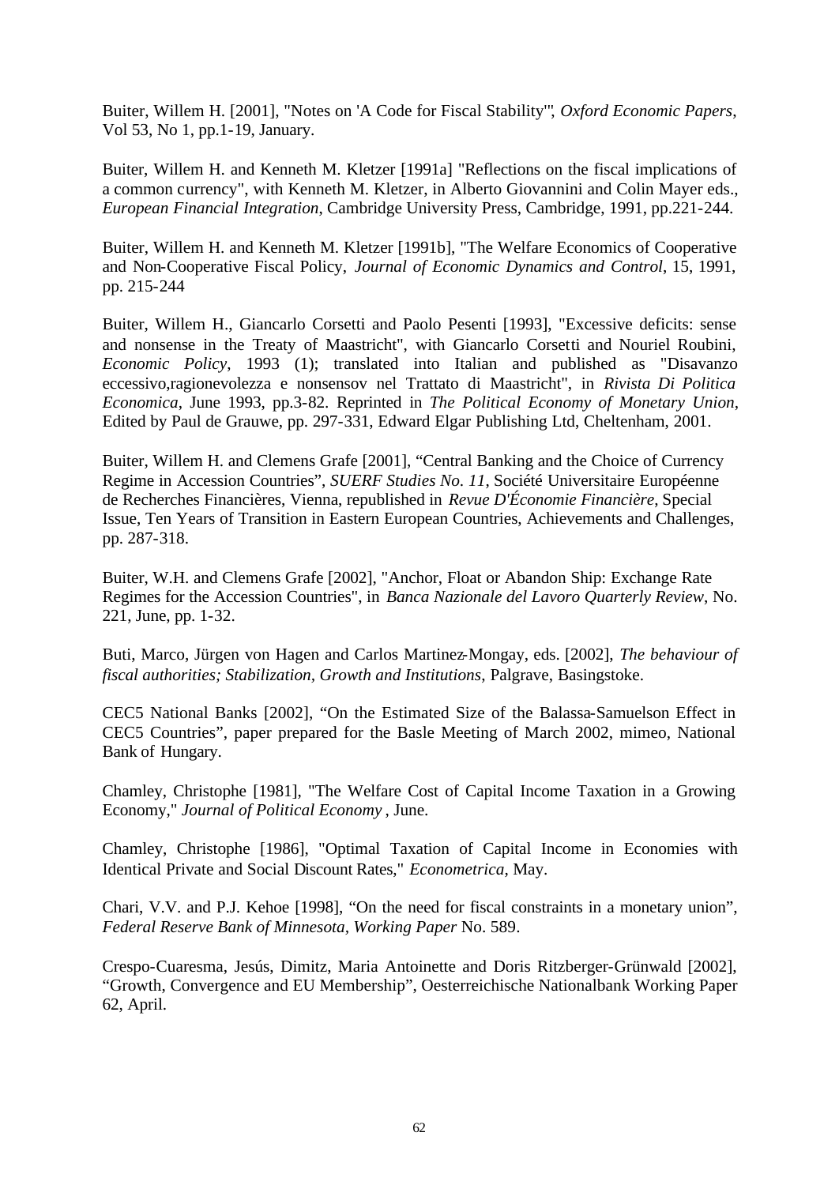Buiter, Willem H. [2001], "Notes on 'A Code for Fiscal Stability'", *Oxford Economic Papers*, Vol 53, No 1, pp.1-19, January.

Buiter, Willem H. and Kenneth M. Kletzer [1991a] "Reflections on the fiscal implications of a common currency", with Kenneth M. Kletzer, in Alberto Giovannini and Colin Mayer eds., *European Financial Integration*, Cambridge University Press, Cambridge, 1991, pp.221-244.

Buiter, Willem H. and Kenneth M. Kletzer [1991b], "The Welfare Economics of Cooperative and Non-Cooperative Fiscal Policy, *Journal of Economic Dynamics and Control*, 15, 1991, pp. 215-244

Buiter, Willem H., Giancarlo Corsetti and Paolo Pesenti [1993], "Excessive deficits: sense and nonsense in the Treaty of Maastricht", with Giancarlo Corsetti and Nouriel Roubini, *Economic Policy*, 1993 (1); translated into Italian and published as "Disavanzo eccessivo,ragionevolezza e nonsensov nel Trattato di Maastricht", in *Rivista Di Politica Economica*, June 1993, pp.3-82. Reprinted in *The Political Economy of Monetary Union*, Edited by Paul de Grauwe, pp. 297-331, Edward Elgar Publishing Ltd, Cheltenham, 2001.

Buiter, Willem H. and Clemens Grafe [2001], "Central Banking and the Choice of Currency Regime in Accession Countries", *SUERF Studies No. 11*, Société Universitaire Européenne de Recherches Financières, Vienna, republished in *Revue D'Économie Financière*, Special Issue, Ten Years of Transition in Eastern European Countries, Achievements and Challenges, pp. 287-318.

Buiter, W.H. and Clemens Grafe [2002], "Anchor, Float or Abandon Ship: Exchange Rate Regimes for the Accession Countries", in *Banca Nazionale del Lavoro Quarterly Review*, No. 221, June, pp. 1-32.

Buti, Marco, Jürgen von Hagen and Carlos Martinez-Mongay, eds. [2002], *The behaviour of fiscal authorities; Stabilization, Growth and Institutions*, Palgrave, Basingstoke.

CEC5 National Banks [2002], "On the Estimated Size of the Balassa-Samuelson Effect in CEC5 Countries", paper prepared for the Basle Meeting of March 2002, mimeo, National Bank of Hungary.

Chamley, Christophe [1981], "The Welfare Cost of Capital Income Taxation in a Growing Economy," *Journal of Political Economy*, June.

Chamley, Christophe [1986], "Optimal Taxation of Capital Income in Economies with Identical Private and Social Discount Rates," *Econometrica*, May.

Chari, V.V. and P.J. Kehoe [1998], "On the need for fiscal constraints in a monetary union", *Federal Reserve Bank of Minnesota, Working Paper* No. 589.

Crespo-Cuaresma, Jesús, Dimitz, Maria Antoinette and Doris Ritzberger-Grünwald [2002], "Growth, Convergence and EU Membership", Oesterreichische Nationalbank Working Paper 62, April.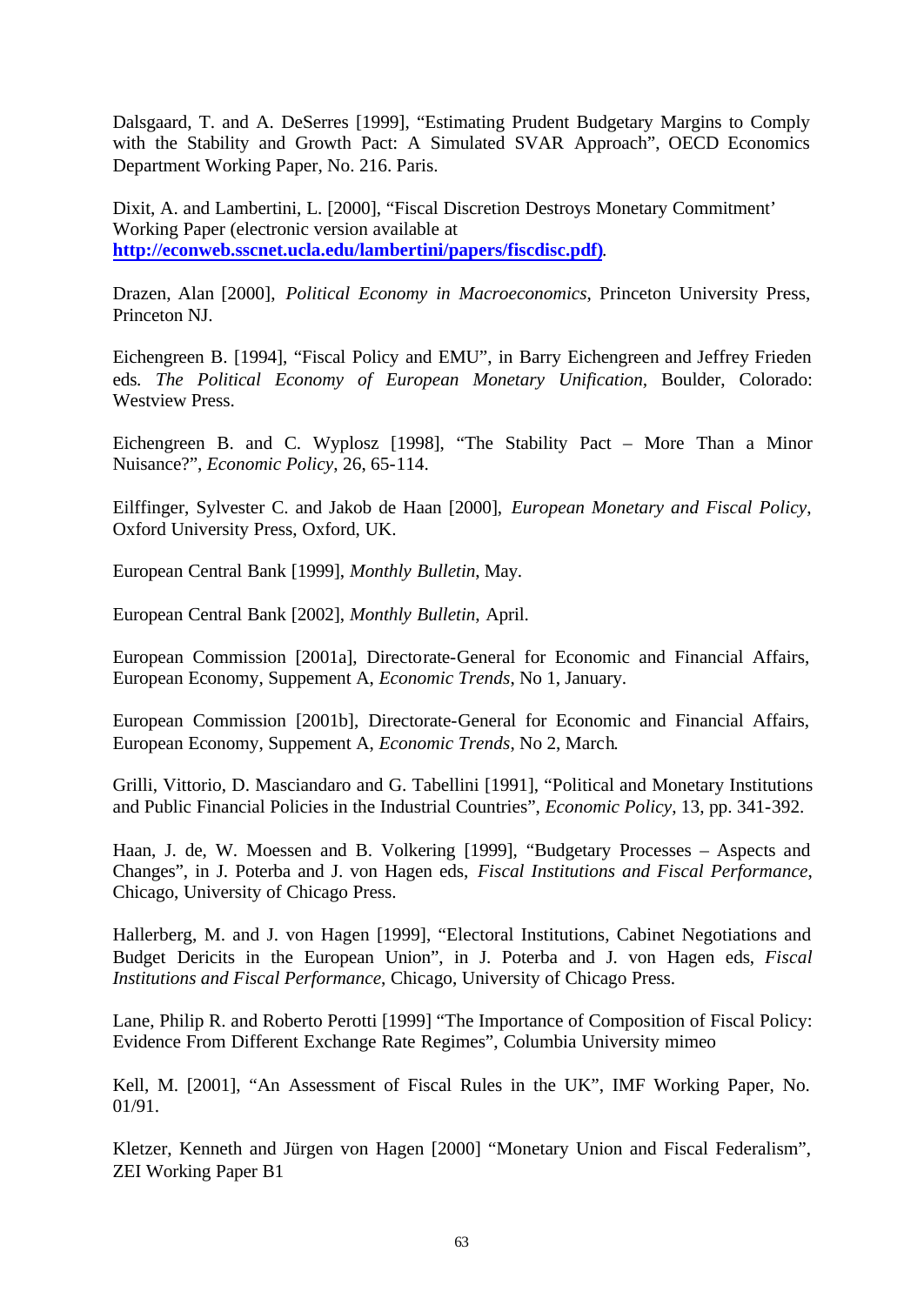Dalsgaard, T. and A. DeSerres [1999], "Estimating Prudent Budgetary Margins to Comply with the Stability and Growth Pact: A Simulated SVAR Approach", OECD Economics Department Working Paper, No. 216. Paris.

Dixit, A. and Lambertini, L. [2000], "Fiscal Discretion Destroys Monetary Commitment' Working Paper (electronic version available at **http://econweb.sscnet.ucla.edu/lambertini/papers/fiscdisc.pdf)**.

Drazen, Alan [2000], *Political Economy in Macroeconomics*, Princeton University Press, Princeton NJ.

Eichengreen B. [1994], "Fiscal Policy and EMU", in Barry Eichengreen and Jeffrey Frieden eds. *The Political Economy of European Monetary Unification*, Boulder, Colorado: Westview Press.

Eichengreen B. and C. Wyplosz [1998], "The Stability Pact – More Than a Minor Nuisance?", *Economic Policy*, 26, 65-114.

Eilffinger, Sylvester C. and Jakob de Haan [2000], *European Monetary and Fiscal Policy*, Oxford University Press, Oxford, UK.

European Central Bank [1999], *Monthly Bulletin*, May.

European Central Bank [2002], *Monthly Bulletin*, April.

European Commission [2001a], Directorate-General for Economic and Financial Affairs, European Economy, Suppement A, *Economic Trends*, No 1, January.

European Commission [2001b], Directorate-General for Economic and Financial Affairs, European Economy, Suppement A, *Economic Trends*, No 2, March.

Grilli, Vittorio, D. Masciandaro and G. Tabellini [1991], "Political and Monetary Institutions and Public Financial Policies in the Industrial Countries", *Economic Policy*, 13, pp. 341-392.

Haan, J. de, W. Moessen and B. Volkering [1999], "Budgetary Processes – Aspects and Changes", in J. Poterba and J. von Hagen eds, *Fiscal Institutions and Fiscal Performance*, Chicago, University of Chicago Press.

Hallerberg, M. and J. von Hagen [1999], "Electoral Institutions, Cabinet Negotiations and Budget Dericits in the European Union", in J. Poterba and J. von Hagen eds, *Fiscal Institutions and Fiscal Performance*, Chicago, University of Chicago Press.

Lane, Philip R. and Roberto Perotti [1999] "The Importance of Composition of Fiscal Policy: Evidence From Different Exchange Rate Regimes", Columbia University mimeo

Kell, M. [2001], "An Assessment of Fiscal Rules in the UK", IMF Working Paper, No. 01/91.

Kletzer, Kenneth and Jürgen von Hagen [2000] "Monetary Union and Fiscal Federalism", ZEI Working Paper B1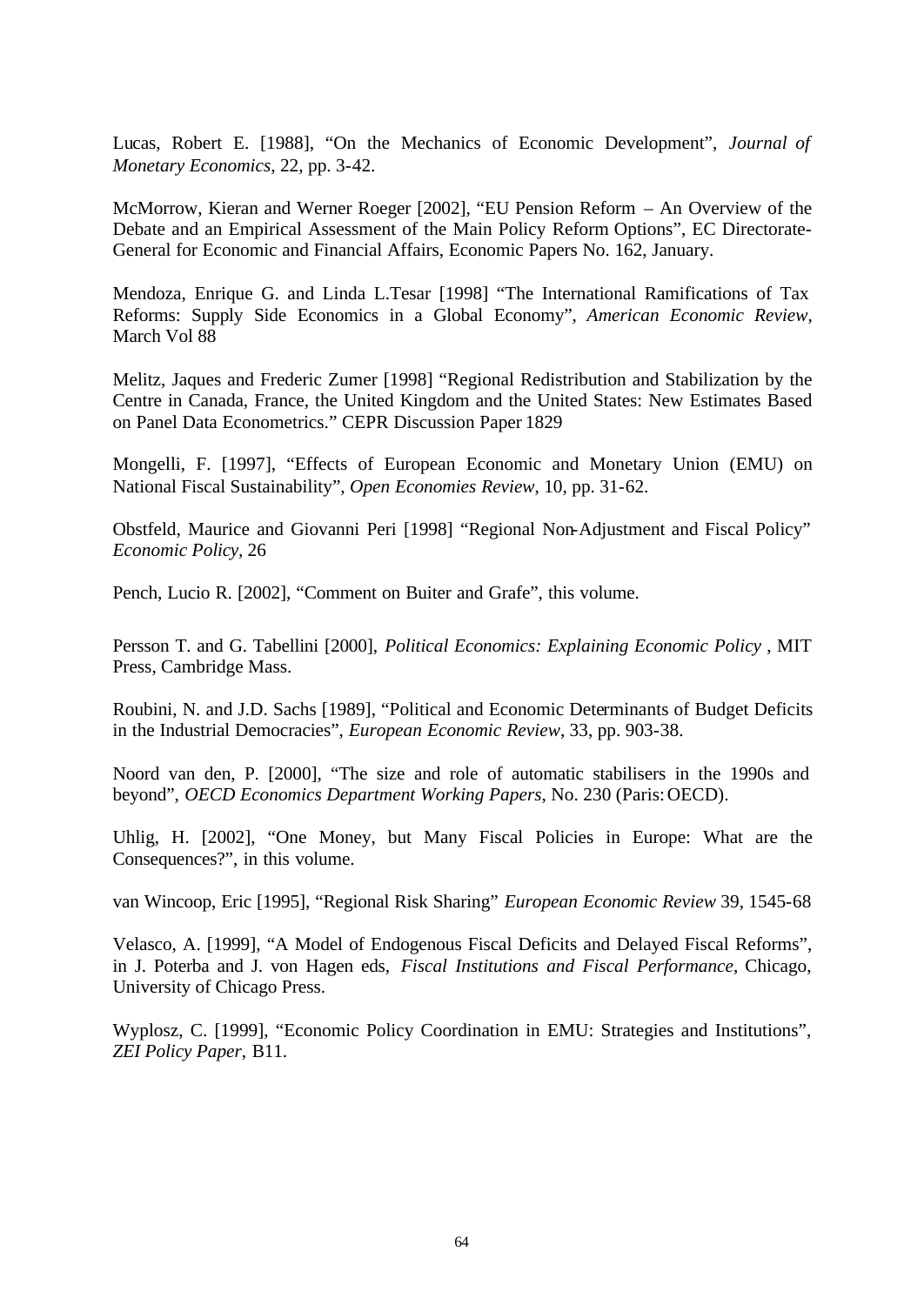Lucas, Robert E. [1988], "On the Mechanics of Economic Development", *Journal of Monetary Economics*, 22, pp. 3-42.

McMorrow, Kieran and Werner Roeger [2002], "EU Pension Reform – An Overview of the Debate and an Empirical Assessment of the Main Policy Reform Options", EC Directorate-General for Economic and Financial Affairs, Economic Papers No. 162, January.

Mendoza, Enrique G. and Linda L.Tesar [1998] "The International Ramifications of Tax Reforms: Supply Side Economics in a Global Economy", *American Economic Review*, March Vol 88

Melitz, Jaques and Frederic Zumer [1998] "Regional Redistribution and Stabilization by the Centre in Canada, France, the United Kingdom and the United States: New Estimates Based on Panel Data Econometrics." CEPR Discussion Paper 1829

Mongelli, F. [1997], "Effects of European Economic and Monetary Union (EMU) on National Fiscal Sustainability", *Open Economies Review*, 10, pp. 31-62.

Obstfeld, Maurice and Giovanni Peri [1998] "Regional Non-Adjustment and Fiscal Policy" *Economic Policy*, 26

Pench, Lucio R. [2002], "Comment on Buiter and Grafe", this volume.

Persson T. and G. Tabellini [2000], *Political Economics: Explaining Economic Policy* , MIT Press, Cambridge Mass.

Roubini, N. and J.D. Sachs [1989], "Political and Economic Determinants of Budget Deficits in the Industrial Democracies", *European Economic Review*, 33, pp. 903-38.

Noord van den, P. [2000], "The size and role of automatic stabilisers in the 1990s and beyond", *OECD Economics Department Working Papers*, No. 230 (Paris: OECD).

Uhlig, H. [2002], "One Money, but Many Fiscal Policies in Europe: What are the Consequences?", in this volume.

van Wincoop, Eric [1995], "Regional Risk Sharing" *European Economic Review* 39, 1545-68

Velasco, A. [1999], "A Model of Endogenous Fiscal Deficits and Delayed Fiscal Reforms", in J. Poterba and J. von Hagen eds, *Fiscal Institutions and Fiscal Performance*, Chicago, University of Chicago Press.

Wyplosz, C. [1999], "Economic Policy Coordination in EMU: Strategies and Institutions", *ZEI Policy Paper*, B11.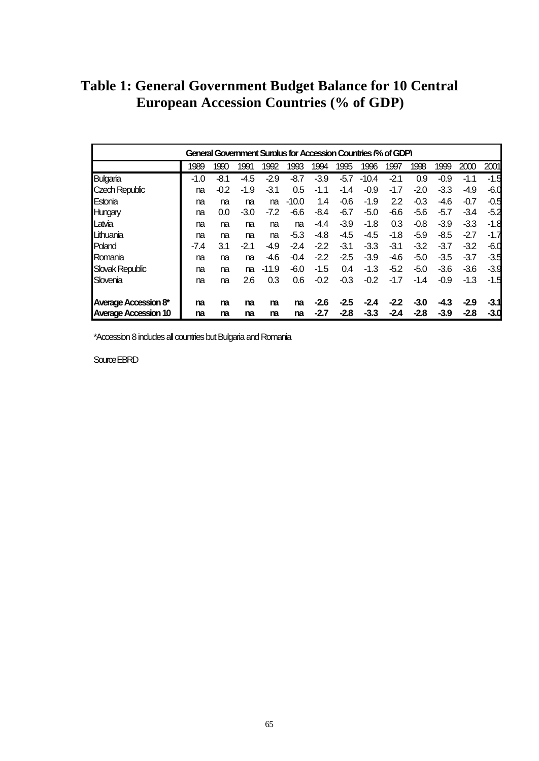# Table 1: General Government Budget Balance for 10 Central European Accession Countries (% of GDP)

| General Government Surplus for Accession Countries (% of GDP) | | | | | | | | | | | | | |
|---|---|---|---|---|---|---|---|---|---|---|---|---|---|
| | 1989 | 1990 | 1991 | 1992 | 1993 | 1994 | 1995 | 1996 | 1997 | 1998 | 1999 | 2000 | 2001 |
| Bulgaria | -1.0 | -8.1 | -4.5 | -2.9 | -8.7 | -3.9 | -5.7 | -10.4 | -2.1 | 0.9 | -0.9 | -1.1 | -1.5 |
| Czech Republic | na | -0.2 | -1.9 | -3.1 | 0.5 | -1.1 | -1.4 | -0.9 | -1.7 | -2.0 | -3.3 | -4.9 | -6.0 |
| Estonia | na | na | na | na | -10.0 | 1.4 | -0.6 | -1.9 | 2.2 | -0.3 | -4.6 | -0.7 | -0.5 |
| Hungary | na | 0.0 | -3.0 | -7.2 | -6.6 | -8.4 | -6.7 | -5.0 | -6.6 | -5.6 | -5.7 | -3.4 | -5.2 |
| Latvia | na | na | na | na | na | -4.4 | -3.9 | -1.8 | 0.3 | -0.8 | -3.9 | -3.3 | -1.8 |
| Lithuania | na | na | na | na | -5.3 | -4.8 | -4.5 | -4.5 | -1.8 | -5.9 | -8.5 | -2.7 | -1.7 |
| Poland | -7.4 | 3.1 | -2.1 | -4.9 | -2.4 | -2.2 | -3.1 | -3.3 | -3.1 | -3.2 | -3.7 | -3.2 | -6.0 |
| Romania | na | na | na | -4.6 | -0.4 | -2.2 | -2.5 | -3.9 | -4.6 | -5.0 | -3.5 | -3.7 | -3.5 |
| Slovak Republic | na | na | na | -11.9 | -6.0 | -1.5 | 0.4 | -1.3 | -5.2 | -5.0 | -3.6 | -3.6 | -3.9 |
| Slovenia | na | na | 2.6 | 0.3 | 0.6 | -0.2 | -0.3 | -0.2 | -1.7 | -1.4 | -0.9 | -1.3 | -1.5 |
| **Average Accession 8*** | **na** | **na** | **na** | **na** | **na** | **-2.6** | **-2.5** | **-2.4** | **-2.2** | **-3.0** | **-4.3** | **-2.9** | **-3.1** |
| **Average Accession 10** | **na** | **na** | **na** | **na** | **na** | **-2.7** | **-2.8** | **-3.3** | **-2.4** | **-2.8** | **-3.9** | **-2.8** | **-3.0** |

*Accession 8 includes all countries but Bulgaria and Romania

Source EBRD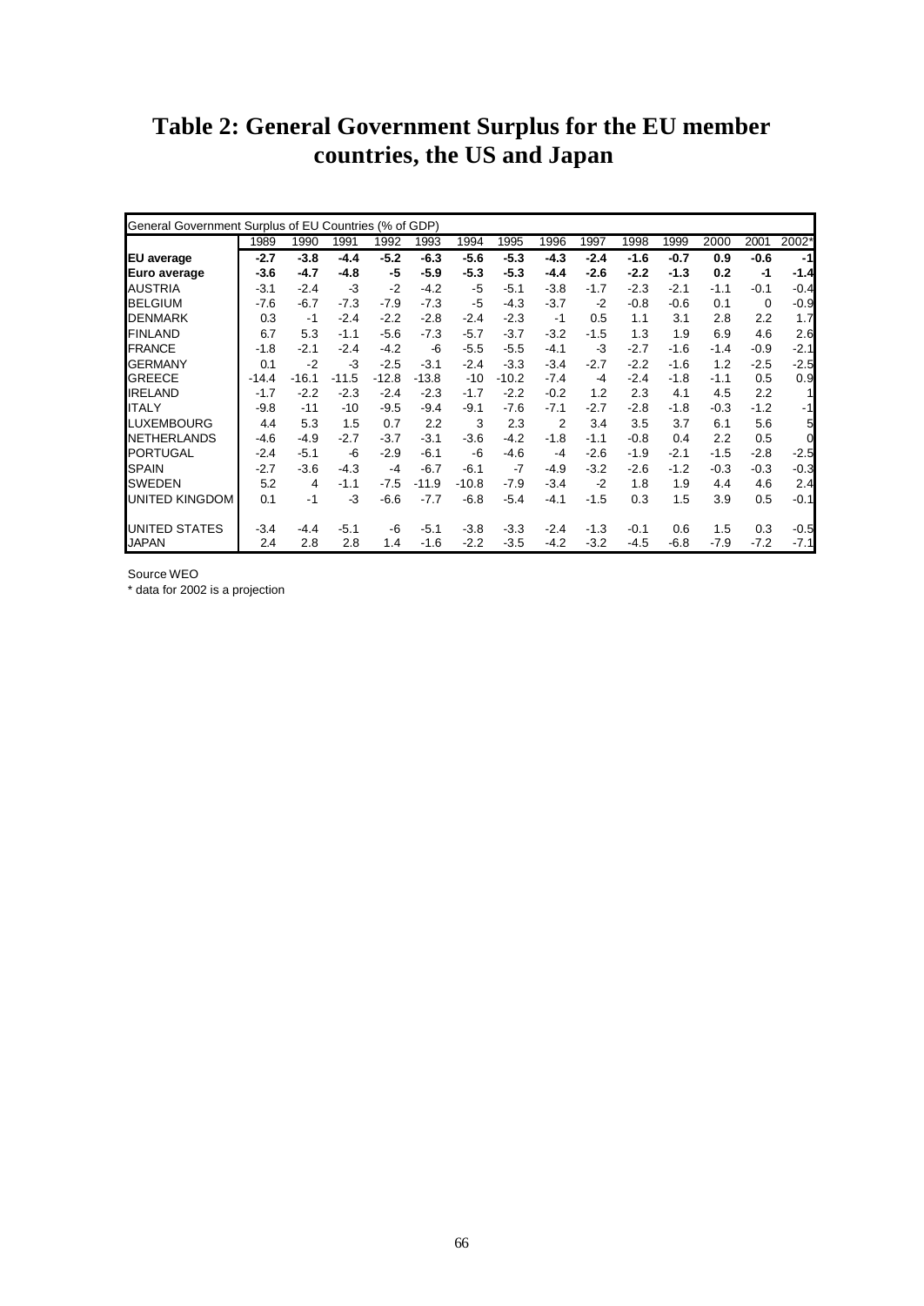# Table 2: General Government Surplus for the EU member countries, the US and Japan

| General Government Surplus of EU Countries (% of GDP) | | | | | | | | | | | | | | |
|---|---|---|---|---|---|---|---|---|---|---|---|---|---|---|
| | 1989 | 1990 | 1991 | 1992 | 1993 | 1994 | 1995 | 1996 | 1997 | 1998 | 1999 | 2000 | 2001 | 2002* |
| **EU average** | **-2.7** | **-3.8** | **-4.4** | **-5.2** | **-6.3** | **-5.6** | **-5.3** | **-4.3** | **-2.4** | **-1.6** | **-0.7** | **0.9** | **-0.6** | **-1** |
| **Euro average** | **-3.6** | **-4.7** | **-4.8** | **-5** | **-5.9** | **-5.3** | **-5.3** | **-4.4** | **-2.6** | **-2.2** | **-1.3** | **0.2** | **-1** | **-1.4** |
| AUSTRIA | -3.1 | -2.4 | -3 | -2 | -4.2 | -5 | -5.1 | -3.8 | -1.7 | -2.3 | -2.1 | -1.1 | -0.1 | -0.4 |
| BELGIUM | -7.6 | -6.7 | -7.3 | -7.9 | -7.3 | -5 | -4.3 | -3.7 | -2 | -0.8 | -0.6 | 0.1 | 0 | -0.9 |
| DENMARK | 0.3 | -1 | -2.4 | -2.2 | -2.8 | -2.4 | -2.3 | -1 | 0.5 | 1.1 | 3.1 | 2.8 | 2.2 | 1.7 |
| FINLAND | 6.7 | 5.3 | -1.1 | -5.6 | -7.3 | -5.7 | -3.7 | -3.2 | -1.5 | 1.3 | 1.9 | 6.9 | 4.6 | 2.6 |
| FRANCE | -1.8 | -2.1 | -2.4 | -4.2 | -6 | -5.5 | -5.5 | -4.1 | -3 | -2.7 | -1.6 | -1.4 | -0.9 | -2.1 |
| GERMANY | 0.1 | -2 | -3 | -2.5 | -3.1 | -2.4 | -3.3 | -3.4 | -2.7 | -2.2 | -1.6 | 1.2 | -2.5 | -2.5 |
| GREECE | -14.4 | -16.1 | -11.5 | -12.8 | -13.8 | -10 | -10.2 | -7.4 | -4 | -2.4 | -1.8 | -1.1 | 0.5 | 0.9 |
| IRELAND | -1.7 | -2.2 | -2.3 | -2.4 | -2.3 | -1.7 | -2.2 | -0.2 | 1.2 | 2.3 | 4.1 | 4.5 | 2.2 | 1 |
| ITALY | -9.8 | -11 | -10 | -9.5 | -9.4 | -9.1 | -7.6 | -7.1 | -2.7 | -2.8 | -1.8 | -0.3 | -1.2 | -1 |
| LUXEMBOURG | 4.4 | 5.3 | 1.5 | 0.7 | 2.2 | 3 | 2.3 | 2 | 3.4 | 3.5 | 3.7 | 6.1 | 5.6 | 5 |
| NETHERLANDS | -4.6 | -4.9 | -2.7 | -3.7 | -3.1 | -3.6 | -4.2 | -1.8 | -1.1 | -0.8 | 0.4 | 2.2 | 0.5 | 0 |
| PORTUGAL | -2.4 | -5.1 | -6 | -2.9 | -6.1 | -6 | -4.6 | -4 | -2.6 | -1.9 | -2.1 | -1.5 | -2.8 | -2.5 |
| SPAIN | -2.7 | -3.6 | -4.3 | -4 | -6.7 | -6.1 | -7 | -4.9 | -3.2 | -2.6 | -1.2 | -0.3 | -0.3 | -0.3 |
| SWEDEN | 5.2 | 4 | -1.1 | -7.5 | -11.9 | -10.8 | -7.9 | -3.4 | -2 | 1.8 | 1.9 | 4.4 | 4.6 | 2.4 |
| UNITED KINGDOM | 0.1 | -1 | -3 | -6.6 | -7.7 | -6.8 | -5.4 | -4.1 | -1.5 | 0.3 | 1.5 | 3.9 | 0.5 | -0.1 |
| UNITED STATES | -3.4 | -4.4 | -5.1 | -6 | -5.1 | -3.8 | -3.3 | -2.4 | -1.3 | -0.1 | 0.6 | 1.5 | 0.3 | -0.5 |
| JAPAN | 2.4 | 2.8 | 2.8 | 1.4 | -1.6 | -2.2 | -3.5 | -4.2 | -3.2 | -4.5 | -6.8 | -7.9 | -7.2 | -7.1 |

Source WEO

* data for 2002 is a projection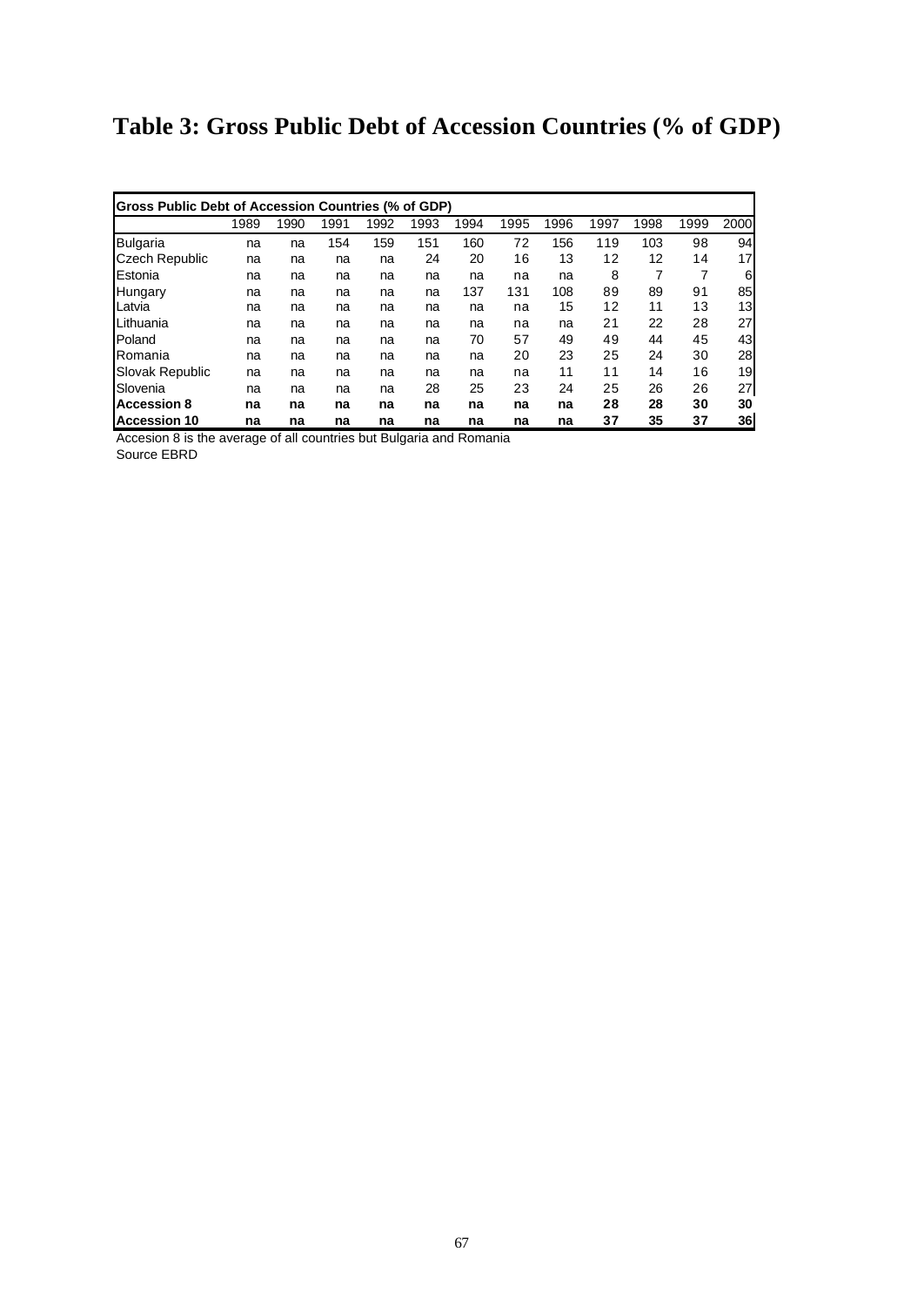# Table 3: Gross Public Debt of Accession Countries (% of GDP)

| Gross Public Debt of Accession Countries (% of GDP) | | | | | | | | | | | | |
|---|---|---|---|---|---|---|---|---|---|---|---|---|
| | 1989 | 1990 | 1991 | 1992 | 1993 | 1994 | 1995 | 1996 | 1997 | 1998 | 1999 | 2000 |
| Bulgaria | na | na | 154 | 159 | 151 | 160 | 72 | 156 | 119 | 103 | 98 | 94 |
| Czech Republic | na | na | na | na | 24 | 20 | 16 | 13 | 12 | 12 | 14 | 17 |
| Estonia | na | na | na | na | na | na | na | na | 8 | 7 | 7 | 6 |
| Hungary | na | na | na | na | na | 137 | 131 | 108 | 89 | 89 | 91 | 85 |
| Latvia | na | na | na | na | na | na | na | 15 | 12 | 11 | 13 | 13 |
| Lithuania | na | na | na | na | na | na | na | na | 21 | 22 | 28 | 27 |
| Poland | na | na | na | na | na | 70 | 57 | 49 | 49 | 44 | 45 | 43 |
| Romania | na | na | na | na | na | na | 20 | 23 | 25 | 24 | 30 | 28 |
| Slovak Republic | na | na | na | na | na | na | na | 11 | 11 | 14 | 16 | 19 |
| Slovenia | na | na | na | na | 28 | 25 | 23 | 24 | 25 | 26 | 26 | 27 |
| **Accession 8** | **na** | **na** | **na** | **na** | **na** | **na** | **na** | **na** | **28** | **28** | **30** | **30** |
| **Accession 10** | **na** | **na** | **na** | **na** | **na** | **na** | **na** | **na** | **37** | **35** | **37** | **36** |

Accesion 8 is the average of all countries but Bulgaria and Romania

Source EBRD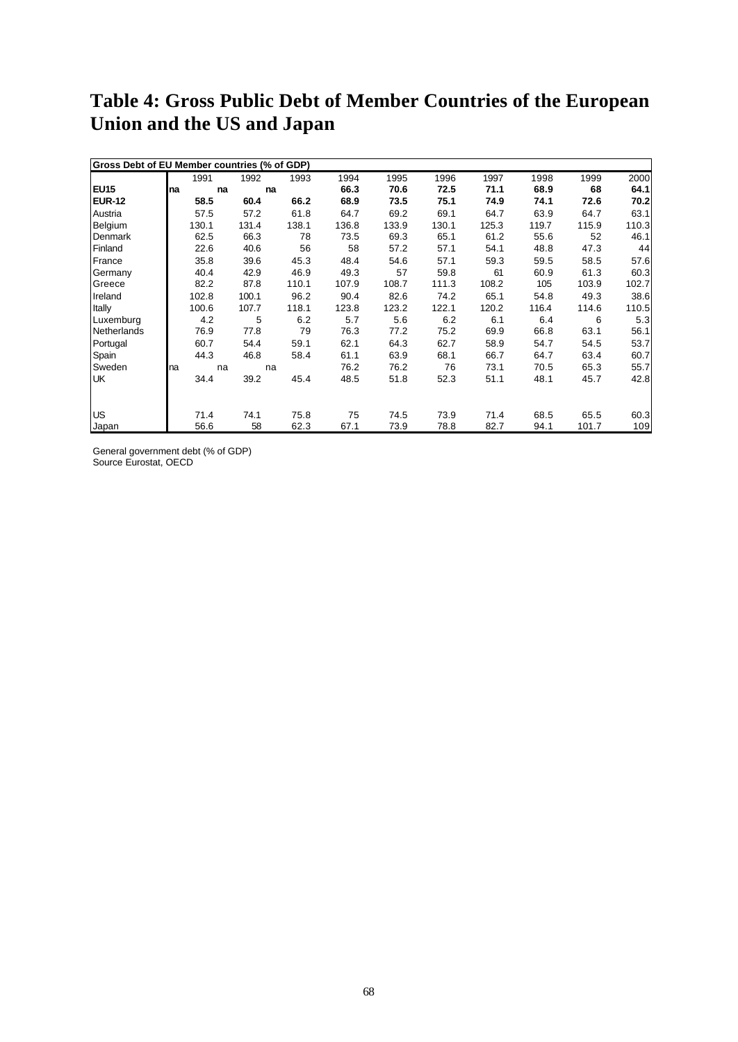# Table 4: Gross Public Debt of Member Countries of the European Union and the US and Japan

| Gross Debt of EU Member countries (% of GDP) | | | | | | | | | | |
|---|---|---|---|---|---|---|---|---|---|---|
| | 1991 | 1992 | 1993 | 1994 | 1995 | 1996 | 1997 | 1998 | 1999 | 2000 |
| **EU15** | **na** | **na** | **na** | **66.3** | **70.6** | **72.5** | **71.1** | **68.9** | **68** | **64.1** |
| **EUR-12** | **58.5** | **60.4** | **66.2** | **68.9** | **73.5** | **75.1** | **74.9** | **74.1** | **72.6** | **70.2** |
| Austria | 57.5 | 57.2 | 61.8 | 64.7 | 69.2 | 69.1 | 64.7 | 63.9 | 64.7 | 63.1 |
| Belgium | 130.1 | 131.4 | 138.1 | 136.8 | 133.9 | 130.1 | 125.3 | 119.7 | 115.9 | 110.3 |
| Denmark | 62.5 | 66.3 | 78 | 73.5 | 69.3 | 65.1 | 61.2 | 55.6 | 52 | 46.1 |
| Finland | 22.6 | 40.6 | 56 | 58 | 57.2 | 57.1 | 54.1 | 48.8 | 47.3 | 44 |
| France | 35.8 | 39.6 | 45.3 | 48.4 | 54.6 | 57.1 | 59.3 | 59.5 | 58.5 | 57.6 |
| Germany | 40.4 | 42.9 | 46.9 | 49.3 | 57 | 59.8 | 61 | 60.9 | 61.3 | 60.3 |
| Greece | 82.2 | 87.8 | 110.1 | 107.9 | 108.7 | 111.3 | 108.2 | 105 | 103.9 | 102.7 |
| Ireland | 102.8 | 100.1 | 96.2 | 90.4 | 82.6 | 74.2 | 65.1 | 54.8 | 49.3 | 38.6 |
| Itally | 100.6 | 107.7 | 118.1 | 123.8 | 123.2 | 122.1 | 120.2 | 116.4 | 114.6 | 110.5 |
| Luxemburg | 4.2 | 5 | 6.2 | 5.7 | 5.6 | 6.2 | 6.1 | 6.4 | 6 | 5.3 |
| Netherlands | 76.9 | 77.8 | 79 | 76.3 | 77.2 | 75.2 | 69.9 | 66.8 | 63.1 | 56.1 |
| Portugal | 60.7 | 54.4 | 59.1 | 62.1 | 64.3 | 62.7 | 58.9 | 54.7 | 54.5 | 53.7 |
| Spain | 44.3 | 46.8 | 58.4 | 61.1 | 63.9 | 68.1 | 66.7 | 64.7 | 63.4 | 60.7 |
| Sweden | na | na | na | 76.2 | 76.2 | 76 | 73.1 | 70.5 | 65.3 | 55.7 |
| UK | 34.4 | 39.2 | 45.4 | 48.5 | 51.8 | 52.3 | 51.1 | 48.1 | 45.7 | 42.8 |
| | | | | | | | | | | |
| US | 71.4 | 74.1 | 75.8 | 75 | 74.5 | 73.9 | 71.4 | 68.5 | 65.5 | 60.3 |
| Japan | 56.6 | 58 | 62.3 | 67.1 | 73.9 | 78.8 | 82.7 | 94.1 | 101.7 | 109 |

General government debt (% of GDP)
Source Eurostat, OECD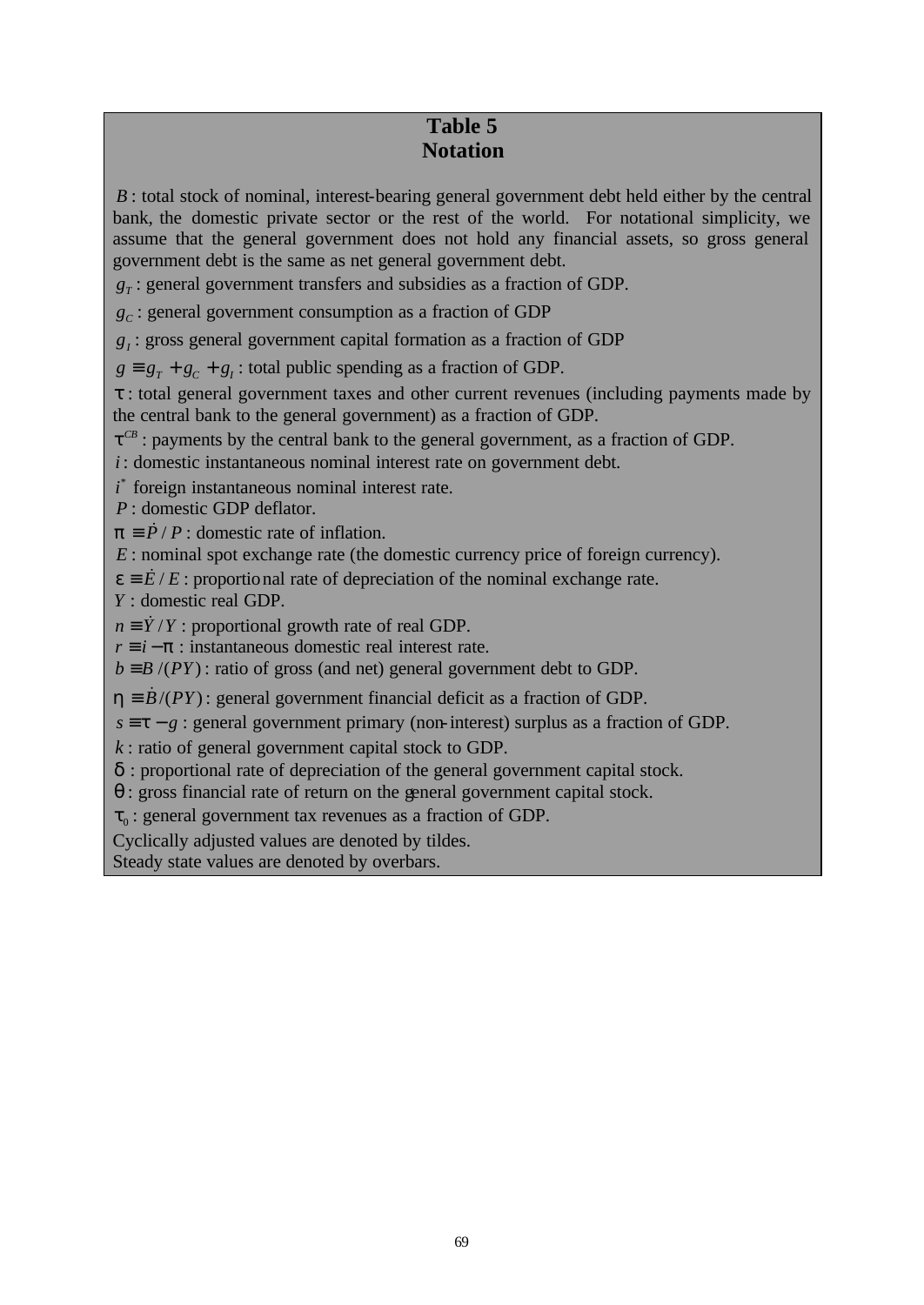## Table 5
## Notation

$B$ : total stock of nominal, interest-bearing general government debt held either by the central bank, the domestic private sector or the rest of the world. For notational simplicity, we assume that the general government does not hold any financial assets, so gross general government debt is the same as net general government debt.

$g_T$ : general government transfers and subsidies as a fraction of GDP.

$g_C$ : general government consumption as a fraction of GDP

$g_I$ : gross general government capital formation as a fraction of GDP

$g \equiv g_T + g_C + g_I$ : total public spending as a fraction of GDP.

$\tau$ : total general government taxes and other current revenues (including payments made by the central bank to the general government) as a fraction of GDP.

$\tau^{CB}$ : payments by the central bank to the general government, as a fraction of GDP.

$i$ : domestic instantaneous nominal interest rate on government debt.

$i^*$ foreign instantaneous nominal interest rate.

$P$ : domestic GDP deflator.

$\pi \equiv \dot{P}/P$ : domestic rate of inflation.

$E$ : nominal spot exchange rate (the domestic currency price of foreign currency).

$\varepsilon \equiv \dot{E}/E$ : proportional rate of depreciation of the nominal exchange rate.

$Y$ : domestic real GDP.

$n \equiv \dot{Y}/Y$ : proportional growth rate of real GDP.

$r \equiv i - \pi$ : instantaneous domestic real interest rate.

$b \equiv B/(PY)$ : ratio of gross (and net) general government debt to GDP.

$\eta \equiv \dot{B}/(PY)$ : general government financial deficit as a fraction of GDP.

$s \equiv \tau - g$ : general government primary (non-interest) surplus as a fraction of GDP.

$k$ : ratio of general government capital stock to GDP.

$\delta$ : proportional rate of depreciation of the general government capital stock.

$\theta$ : gross financial rate of return on the general government capital stock.

$\tau_0$ : general government tax revenues as a fraction of GDP.

Cyclically adjusted values are denoted by tildes.

Steady state values are denoted by overbars.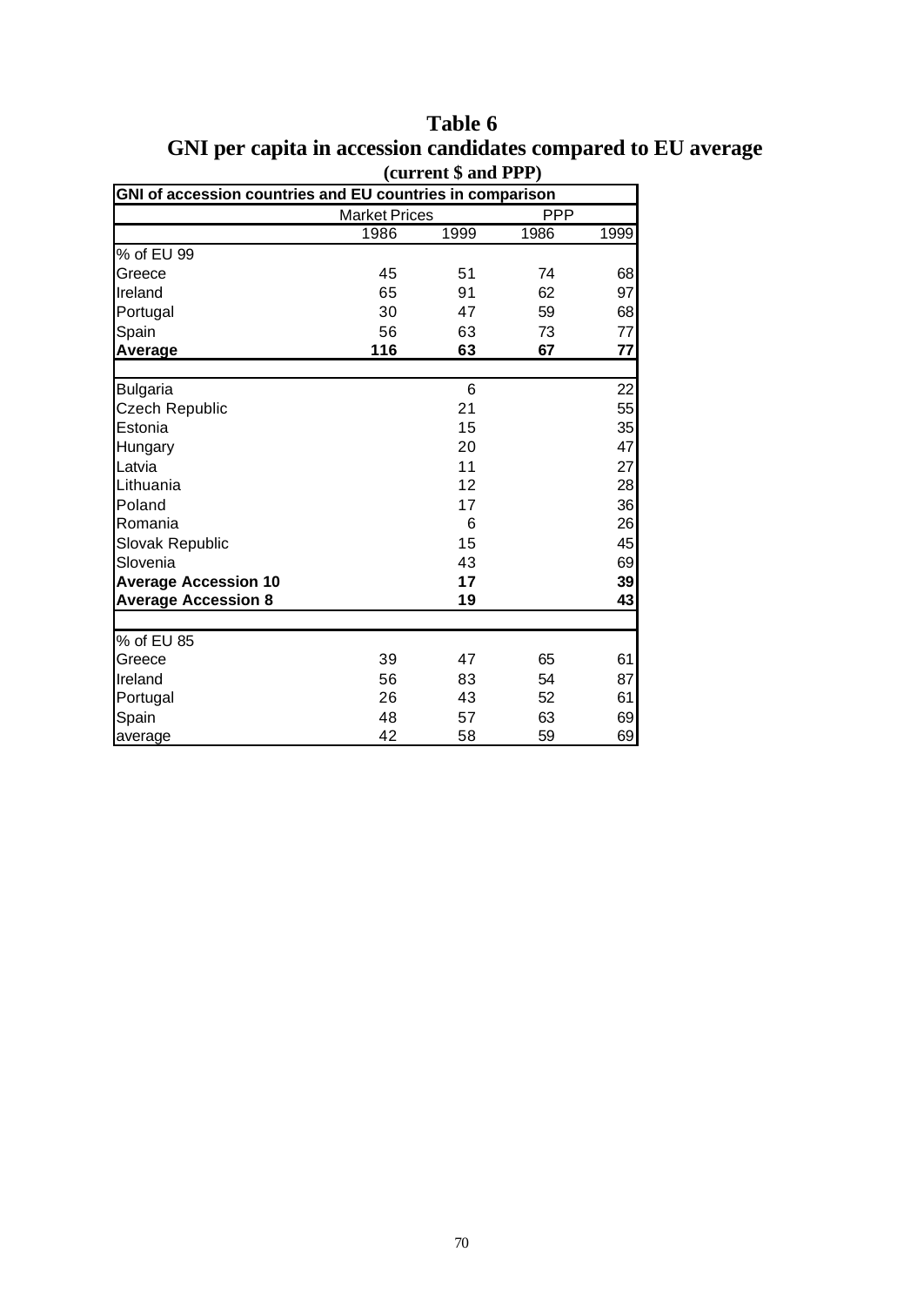# Table 6

## GNI per capita in accession candidates compared to EU average

**(current $ and PPP)**

| GNI of accession countries and EU countries in comparison | | | | |
|---|---|---|---|---|
| | Market Prices | | PPP | |
| | 1986 | 1999 | 1986 | 1999 |
| % of EU 99 | | | | |
| Greece | 45 | 51 | 74 | 68 |
| Ireland | 65 | 91 | 62 | 97 |
| Portugal | 30 | 47 | 59 | 68 |
| Spain | 56 | 63 | 73 | 77 |
| **Average** | **116** | **63** | **67** | **77** |
| | | | | |
| Bulgaria | | 6 | | 22 |
| Czech Republic | | 21 | | 55 |
| Estonia | | 15 | | 35 |
| Hungary | | 20 | | 47 |
| Latvia | | 11 | | 27 |
| Lithuania | | 12 | | 28 |
| Poland | | 17 | | 36 |
| Romania | | 6 | | 26 |
| Slovak Republic | | 15 | | 45 |
| Slovenia | | 43 | | 69 |
| **Average Accession 10** | | **17** | | **39** |
| **Average Accession 8** | | **19** | | **43** |
| | | | | |
| % of EU 85 | | | | |
| Greece | 39 | 47 | 65 | 61 |
| Ireland | 56 | 83 | 54 | 87 |
| Portugal | 26 | 43 | 52 | 61 |
| Spain | 48 | 57 | 63 | 69 |
| average | 42 | 58 | 59 | 69 |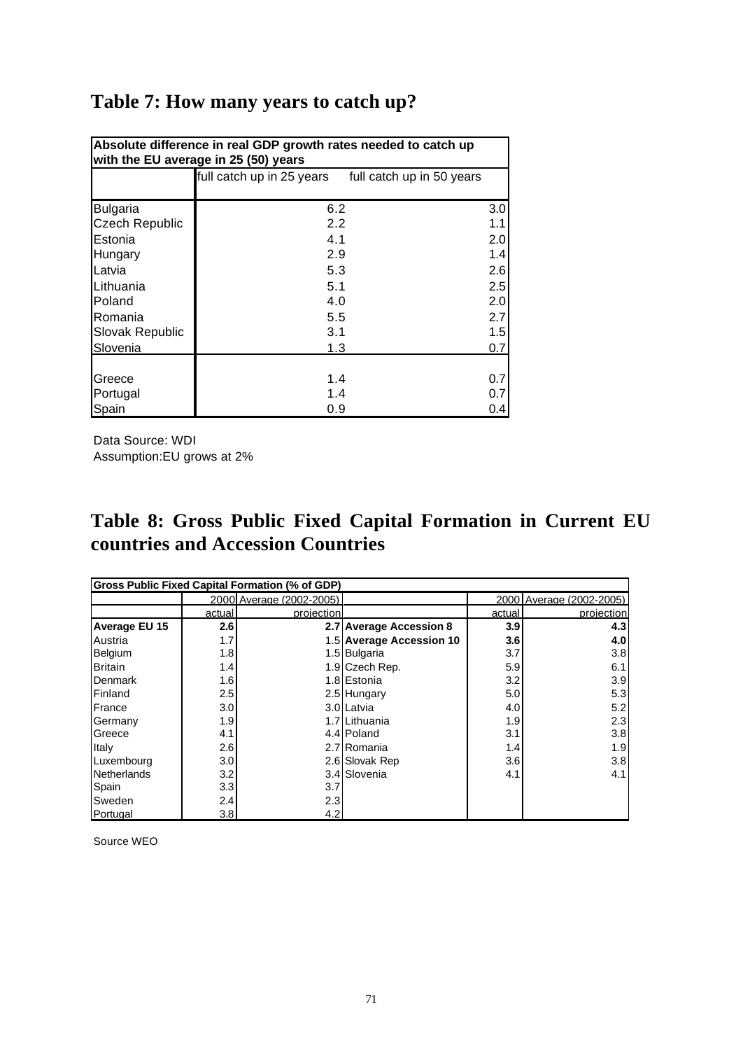## Table 7: How many years to catch up?

| Absolute difference in real GDP growth rates needed to catch up with the EU average in 25 (50) years | | |
|---|---|---|
| | full catch up in 25 years | full catch up in 50 years |
| Bulgaria | 6.2 | 3.0 |
| Czech Republic | 2.2 | 1.1 |
| Estonia | 4.1 | 2.0 |
| Hungary | 2.9 | 1.4 |
| Latvia | 5.3 | 2.6 |
| Lithuania | 5.1 | 2.5 |
| Poland | 4.0 | 2.0 |
| Romania | 5.5 | 2.7 |
| Slovak Republic | 3.1 | 1.5 |
| Slovenia | 1.3 | 0.7 |
| Greece | 1.4 | 0.7 |
| Portugal | 1.4 | 0.7 |
| Spain | 0.9 | 0.4 |

Data Source: WDI
Assumption:EU grows at 2%

## Table 8: Gross Public Fixed Capital Formation in Current EU countries and Accession Countries

| Gross Public Fixed Capital Formation (% of GDP) | | | | | |
|---|---|---|---|---|---|
| | 2000 | Average (2002-2005) | | 2000 | Average (2002-2005) |
| | actual | projection | | actual | projection |
| **Average EU 15** | **2.6** | **2.7** | **Average Accession 8** | **3.9** | **4.3** |
| Austria | 1.7 | 1.5 | **Average Accession 10** | **3.6** | **4.0** |
| Belgium | 1.8 | 1.5 | Bulgaria | 3.7 | 3.8 |
| Britain | 1.4 | 1.9 | Czech Rep. | 5.9 | 6.1 |
| Denmark | 1.6 | 1.8 | Estonia | 3.2 | 3.9 |
| Finland | 2.5 | 2.5 | Hungary | 5.0 | 5.3 |
| France | 3.0 | 3.0 | Latvia | 4.0 | 5.2 |
| Germany | 1.9 | 1.7 | Lithuania | 1.9 | 2.3 |
| Greece | 4.1 | 4.4 | Poland | 3.1 | 3.8 |
| Italy | 2.6 | 2.7 | Romania | 1.4 | 1.9 |
| Luxembourg | 3.0 | 2.6 | Slovak Rep | 3.6 | 3.8 |
| Netherlands | 3.2 | 3.4 | Slovenia | 4.1 | 4.1 |
| Spain | 3.3 | 3.7 | | | |
| Sweden | 2.4 | 2.3 | | | |
| Portugal | 3.8 | 4.2 | | | |

Source WEO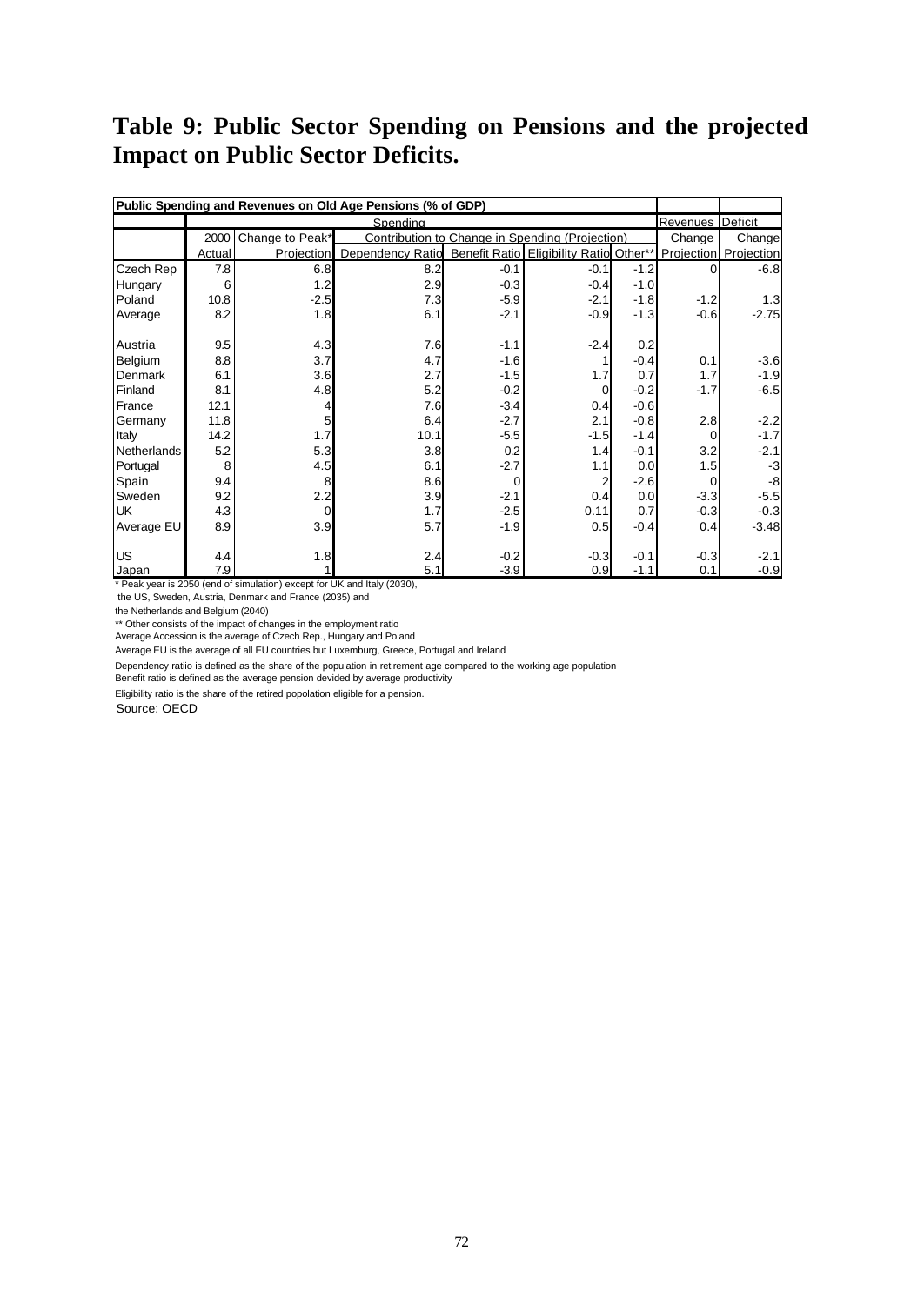# Table 9: Public Sector Spending on Pensions and the projected Impact on Public Sector Deficits.

| Public Spending and Revenues on Old Age Pensions (% of GDP) | | | | | | | | |
|---|---|---|---|---|---|---|---|---|
| | Spending | | | | | | Revenues | Deficit |
| | 2000 | Change to Peak* | Contribution to Change in Spending (Projection) | | | | Change | Change |
| | Actual | Projection | Dependency Ratio | Benefit Ratio | Eligibility Ratio | Other** | Projection | Projection |
| Czech Rep | 7.8 | 6.8 | 8.2 | -0.1 | -0.1 | -1.2 | 0 | -6.8 |
| Hungary | 6 | 1.2 | 2.9 | -0.3 | -0.4 | -1.0 | | |
| Poland | 10.8 | -2.5 | 7.3 | -5.9 | -2.1 | -1.8 | -1.2 | 1.3 |
| Average | 8.2 | 1.8 | 6.1 | -2.1 | -0.9 | -1.3 | -0.6 | -2.75 |
| | | | | | | | | |
| Austria | 9.5 | 4.3 | 7.6 | -1.1 | -2.4 | 0.2 | | |
| Belgium | 8.8 | 3.7 | 4.7 | -1.6 | 1 | -0.4 | 0.1 | -3.6 |
| Denmark | 6.1 | 3.6 | 2.7 | -1.5 | 1.7 | 0.7 | 1.7 | -1.9 |
| Finland | 8.1 | 4.8 | 5.2 | -0.2 | 0 | -0.2 | -1.7 | -6.5 |
| France | 12.1 | 4 | 7.6 | -3.4 | 0.4 | -0.6 | | |
| Germany | 11.8 | 5 | 6.4 | -2.7 | 2.1 | -0.8 | 2.8 | -2.2 |
| Italy | 14.2 | 1.7 | 10.1 | -5.5 | -1.5 | -1.4 | 0 | -1.7 |
| Netherlands | 5.2 | 5.3 | 3.8 | 0.2 | 1.4 | -0.1 | 3.2 | -2.1 |
| Portugal | 8 | 4.5 | 6.1 | -2.7 | 1.1 | 0.0 | 1.5 | -3 |
| Spain | 9.4 | 8 | 8.6 | 0 | 2 | -2.6 | 0 | -8 |
| Sweden | 9.2 | 2.2 | 3.9 | -2.1 | 0.4 | 0.0 | -3.3 | -5.5 |
| UK | 4.3 | 0 | 1.7 | -2.5 | 0.11 | 0.7 | -0.3 | -0.3 |
| Average EU | 8.9 | 3.9 | 5.7 | -1.9 | 0.5 | -0.4 | 0.4 | -3.48 |
| | | | | | | | | |
| US | 4.4 | 1.8 | 2.4 | -0.2 | -0.3 | -0.1 | -0.3 | -2.1 |
| Japan | 7.9 | 1 | 5.1 | -3.9 | 0.9 | -1.1 | 0.1 | -0.9 |

\* Peak year is 2050 (end of simulation) except for UK and Italy (2030), the US, Sweden, Austria, Denmark and France (2035) and the Netherlands and Belgium (2040)

** Other consists of the impact of changes in the employment ratio

Average Accession is the average of Czech Rep., Hungary and Poland

Average EU is the average of all EU countries but Luxemburg, Greece, Portugal and Ireland

Dependency ratiio is defined as the share of the population in retirement age compared to the working age population

Benefit ratio is defined as the average pension devided by average productivity

Eligibility ratio is the share of the retired popolation eligible for a pension.

Source: OECD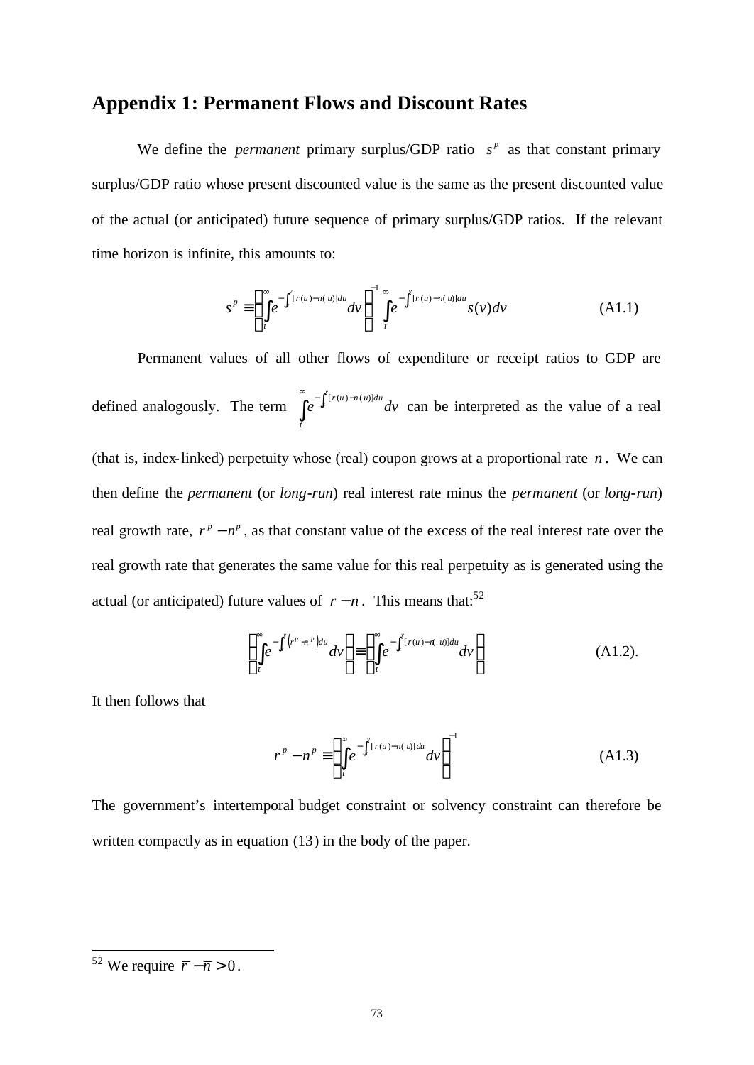## Appendix 1: Permanent Flows and Discount Rates

We define the *permanent* primary surplus/GDP ratio $s^p$ as that constant primary surplus/GDP ratio whose present discounted value is the same as the present discounted value of the actual (or anticipated) future sequence of primary surplus/GDP ratios. If the relevant time horizon is infinite, this amounts to:

$$s^p \equiv \left[ \int_t^\infty e^{-\int_t^v [r(u)-n(u)]du} dv \right]^{-1} \int_t^\infty e^{-\int_t^v [r(u)-n(u)]du} s(v)dv \qquad \text{(A1.1)}$$

Permanent values of all other flows of expenditure or receipt ratios to GDP are defined analogously. The term $\int_t^\infty e^{-\int_t^v [r(u)-n(u)]du} dv$ can be interpreted as the value of a real (that is, index-linked) perpetuity whose (real) coupon grows at a proportional rate $n$. We can then define the *permanent* (or *long-run*) real interest rate minus the *permanent* (or *long-run*) real growth rate, $r^p - n^p$, as that constant value of the excess of the real interest rate over the real growth rate that generates the same value for this real perpetuity as is generated using the actual (or anticipated) future values of $r - n$. This means that:[52]

$$\left[ \int_t^\infty e^{-\int_t^v \left(r^p - n^p\right)du} dv \right] \equiv \left[ \int_t^\infty e^{-\int_t^v [r(u)-n(u)]du} dv \right] \qquad \text{(A1.2).}$$

It then follows that

$$r^p - n^p \equiv \left[ \int_t^\infty e^{-\int_t^v [r(u)-n(u)]du} dv \right]^{-1} \qquad \text{(A1.3)}$$

The government's intertemporal budget constraint or solvency constraint can therefore be written compactly as in equation (13) in the body of the paper.

---

[52] We require $\bar{r} - \bar{n} > 0$.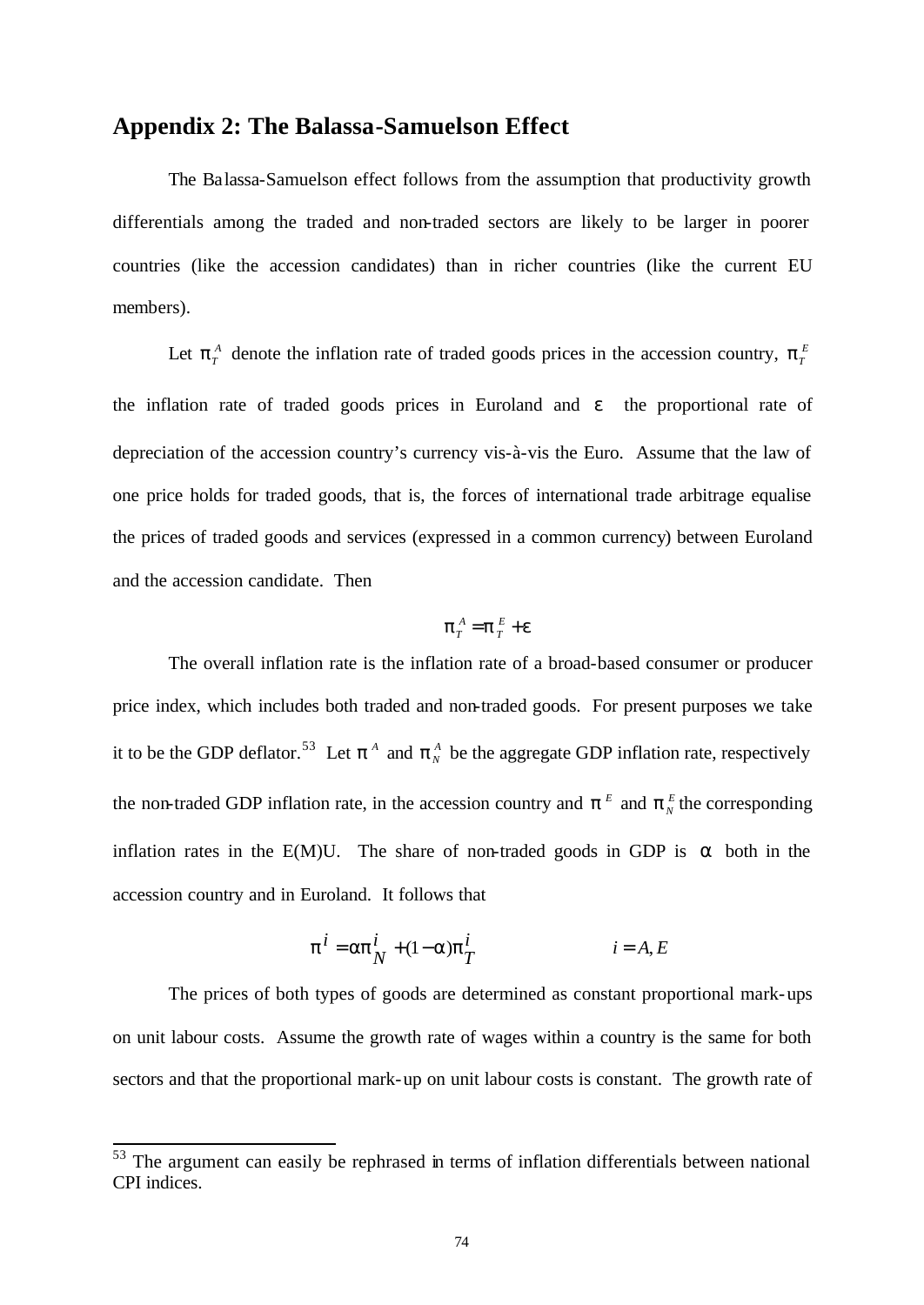## Appendix 2: The Balassa-Samuelson Effect

The Balassa-Samuelson effect follows from the assumption that productivity growth differentials among the traded and non-traded sectors are likely to be larger in poorer countries (like the accession candidates) than in richer countries (like the current EU members).

Let $\pi_T^A$ denote the inflation rate of traded goods prices in the accession country, $\pi_T^E$ the inflation rate of traded goods prices in Euroland and $\varepsilon$ the proportional rate of depreciation of the accession country's currency vis-à-vis the Euro. Assume that the law of one price holds for traded goods, that is, the forces of international trade arbitrage equalise the prices of traded goods and services (expressed in a common currency) between Euroland and the accession candidate. Then

$$\pi_T^A = \pi_T^E + \varepsilon$$

The overall inflation rate is the inflation rate of a broad-based consumer or producer price index, which includes both traded and non-traded goods. For present purposes we take it to be the GDP deflator.[53] Let $\pi^A$ and $\pi_N^A$ be the aggregate GDP inflation rate, respectively the non-traded GDP inflation rate, in the accession country and $\pi^E$ and $\pi_N^E$ the corresponding inflation rates in the E(M)U. The share of non-traded goods in GDP is $\alpha$ both in the accession country and in Euroland. It follows that

$$\pi^i = \alpha\pi_N^i + (1-\alpha)\pi_T^i \qquad\qquad i = A, E$$

The prices of both types of goods are determined as constant proportional mark-ups on unit labour costs. Assume the growth rate of wages within a country is the same for both sectors and that the proportional mark-up on unit labour costs is constant. The growth rate of

[53] The argument can easily be rephrased in terms of inflation differentials between national CPI indices.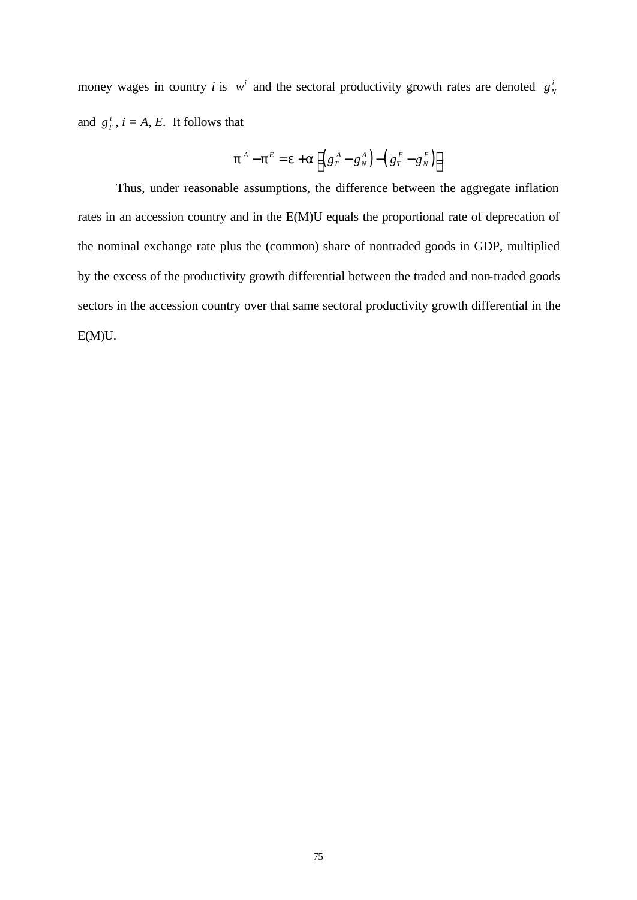money wages in country $i$ is $w^i$ and the sectoral productivity growth rates are denoted $g_N^i$ and $g_T^i$, $i = A, E$. It follows that

$$\pi^A - \pi^E = \varepsilon + \alpha \left[ \left( g_T^A - g_N^A \right) - \left( g_T^E - g_N^E \right) \right]$$

Thus, under reasonable assumptions, the difference between the aggregate inflation rates in an accession country and in the E(M)U equals the proportional rate of deprecation of the nominal exchange rate plus the (common) share of nontraded goods in GDP, multiplied by the excess of the productivity growth differential between the traded and non-traded goods sectors in the accession country over that same sectoral productivity growth differential in the E(M)U.